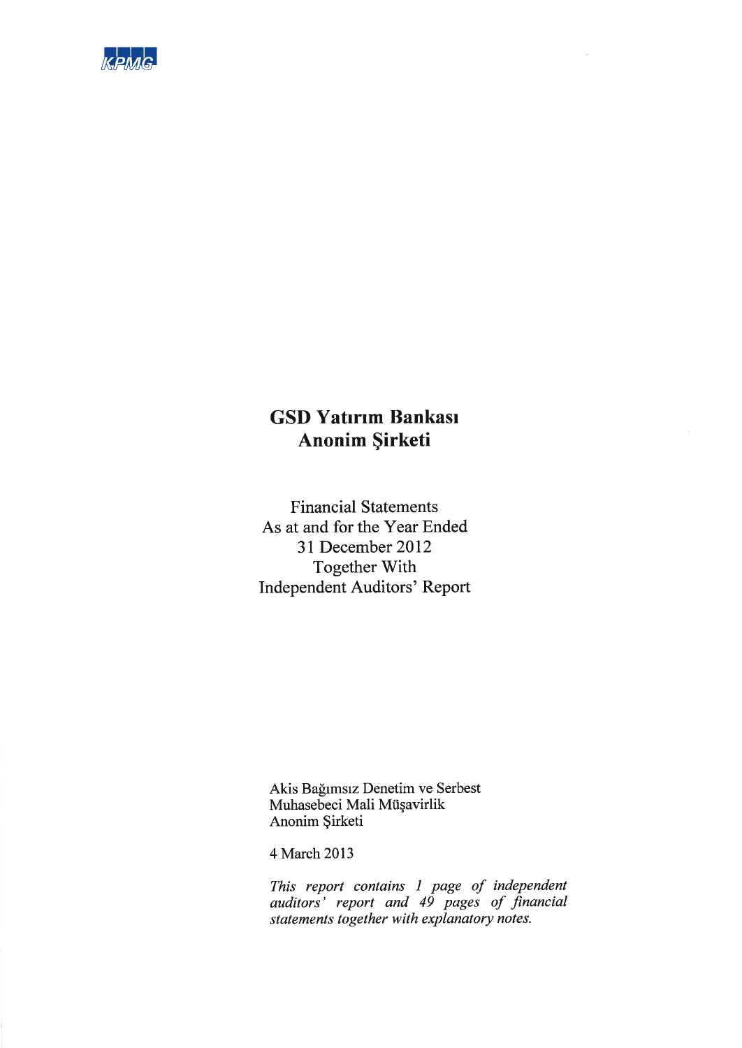KPMG

# GSD Yatırım Bankası Anonim Şirketi

Financial Statements
As at and for the Year Ended
31 December 2012
Together With
Independent Auditors' Report

Akis Bağımsız Denetim ve Serbest
Muhasebeci Mali Müşavirlik
Anonim Şirketi

4 March 2013

*This report contains 1 page of independent auditors' report and 49 pages of financial statements together with explanatory notes.*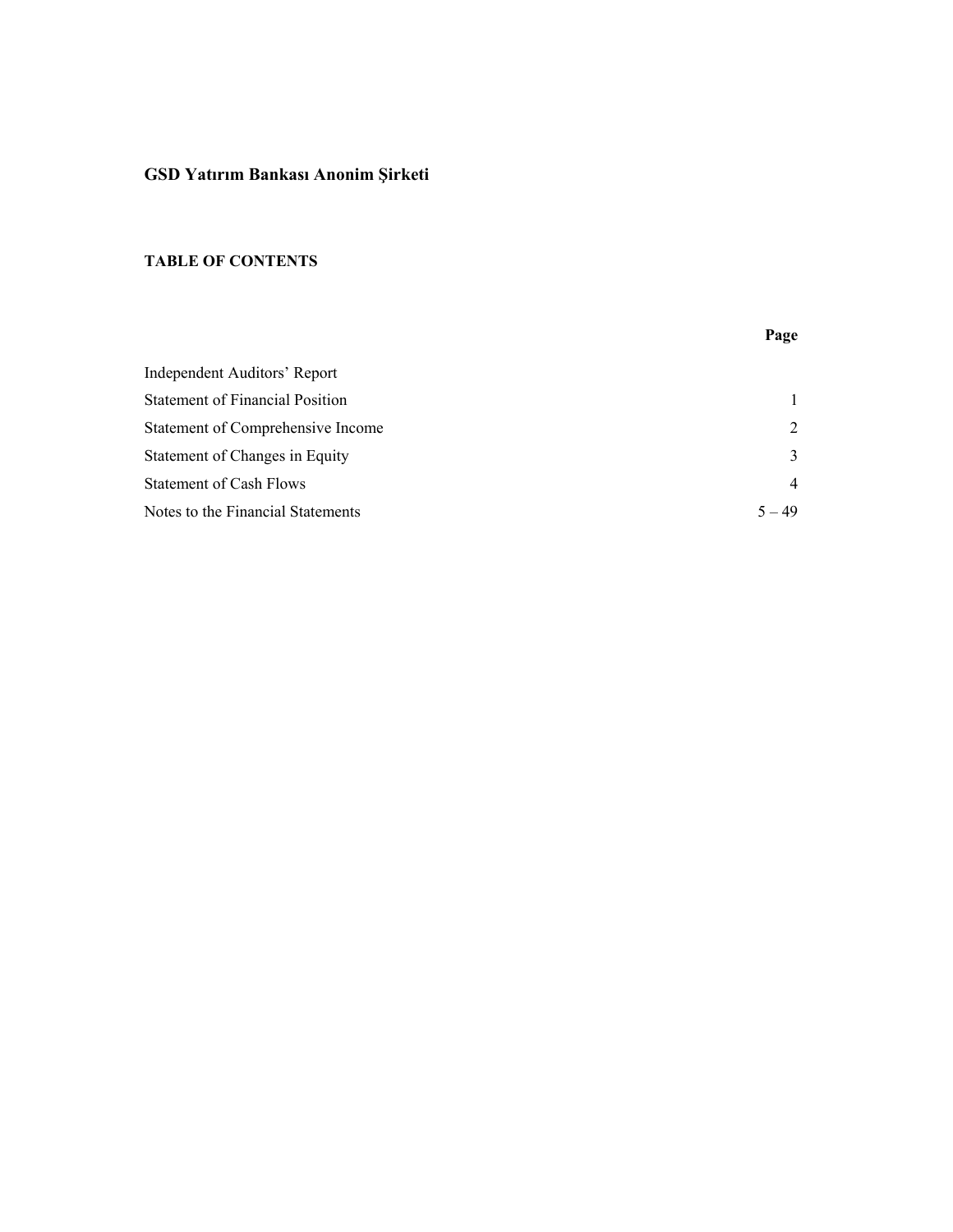**GSD Yatırım Bankası Anonim Şirketi**

**TABLE OF CONTENTS**

| | **Page** |
|---|---|
| Independent Auditors' Report | |
| Statement of Financial Position | 1 |
| Statement of Comprehensive Income | 2 |
| Statement of Changes in Equity | 3 |
| Statement of Cash Flows | 4 |
| Notes to the Financial Statements | 5 – 49 |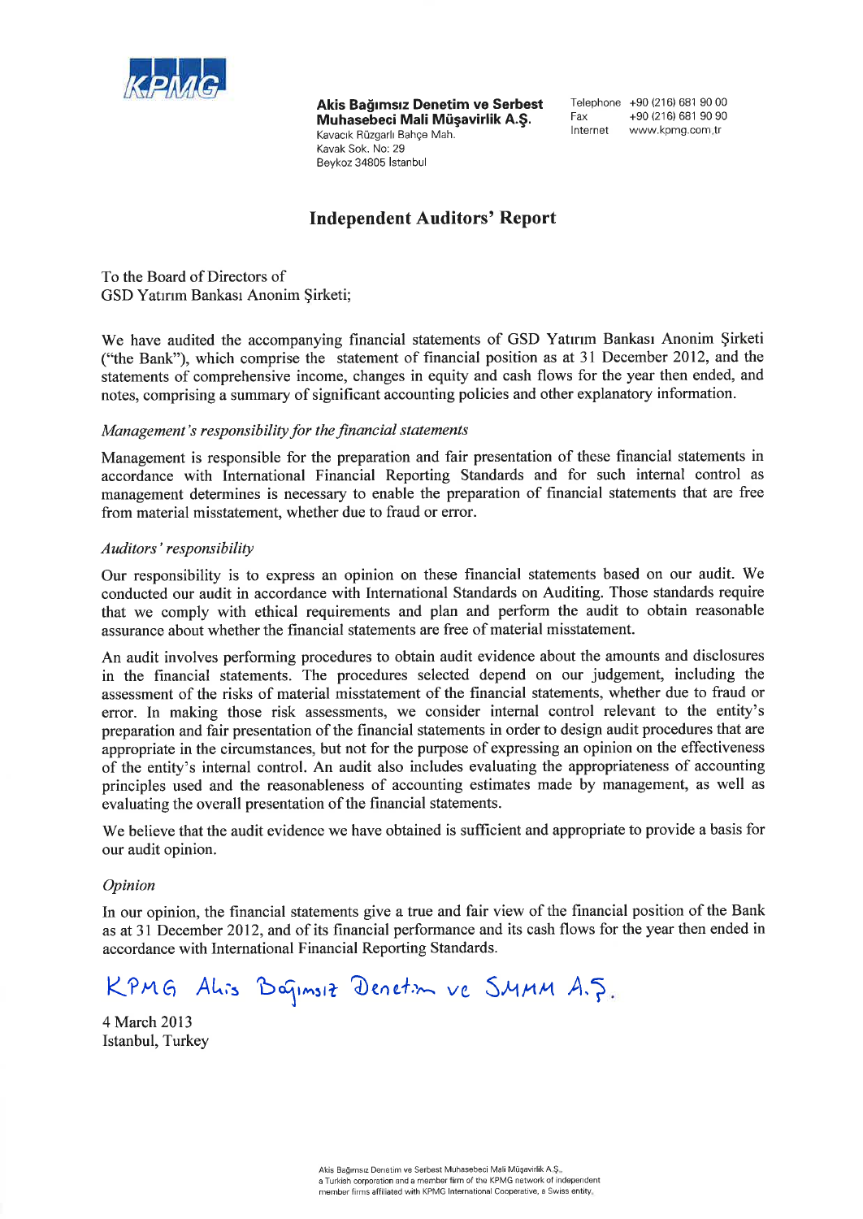**Akis Bağımsız Denetim ve Serbest Muhasebeci Mali Müşavirlik A.Ş.**
Kavacık Rüzgarlı Bahçe Mah.
Kavak Sok. No: 29
Beykoz 34805 İstanbul

Telephone +90 (216) 681 90 00
Fax +90 (216) 681 90 90
Internet www.kpmg.com.tr

## Independent Auditors' Report

To the Board of Directors of
GSD Yatırım Bankası Anonim Şirketi;

We have audited the accompanying financial statements of GSD Yatırım Bankası Anonim Şirketi ("the Bank"), which comprise the statement of financial position as at 31 December 2012, and the statements of comprehensive income, changes in equity and cash flows for the year then ended, and notes, comprising a summary of significant accounting policies and other explanatory information.

*Management's responsibility for the financial statements*

Management is responsible for the preparation and fair presentation of these financial statements in accordance with International Financial Reporting Standards and for such internal control as management determines is necessary to enable the preparation of financial statements that are free from material misstatement, whether due to fraud or error.

*Auditors' responsibility*

Our responsibility is to express an opinion on these financial statements based on our audit. We conducted our audit in accordance with International Standards on Auditing. Those standards require that we comply with ethical requirements and plan and perform the audit to obtain reasonable assurance about whether the financial statements are free of material misstatement.

An audit involves performing procedures to obtain audit evidence about the amounts and disclosures in the financial statements. The procedures selected depend on our judgement, including the assessment of the risks of material misstatement of the financial statements, whether due to fraud or error. In making those risk assessments, we consider internal control relevant to the entity's preparation and fair presentation of the financial statements in order to design audit procedures that are appropriate in the circumstances, but not for the purpose of expressing an opinion on the effectiveness of the entity's internal control. An audit also includes evaluating the appropriateness of accounting principles used and the reasonableness of accounting estimates made by management, as well as evaluating the overall presentation of the financial statements.

We believe that the audit evidence we have obtained is sufficient and appropriate to provide a basis for our audit opinion.

*Opinion*

In our opinion, the financial statements give a true and fair view of the financial position of the Bank as at 31 December 2012, and of its financial performance and its cash flows for the year then ended in accordance with International Financial Reporting Standards.

KPMG Akis Bağımsız Denetim ve SMMM A.Ş.

4 March 2013
Istanbul, Turkey

Akis Bağımsız Denetim ve Serbest Muhasebeci Mali Müşavirlik A.Ş.,
a Turkish corporation and a member firm of the KPMG network of independent member firms affiliated with KPMG International Cooperative, a Swiss entity.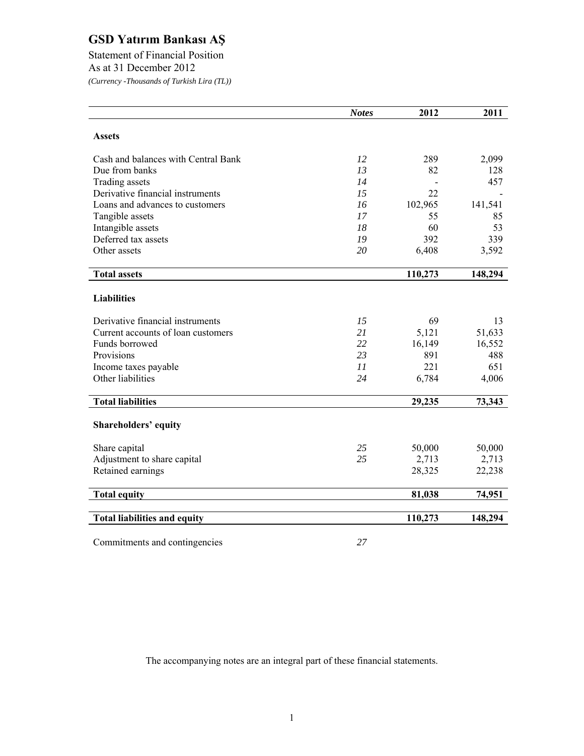# GSD Yatırım Bankası AŞ

Statement of Financial Position
As at 31 December 2012
*(Currency -Thousands of Turkish Lira (TL))*

| | *Notes* | 2012 | 2011 |
|---|---|---|---|
| **Assets** | | | |
| Cash and balances with Central Bank | *12* | 289 | 2,099 |
| Due from banks | *13* | 82 | 128 |
| Trading assets | *14* | - | 457 |
| Derivative financial instruments | *15* | 22 | - |
| Loans and advances to customers | *16* | 102,965 | 141,541 |
| Tangible assets | *17* | 55 | 85 |
| Intangible assets | *18* | 60 | 53 |
| Deferred tax assets | *19* | 392 | 339 |
| Other assets | *20* | 6,408 | 3,592 |
| **Total assets** | | **110,273** | **148,294** |
| **Liabilities** | | | |
| Derivative financial instruments | *15* | 69 | 13 |
| Current accounts of loan customers | *21* | 5,121 | 51,633 |
| Funds borrowed | *22* | 16,149 | 16,552 |
| Provisions | *23* | 891 | 488 |
| Income taxes payable | *11* | 221 | 651 |
| Other liabilities | *24* | 6,784 | 4,006 |
| **Total liabilities** | | **29,235** | **73,343** |
| **Shareholders' equity** | | | |
| Share capital | *25* | 50,000 | 50,000 |
| Adjustment to share capital | *25* | 2,713 | 2,713 |
| Retained earnings | | 28,325 | 22,238 |
| **Total equity** | | **81,038** | **74,951** |
| **Total liabilities and equity** | | **110,273** | **148,294** |
| Commitments and contingencies | *27* | | |

The accompanying notes are an integral part of these financial statements.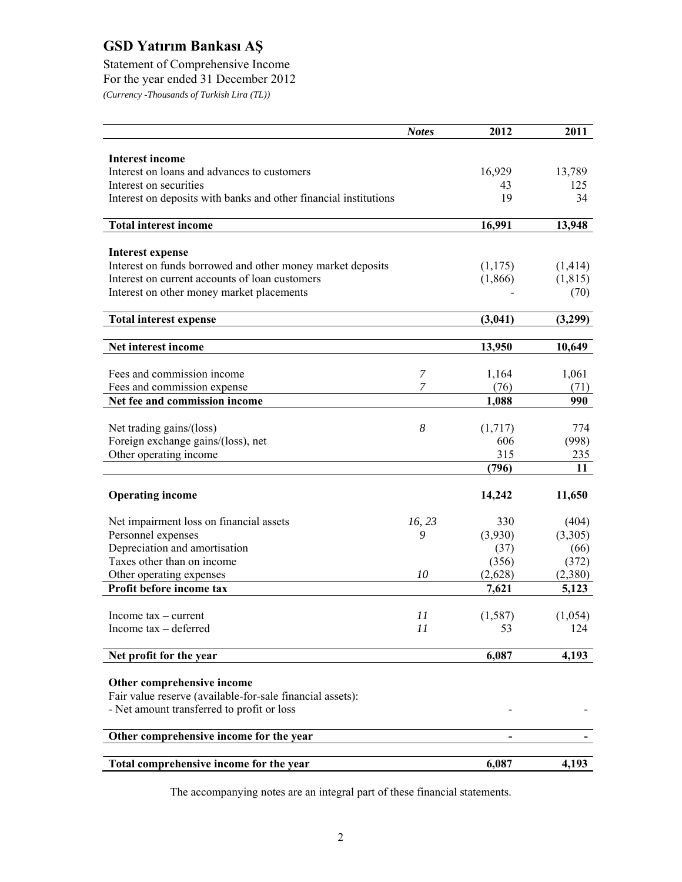# GSD Yatırım Bankası AŞ

Statement of Comprehensive Income
For the year ended 31 December 2012
*(Currency -Thousands of Turkish Lira (TL))*

| | *Notes* | 2012 | 2011 |
|---|---|---|---|
| **Interest income** | | | |
| Interest on loans and advances to customers | | 16,929 | 13,789 |
| Interest on securities | | 43 | 125 |
| Interest on deposits with banks and other financial institutions | | 19 | 34 |
| **Total interest income** | | **16,991** | **13,948** |
| **Interest expense** | | | |
| Interest on funds borrowed and other money market deposits | | (1,175) | (1,414) |
| Interest on current accounts of loan customers | | (1,866) | (1,815) |
| Interest on other money market placements | | - | (70) |
| **Total interest expense** | | **(3,041)** | **(3,299)** |
| **Net interest income** | | **13,950** | **10,649** |
| Fees and commission income | *7* | 1,164 | 1,061 |
| Fees and commission expense | *7* | (76) | (71) |
| **Net fee and commission income** | | **1,088** | **990** |
| Net trading gains/(loss) | *8* | (1,717) | 774 |
| Foreign exchange gains/(loss), net | | 606 | (998) |
| Other operating income | | 315 | 235 |
| | | **(796)** | **11** |
| **Operating income** | | **14,242** | **11,650** |
| Net impairment loss on financial assets | *16, 23* | 330 | (404) |
| Personnel expenses | *9* | (3,930) | (3,305) |
| Depreciation and amortisation | | (37) | (66) |
| Taxes other than on income | | (356) | (372) |
| Other operating expenses | *10* | (2,628) | (2,380) |
| **Profit before income tax** | | **7,621** | **5,123** |
| Income tax – current | *11* | (1,587) | (1,054) |
| Income tax – deferred | *11* | 53 | 124 |
| **Net profit for the year** | | **6,087** | **4,193** |
| **Other comprehensive income** | | | |
| Fair value reserve (available-for-sale financial assets): | | | |
| - Net amount transferred to profit or loss | | - | - |
| **Other comprehensive income for the year** | | **-** | **-** |
| **Total comprehensive income for the year** | | **6,087** | **4,193** |

The accompanying notes are an integral part of these financial statements.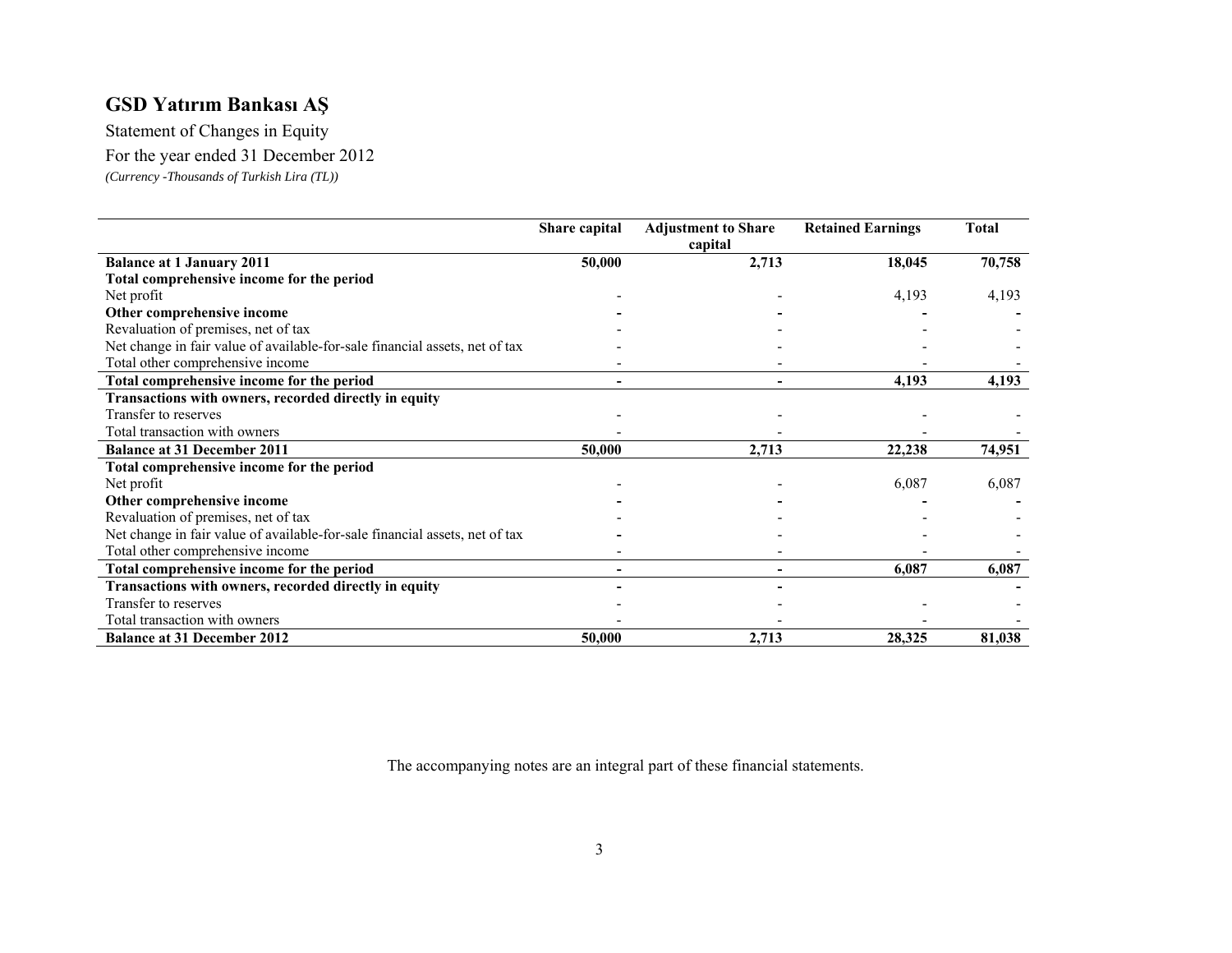# GSD Yatırım Bankası AŞ

Statement of Changes in Equity

For the year ended 31 December 2012

*(Currency -Thousands of Turkish Lira (TL))*

| | Share capital | Adjustment to Share capital | Retained Earnings | Total |
|---|---|---|---|---|
| **Balance at 1 January 2011** | **50,000** | **2,713** | **18,045** | **70,758** |
| **Total comprehensive income for the period** | | | | |
| Net profit | - | - | 4,193 | 4,193 |
| **Other comprehensive income** | **-** | **-** | **-** | **-** |
| Revaluation of premises, net of tax | - | - | - | - |
| Net change in fair value of available-for-sale financial assets, net of tax | - | - | - | - |
| Total other comprehensive income | - | - | - | - |
| **Total comprehensive income for the period** | **-** | **-** | **4,193** | **4,193** |
| **Transactions with owners, recorded directly in equity** | | | | |
| Transfer to reserves | - | - | - | - |
| Total transaction with owners | - | - | - | - |
| **Balance at 31 December 2011** | **50,000** | **2,713** | **22,238** | **74,951** |
| **Total comprehensive income for the period** | | | | |
| Net profit | - | - | 6,087 | 6,087 |
| **Other comprehensive income** | **-** | **-** | **-** | **-** |
| Revaluation of premises, net of tax | - | - | - | - |
| Net change in fair value of available-for-sale financial assets, net of tax | **-** | - | - | - |
| Total other comprehensive income | - | - | - | - |
| **Total comprehensive income for the period** | **-** | **-** | **6,087** | **6,087** |
| **Transactions with owners, recorded directly in equity** | **-** | **-** | | **-** |
| Transfer to reserves | - | - | - | - |
| Total transaction with owners | - | - | - | - |
| **Balance at 31 December 2012** | **50,000** | **2,713** | **28,325** | **81,038** |

The accompanying notes are an integral part of these financial statements.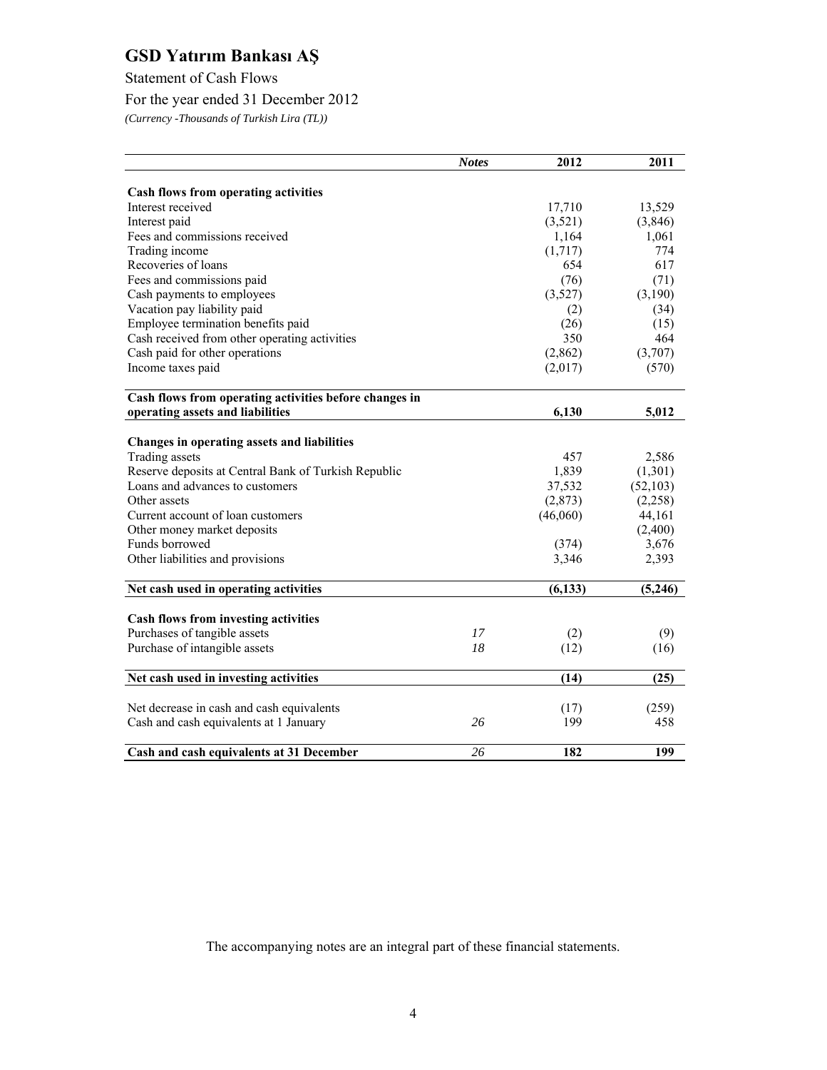# GSD Yatırım Bankası AŞ

Statement of Cash Flows

For the year ended 31 December 2012

*(Currency -Thousands of Turkish Lira (TL))*

| | *Notes* | 2012 | 2011 |
|---|---|---|---|
| **Cash flows from operating activities** | | | |
| Interest received | | 17,710 | 13,529 |
| Interest paid | | (3,521) | (3,846) |
| Fees and commissions received | | 1,164 | 1,061 |
| Trading income | | (1,717) | 774 |
| Recoveries of loans | | 654 | 617 |
| Fees and commissions paid | | (76) | (71) |
| Cash payments to employees | | (3,527) | (3,190) |
| Vacation pay liability paid | | (2) | (34) |
| Employee termination benefits paid | | (26) | (15) |
| Cash received from other operating activities | | 350 | 464 |
| Cash paid for other operations | | (2,862) | (3,707) |
| Income taxes paid | | (2,017) | (570) |
| **Cash flows from operating activities before changes in operating assets and liabilities** | | **6,130** | **5,012** |
| **Changes in operating assets and liabilities** | | | |
| Trading assets | | 457 | 2,586 |
| Reserve deposits at Central Bank of Turkish Republic | | 1,839 | (1,301) |
| Loans and advances to customers | | 37,532 | (52,103) |
| Other assets | | (2,873) | (2,258) |
| Current account of loan customers | | (46,060) | 44,161 |
| Other money market deposits | | | (2,400) |
| Funds borrowed | | (374) | 3,676 |
| Other liabilities and provisions | | 3,346 | 2,393 |
| **Net cash used in operating activities** | | **(6,133)** | **(5,246)** |
| **Cash flows from investing activities** | | | |
| Purchases of tangible assets | *17* | (2) | (9) |
| Purchase of intangible assets | *18* | (12) | (16) |
| **Net cash used in investing activities** | | **(14)** | **(25)** |
| Net decrease in cash and cash equivalents | | (17) | (259) |
| Cash and cash equivalents at 1 January | *26* | 199 | 458 |
| **Cash and cash equivalents at 31 December** | *26* | **182** | **199** |

The accompanying notes are an integral part of these financial statements.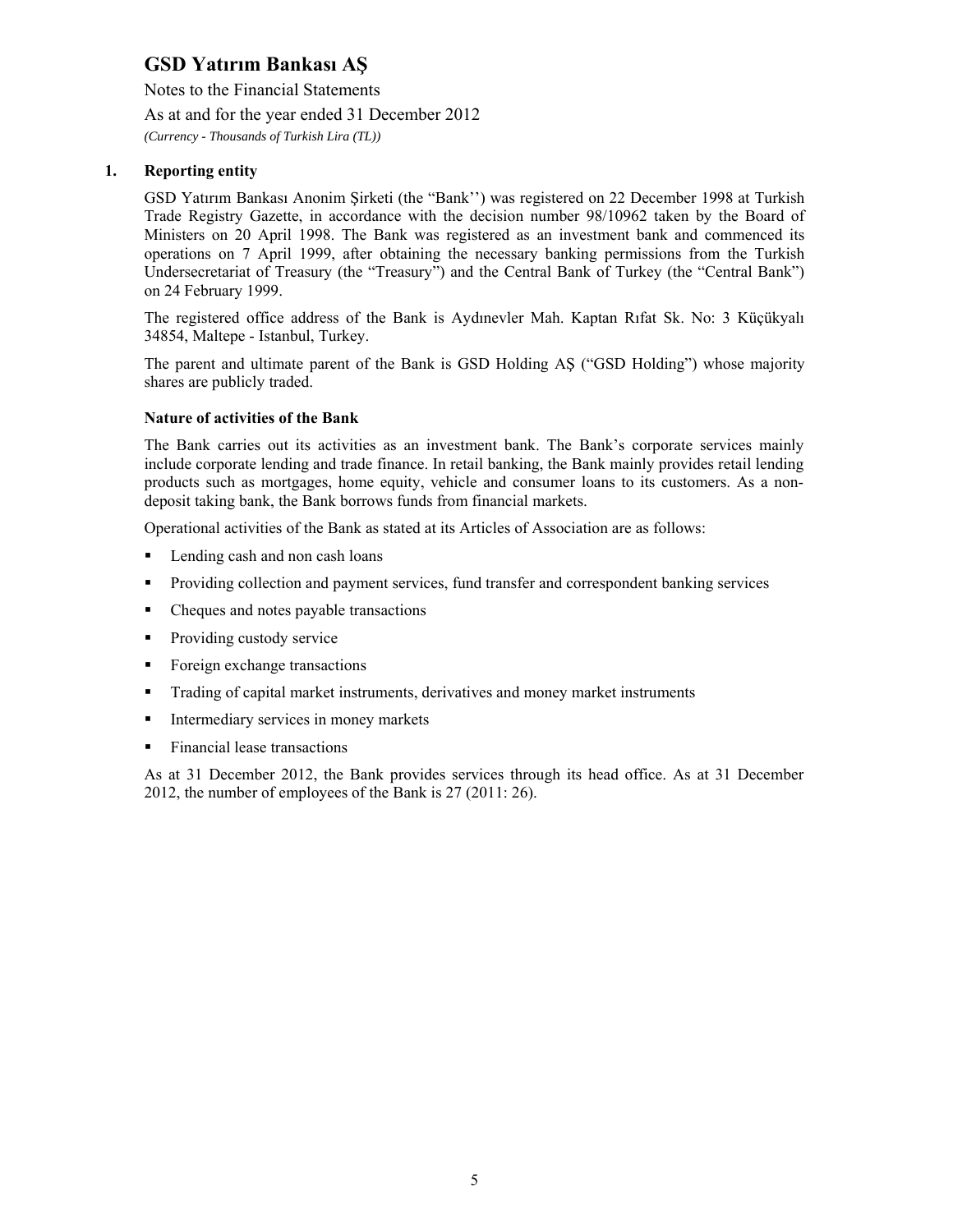# GSD Yatırım Bankası AŞ

Notes to the Financial Statements

As at and for the year ended 31 December 2012

*(Currency - Thousands of Turkish Lira (TL))*

## 1. Reporting entity

GSD Yatırım Bankası Anonim Şirketi (the "Bank'') was registered on 22 December 1998 at Turkish Trade Registry Gazette, in accordance with the decision number 98/10962 taken by the Board of Ministers on 20 April 1998. The Bank was registered as an investment bank and commenced its operations on 7 April 1999, after obtaining the necessary banking permissions from the Turkish Undersecretariat of Treasury (the "Treasury") and the Central Bank of Turkey (the "Central Bank") on 24 February 1999.

The registered office address of the Bank is Aydınevler Mah. Kaptan Rıfat Sk. No: 3 Küçükyalı 34854, Maltepe - Istanbul, Turkey.

The parent and ultimate parent of the Bank is GSD Holding AŞ ("GSD Holding") whose majority shares are publicly traded.

### Nature of activities of the Bank

The Bank carries out its activities as an investment bank. The Bank's corporate services mainly include corporate lending and trade finance. In retail banking, the Bank mainly provides retail lending products such as mortgages, home equity, vehicle and consumer loans to its customers. As a non-deposit taking bank, the Bank borrows funds from financial markets.

Operational activities of the Bank as stated at its Articles of Association are as follows:

- Lending cash and non cash loans
- Providing collection and payment services, fund transfer and correspondent banking services
- Cheques and notes payable transactions
- Providing custody service
- Foreign exchange transactions
- Trading of capital market instruments, derivatives and money market instruments
- Intermediary services in money markets
- Financial lease transactions

As at 31 December 2012, the Bank provides services through its head office. As at 31 December 2012, the number of employees of the Bank is 27 (2011: 26).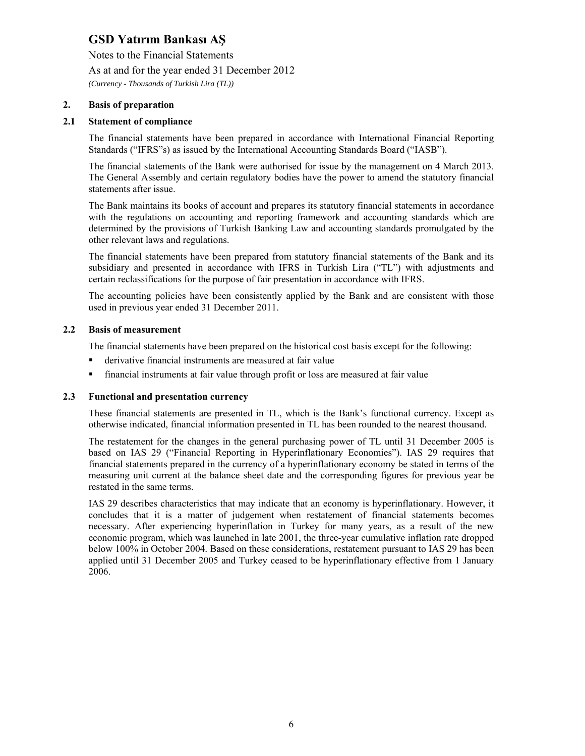## 2. Basis of preparation

### 2.1 Statement of compliance

The financial statements have been prepared in accordance with International Financial Reporting Standards ("IFRS"s) as issued by the International Accounting Standards Board ("IASB").

The financial statements of the Bank were authorised for issue by the management on 4 March 2013. The General Assembly and certain regulatory bodies have the power to amend the statutory financial statements after issue.

The Bank maintains its books of account and prepares its statutory financial statements in accordance with the regulations on accounting and reporting framework and accounting standards which are determined by the provisions of Turkish Banking Law and accounting standards promulgated by the other relevant laws and regulations.

The financial statements have been prepared from statutory financial statements of the Bank and its subsidiary and presented in accordance with IFRS in Turkish Lira ("TL") with adjustments and certain reclassifications for the purpose of fair presentation in accordance with IFRS.

The accounting policies have been consistently applied by the Bank and are consistent with those used in previous year ended 31 December 2011.

### 2.2 Basis of measurement

The financial statements have been prepared on the historical cost basis except for the following:

- derivative financial instruments are measured at fair value
- financial instruments at fair value through profit or loss are measured at fair value

### 2.3 Functional and presentation currency

These financial statements are presented in TL, which is the Bank's functional currency. Except as otherwise indicated, financial information presented in TL has been rounded to the nearest thousand.

The restatement for the changes in the general purchasing power of TL until 31 December 2005 is based on IAS 29 ("Financial Reporting in Hyperinflationary Economies"). IAS 29 requires that financial statements prepared in the currency of a hyperinflationary economy be stated in terms of the measuring unit current at the balance sheet date and the corresponding figures for previous year be restated in the same terms.

IAS 29 describes characteristics that may indicate that an economy is hyperinflationary. However, it concludes that it is a matter of judgement when restatement of financial statements becomes necessary. After experiencing hyperinflation in Turkey for many years, as a result of the new economic program, which was launched in late 2001, the three-year cumulative inflation rate dropped below 100% in October 2004. Based on these considerations, restatement pursuant to IAS 29 has been applied until 31 December 2005 and Turkey ceased to be hyperinflationary effective from 1 January 2006.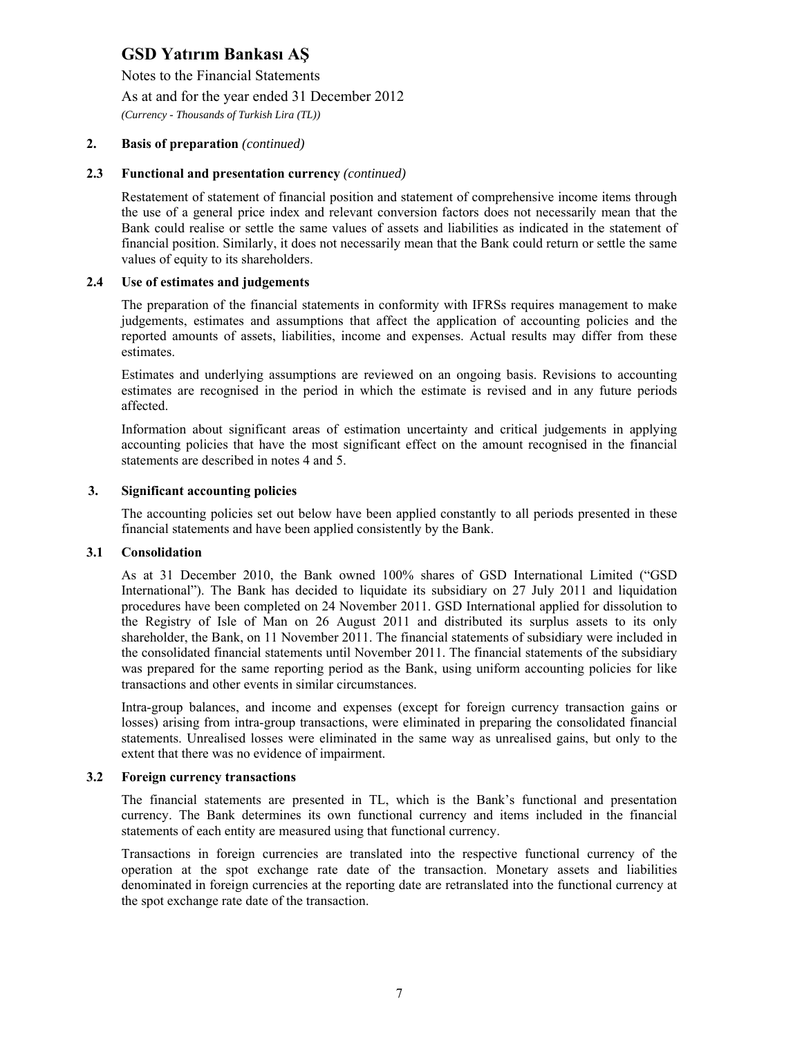## 2. Basis of preparation *(continued)*

### 2.3 Functional and presentation currency *(continued)*

Restatement of statement of financial position and statement of comprehensive income items through the use of a general price index and relevant conversion factors does not necessarily mean that the Bank could realise or settle the same values of assets and liabilities as indicated in the statement of financial position. Similarly, it does not necessarily mean that the Bank could return or settle the same values of equity to its shareholders.

### 2.4 Use of estimates and judgements

The preparation of the financial statements in conformity with IFRSs requires management to make judgements, estimates and assumptions that affect the application of accounting policies and the reported amounts of assets, liabilities, income and expenses. Actual results may differ from these estimates.

Estimates and underlying assumptions are reviewed on an ongoing basis. Revisions to accounting estimates are recognised in the period in which the estimate is revised and in any future periods affected.

Information about significant areas of estimation uncertainty and critical judgements in applying accounting policies that have the most significant effect on the amount recognised in the financial statements are described in notes 4 and 5.

## 3. Significant accounting policies

The accounting policies set out below have been applied constantly to all periods presented in these financial statements and have been applied consistently by the Bank.

### 3.1 Consolidation

As at 31 December 2010, the Bank owned 100% shares of GSD International Limited ("GSD International"). The Bank has decided to liquidate its subsidiary on 27 July 2011 and liquidation procedures have been completed on 24 November 2011. GSD International applied for dissolution to the Registry of Isle of Man on 26 August 2011 and distributed its surplus assets to its only shareholder, the Bank, on 11 November 2011. The financial statements of subsidiary were included in the consolidated financial statements until November 2011. The financial statements of the subsidiary was prepared for the same reporting period as the Bank, using uniform accounting policies for like transactions and other events in similar circumstances.

Intra-group balances, and income and expenses (except for foreign currency transaction gains or losses) arising from intra-group transactions, were eliminated in preparing the consolidated financial statements. Unrealised losses were eliminated in the same way as unrealised gains, but only to the extent that there was no evidence of impairment.

### 3.2 Foreign currency transactions

The financial statements are presented in TL, which is the Bank's functional and presentation currency. The Bank determines its own functional currency and items included in the financial statements of each entity are measured using that functional currency.

Transactions in foreign currencies are translated into the respective functional currency of the operation at the spot exchange rate date of the transaction. Monetary assets and liabilities denominated in foreign currencies at the reporting date are retranslated into the functional currency at the spot exchange rate date of the transaction.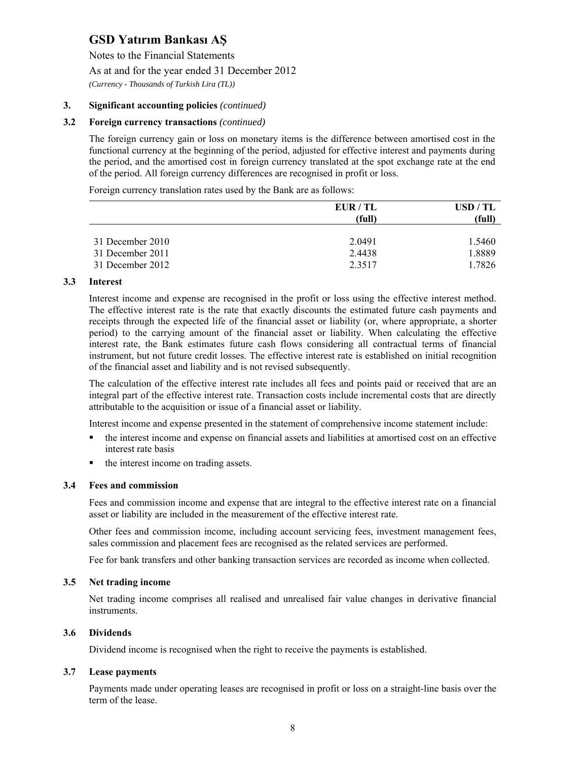### 3. Significant accounting policies *(continued)*

#### 3.2 Foreign currency transactions *(continued)*

The foreign currency gain or loss on monetary items is the difference between amortised cost in the functional currency at the beginning of the period, adjusted for effective interest and payments during the period, and the amortised cost in foreign currency translated at the spot exchange rate at the end of the period. All foreign currency differences are recognised in profit or loss.

Foreign currency translation rates used by the Bank are as follows:

| | EUR / TL (full) | USD / TL (full) |
|---|---|---|
| 31 December 2010 | 2.0491 | 1.5460 |
| 31 December 2011 | 2.4438 | 1.8889 |
| 31 December 2012 | 2.3517 | 1.7826 |

#### 3.3 Interest

Interest income and expense are recognised in the profit or loss using the effective interest method. The effective interest rate is the rate that exactly discounts the estimated future cash payments and receipts through the expected life of the financial asset or liability (or, where appropriate, a shorter period) to the carrying amount of the financial asset or liability. When calculating the effective interest rate, the Bank estimates future cash flows considering all contractual terms of financial instrument, but not future credit losses. The effective interest rate is established on initial recognition of the financial asset and liability and is not revised subsequently.

The calculation of the effective interest rate includes all fees and points paid or received that are an integral part of the effective interest rate. Transaction costs include incremental costs that are directly attributable to the acquisition or issue of a financial asset or liability.

Interest income and expense presented in the statement of comprehensive income statement include:

- the interest income and expense on financial assets and liabilities at amortised cost on an effective interest rate basis
- the interest income on trading assets.

#### 3.4 Fees and commission

Fees and commission income and expense that are integral to the effective interest rate on a financial asset or liability are included in the measurement of the effective interest rate.

Other fees and commission income, including account servicing fees, investment management fees, sales commission and placement fees are recognised as the related services are performed.

Fee for bank transfers and other banking transaction services are recorded as income when collected.

#### 3.5 Net trading income

Net trading income comprises all realised and unrealised fair value changes in derivative financial instruments.

#### 3.6 Dividends

Dividend income is recognised when the right to receive the payments is established.

#### 3.7 Lease payments

Payments made under operating leases are recognised in profit or loss on a straight-line basis over the term of the lease.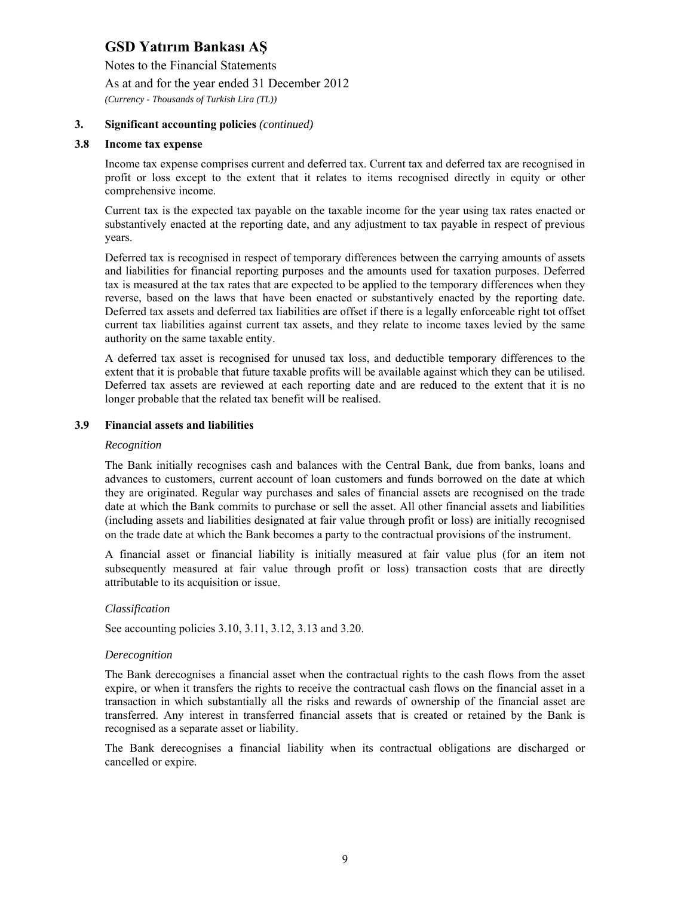### 3. Significant accounting policies *(continued)*

### 3.8 Income tax expense

Income tax expense comprises current and deferred tax. Current tax and deferred tax are recognised in profit or loss except to the extent that it relates to items recognised directly in equity or other comprehensive income.

Current tax is the expected tax payable on the taxable income for the year using tax rates enacted or substantively enacted at the reporting date, and any adjustment to tax payable in respect of previous years.

Deferred tax is recognised in respect of temporary differences between the carrying amounts of assets and liabilities for financial reporting purposes and the amounts used for taxation purposes. Deferred tax is measured at the tax rates that are expected to be applied to the temporary differences when they reverse, based on the laws that have been enacted or substantively enacted by the reporting date. Deferred tax assets and deferred tax liabilities are offset if there is a legally enforceable right tot offset current tax liabilities against current tax assets, and they relate to income taxes levied by the same authority on the same taxable entity.

A deferred tax asset is recognised for unused tax loss, and deductible temporary differences to the extent that it is probable that future taxable profits will be available against which they can be utilised. Deferred tax assets are reviewed at each reporting date and are reduced to the extent that it is no longer probable that the related tax benefit will be realised.

### 3.9 Financial assets and liabilities

*Recognition*

The Bank initially recognises cash and balances with the Central Bank, due from banks, loans and advances to customers, current account of loan customers and funds borrowed on the date at which they are originated. Regular way purchases and sales of financial assets are recognised on the trade date at which the Bank commits to purchase or sell the asset. All other financial assets and liabilities (including assets and liabilities designated at fair value through profit or loss) are initially recognised on the trade date at which the Bank becomes a party to the contractual provisions of the instrument.

A financial asset or financial liability is initially measured at fair value plus (for an item not subsequently measured at fair value through profit or loss) transaction costs that are directly attributable to its acquisition or issue.

*Classification*

See accounting policies 3.10, 3.11, 3.12, 3.13 and 3.20.

*Derecognition*

The Bank derecognises a financial asset when the contractual rights to the cash flows from the asset expire, or when it transfers the rights to receive the contractual cash flows on the financial asset in a transaction in which substantially all the risks and rewards of ownership of the financial asset are transferred. Any interest in transferred financial assets that is created or retained by the Bank is recognised as a separate asset or liability.

The Bank derecognises a financial liability when its contractual obligations are discharged or cancelled or expire.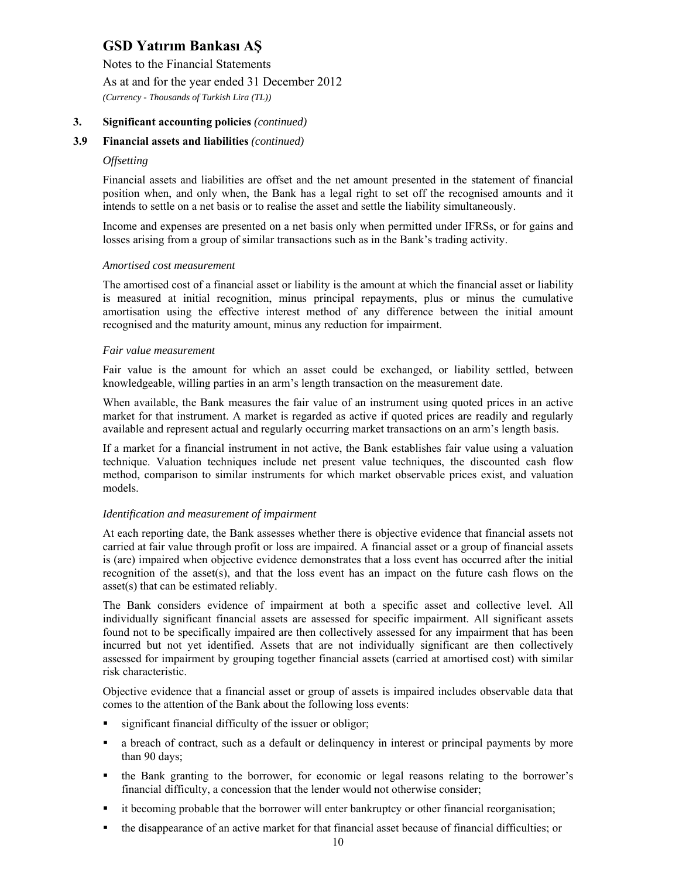### 3. Significant accounting policies *(continued)*

### 3.9 Financial assets and liabilities *(continued)*

*Offsetting*

Financial assets and liabilities are offset and the net amount presented in the statement of financial position when, and only when, the Bank has a legal right to set off the recognised amounts and it intends to settle on a net basis or to realise the asset and settle the liability simultaneously.

Income and expenses are presented on a net basis only when permitted under IFRSs, or for gains and losses arising from a group of similar transactions such as in the Bank's trading activity.

*Amortised cost measurement*

The amortised cost of a financial asset or liability is the amount at which the financial asset or liability is measured at initial recognition, minus principal repayments, plus or minus the cumulative amortisation using the effective interest method of any difference between the initial amount recognised and the maturity amount, minus any reduction for impairment.

*Fair value measurement*

Fair value is the amount for which an asset could be exchanged, or liability settled, between knowledgeable, willing parties in an arm's length transaction on the measurement date.

When available, the Bank measures the fair value of an instrument using quoted prices in an active market for that instrument. A market is regarded as active if quoted prices are readily and regularly available and represent actual and regularly occurring market transactions on an arm's length basis.

If a market for a financial instrument in not active, the Bank establishes fair value using a valuation technique. Valuation techniques include net present value techniques, the discounted cash flow method, comparison to similar instruments for which market observable prices exist, and valuation models.

*Identification and measurement of impairment*

At each reporting date, the Bank assesses whether there is objective evidence that financial assets not carried at fair value through profit or loss are impaired. A financial asset or a group of financial assets is (are) impaired when objective evidence demonstrates that a loss event has occurred after the initial recognition of the asset(s), and that the loss event has an impact on the future cash flows on the asset(s) that can be estimated reliably.

The Bank considers evidence of impairment at both a specific asset and collective level. All individually significant financial assets are assessed for specific impairment. All significant assets found not to be specifically impaired are then collectively assessed for any impairment that has been incurred but not yet identified. Assets that are not individually significant are then collectively assessed for impairment by grouping together financial assets (carried at amortised cost) with similar risk characteristic.

Objective evidence that a financial asset or group of assets is impaired includes observable data that comes to the attention of the Bank about the following loss events:

- significant financial difficulty of the issuer or obligor;
- a breach of contract, such as a default or delinquency in interest or principal payments by more than 90 days;
- the Bank granting to the borrower, for economic or legal reasons relating to the borrower's financial difficulty, a concession that the lender would not otherwise consider;
- it becoming probable that the borrower will enter bankruptcy or other financial reorganisation;
- the disappearance of an active market for that financial asset because of financial difficulties; or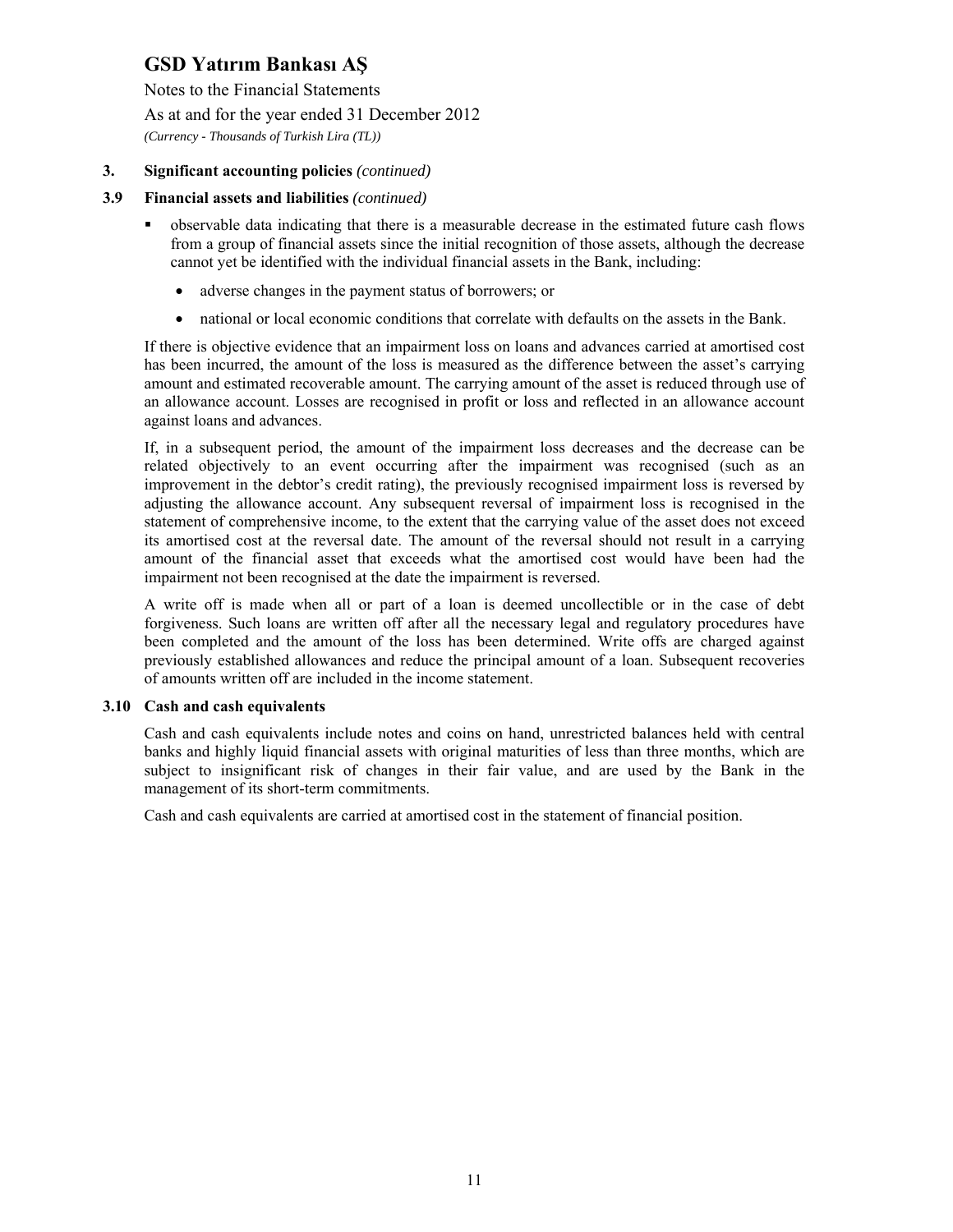## 3. Significant accounting policies *(continued)*

### 3.9 Financial assets and liabilities *(continued)*

- observable data indicating that there is a measurable decrease in the estimated future cash flows from a group of financial assets since the initial recognition of those assets, although the decrease cannot yet be identified with the individual financial assets in the Bank, including:
    - adverse changes in the payment status of borrowers; or
    - national or local economic conditions that correlate with defaults on the assets in the Bank.

If there is objective evidence that an impairment loss on loans and advances carried at amortised cost has been incurred, the amount of the loss is measured as the difference between the asset's carrying amount and estimated recoverable amount. The carrying amount of the asset is reduced through use of an allowance account. Losses are recognised in profit or loss and reflected in an allowance account against loans and advances.

If, in a subsequent period, the amount of the impairment loss decreases and the decrease can be related objectively to an event occurring after the impairment was recognised (such as an improvement in the debtor's credit rating), the previously recognised impairment loss is reversed by adjusting the allowance account. Any subsequent reversal of impairment loss is recognised in the statement of comprehensive income, to the extent that the carrying value of the asset does not exceed its amortised cost at the reversal date. The amount of the reversal should not result in a carrying amount of the financial asset that exceeds what the amortised cost would have been had the impairment not been recognised at the date the impairment is reversed.

A write off is made when all or part of a loan is deemed uncollectible or in the case of debt forgiveness. Such loans are written off after all the necessary legal and regulatory procedures have been completed and the amount of the loss has been determined. Write offs are charged against previously established allowances and reduce the principal amount of a loan. Subsequent recoveries of amounts written off are included in the income statement.

### 3.10 Cash and cash equivalents

Cash and cash equivalents include notes and coins on hand, unrestricted balances held with central banks and highly liquid financial assets with original maturities of less than three months, which are subject to insignificant risk of changes in their fair value, and are used by the Bank in the management of its short-term commitments.

Cash and cash equivalents are carried at amortised cost in the statement of financial position.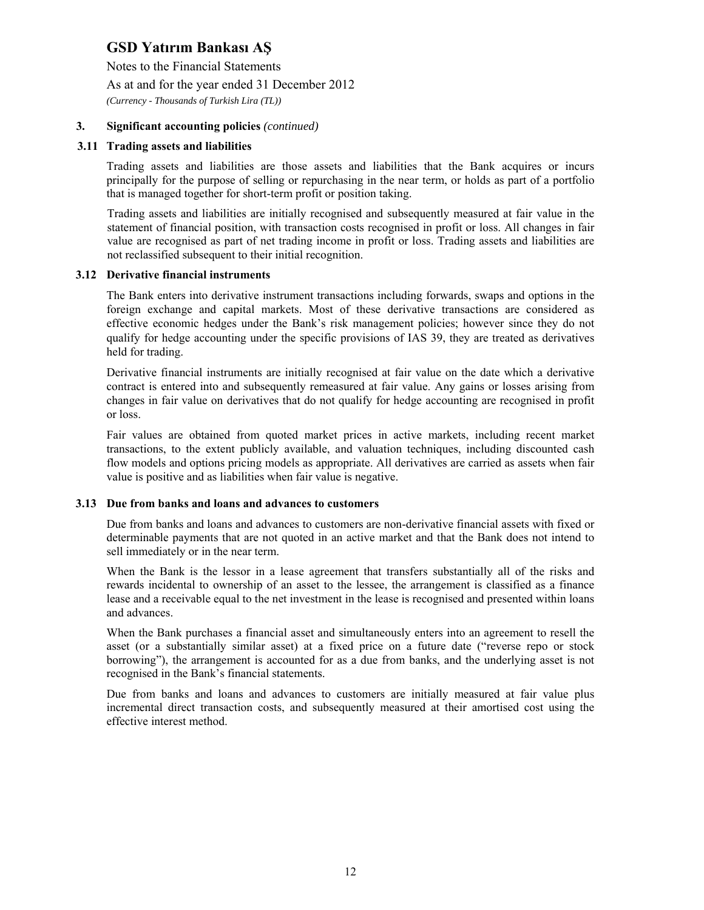### 3. Significant accounting policies *(continued)*

### 3.11 Trading assets and liabilities

Trading assets and liabilities are those assets and liabilities that the Bank acquires or incurs principally for the purpose of selling or repurchasing in the near term, or holds as part of a portfolio that is managed together for short-term profit or position taking.

Trading assets and liabilities are initially recognised and subsequently measured at fair value in the statement of financial position, with transaction costs recognised in profit or loss. All changes in fair value are recognised as part of net trading income in profit or loss. Trading assets and liabilities are not reclassified subsequent to their initial recognition.

### 3.12 Derivative financial instruments

The Bank enters into derivative instrument transactions including forwards, swaps and options in the foreign exchange and capital markets. Most of these derivative transactions are considered as effective economic hedges under the Bank's risk management policies; however since they do not qualify for hedge accounting under the specific provisions of IAS 39, they are treated as derivatives held for trading.

Derivative financial instruments are initially recognised at fair value on the date which a derivative contract is entered into and subsequently remeasured at fair value. Any gains or losses arising from changes in fair value on derivatives that do not qualify for hedge accounting are recognised in profit or loss.

Fair values are obtained from quoted market prices in active markets, including recent market transactions, to the extent publicly available, and valuation techniques, including discounted cash flow models and options pricing models as appropriate. All derivatives are carried as assets when fair value is positive and as liabilities when fair value is negative.

### 3.13 Due from banks and loans and advances to customers

Due from banks and loans and advances to customers are non-derivative financial assets with fixed or determinable payments that are not quoted in an active market and that the Bank does not intend to sell immediately or in the near term.

When the Bank is the lessor in a lease agreement that transfers substantially all of the risks and rewards incidental to ownership of an asset to the lessee, the arrangement is classified as a finance lease and a receivable equal to the net investment in the lease is recognised and presented within loans and advances.

When the Bank purchases a financial asset and simultaneously enters into an agreement to resell the asset (or a substantially similar asset) at a fixed price on a future date ("reverse repo or stock borrowing"), the arrangement is accounted for as a due from banks, and the underlying asset is not recognised in the Bank's financial statements.

Due from banks and loans and advances to customers are initially measured at fair value plus incremental direct transaction costs, and subsequently measured at their amortised cost using the effective interest method.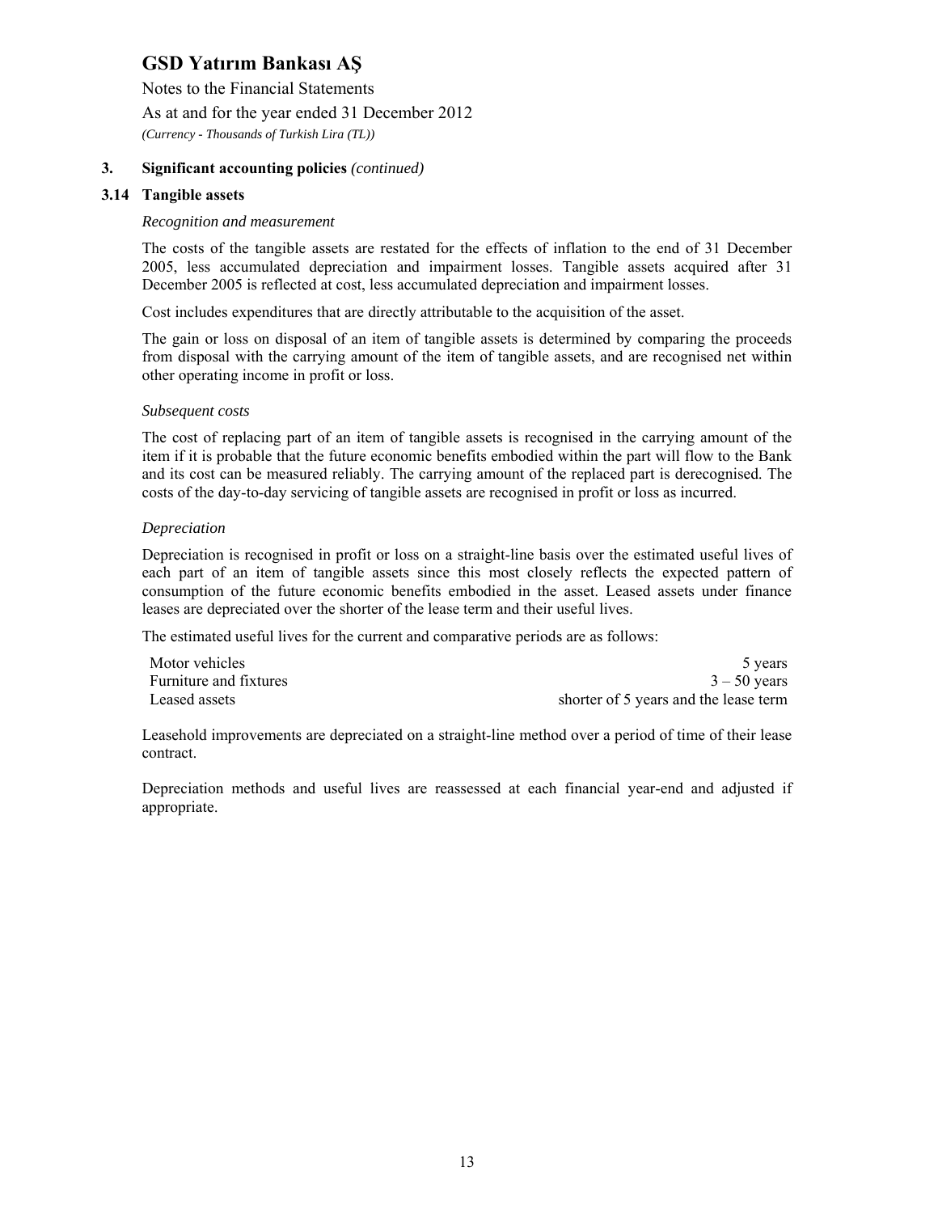### 3. Significant accounting policies *(continued)*

### 3.14 Tangible assets

*Recognition and measurement*

The costs of the tangible assets are restated for the effects of inflation to the end of 31 December 2005, less accumulated depreciation and impairment losses. Tangible assets acquired after 31 December 2005 is reflected at cost, less accumulated depreciation and impairment losses.

Cost includes expenditures that are directly attributable to the acquisition of the asset.

The gain or loss on disposal of an item of tangible assets is determined by comparing the proceeds from disposal with the carrying amount of the item of tangible assets, and are recognised net within other operating income in profit or loss.

*Subsequent costs*

The cost of replacing part of an item of tangible assets is recognised in the carrying amount of the item if it is probable that the future economic benefits embodied within the part will flow to the Bank and its cost can be measured reliably. The carrying amount of the replaced part is derecognised. The costs of the day-to-day servicing of tangible assets are recognised in profit or loss as incurred.

*Depreciation*

Depreciation is recognised in profit or loss on a straight-line basis over the estimated useful lives of each part of an item of tangible assets since this most closely reflects the expected pattern of consumption of the future economic benefits embodied in the asset. Leased assets under finance leases are depreciated over the shorter of the lease term and their useful lives.

The estimated useful lives for the current and comparative periods are as follows:

| | |
|---|---|
| Motor vehicles | 5 years |
| Furniture and fixtures | 3 – 50 years |
| Leased assets | shorter of 5 years and the lease term |

Leasehold improvements are depreciated on a straight-line method over a period of time of their lease contract.

Depreciation methods and useful lives are reassessed at each financial year-end and adjusted if appropriate.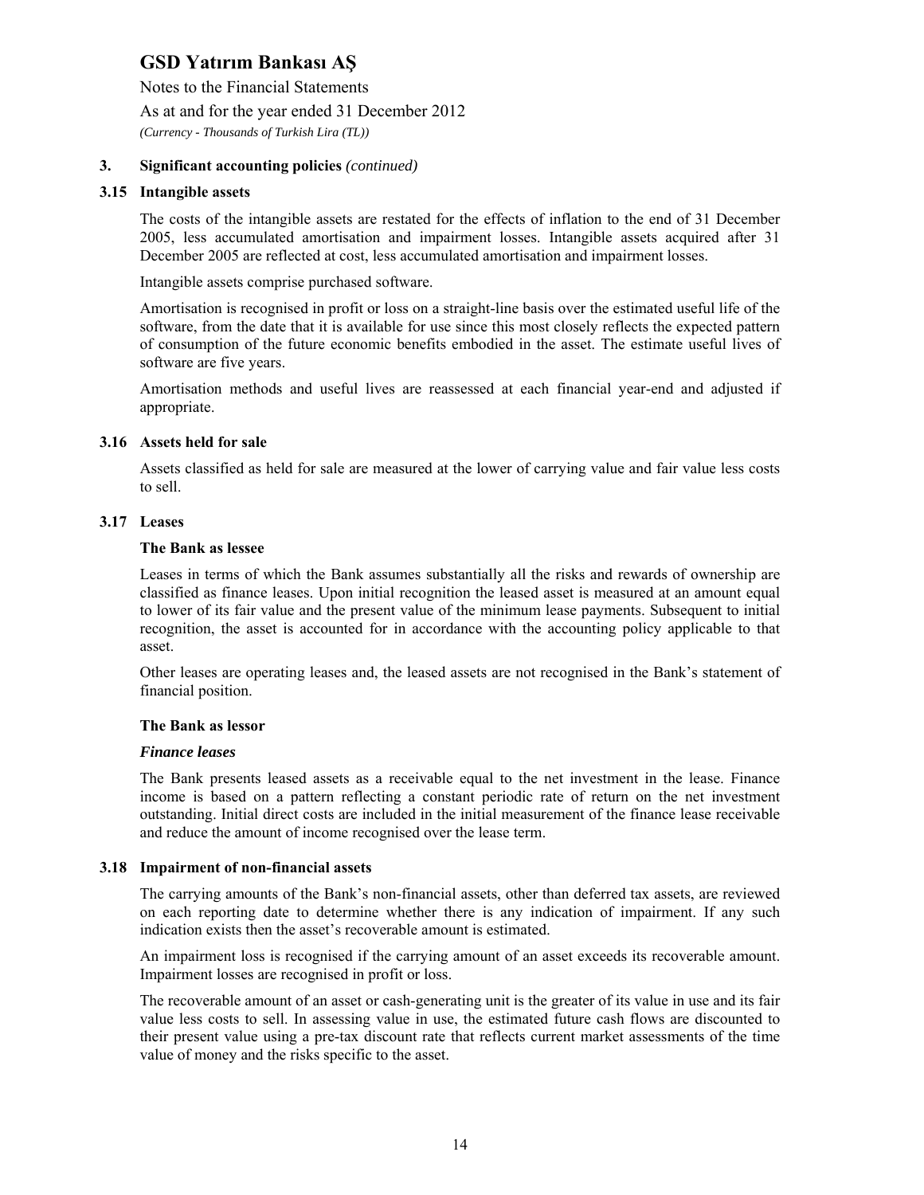## 3. Significant accounting policies *(continued)*

### 3.15 Intangible assets

The costs of the intangible assets are restated for the effects of inflation to the end of 31 December 2005, less accumulated amortisation and impairment losses. Intangible assets acquired after 31 December 2005 are reflected at cost, less accumulated amortisation and impairment losses.

Intangible assets comprise purchased software.

Amortisation is recognised in profit or loss on a straight-line basis over the estimated useful life of the software, from the date that it is available for use since this most closely reflects the expected pattern of consumption of the future economic benefits embodied in the asset. The estimate useful lives of software are five years.

Amortisation methods and useful lives are reassessed at each financial year-end and adjusted if appropriate.

### 3.16 Assets held for sale

Assets classified as held for sale are measured at the lower of carrying value and fair value less costs to sell.

### 3.17 Leases

**The Bank as lessee**

Leases in terms of which the Bank assumes substantially all the risks and rewards of ownership are classified as finance leases. Upon initial recognition the leased asset is measured at an amount equal to lower of its fair value and the present value of the minimum lease payments. Subsequent to initial recognition, the asset is accounted for in accordance with the accounting policy applicable to that asset.

Other leases are operating leases and, the leased assets are not recognised in the Bank's statement of financial position.

**The Bank as lessor**

***Finance leases***

The Bank presents leased assets as a receivable equal to the net investment in the lease. Finance income is based on a pattern reflecting a constant periodic rate of return on the net investment outstanding. Initial direct costs are included in the initial measurement of the finance lease receivable and reduce the amount of income recognised over the lease term.

### 3.18 Impairment of non-financial assets

The carrying amounts of the Bank's non-financial assets, other than deferred tax assets, are reviewed on each reporting date to determine whether there is any indication of impairment. If any such indication exists then the asset's recoverable amount is estimated.

An impairment loss is recognised if the carrying amount of an asset exceeds its recoverable amount. Impairment losses are recognised in profit or loss.

The recoverable amount of an asset or cash-generating unit is the greater of its value in use and its fair value less costs to sell. In assessing value in use, the estimated future cash flows are discounted to their present value using a pre-tax discount rate that reflects current market assessments of the time value of money and the risks specific to the asset.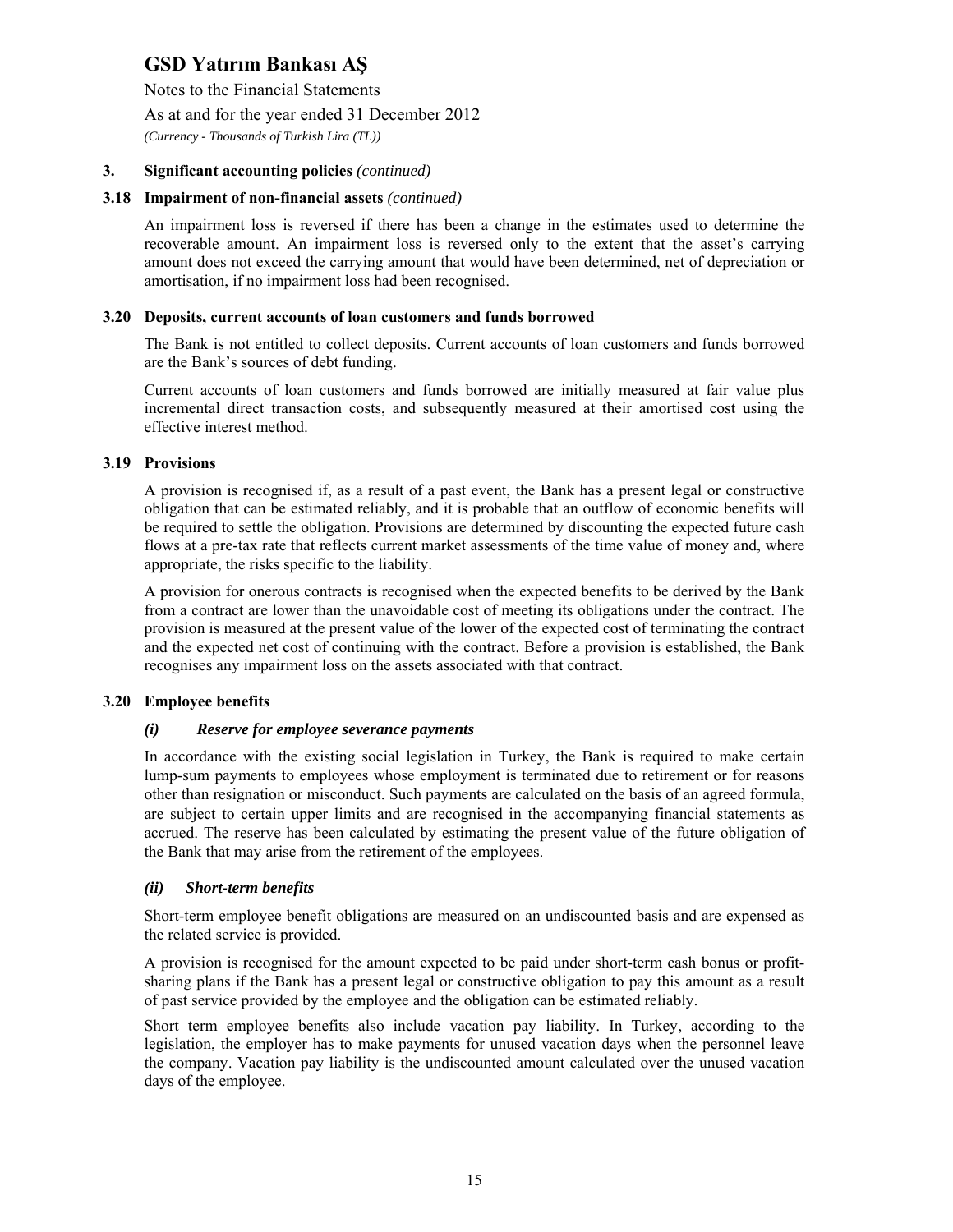## 3. Significant accounting policies *(continued)*

### 3.18 Impairment of non-financial assets *(continued)*

An impairment loss is reversed if there has been a change in the estimates used to determine the recoverable amount. An impairment loss is reversed only to the extent that the asset's carrying amount does not exceed the carrying amount that would have been determined, net of depreciation or amortisation, if no impairment loss had been recognised.

### 3.20 Deposits, current accounts of loan customers and funds borrowed

The Bank is not entitled to collect deposits. Current accounts of loan customers and funds borrowed are the Bank's sources of debt funding.

Current accounts of loan customers and funds borrowed are initially measured at fair value plus incremental direct transaction costs, and subsequently measured at their amortised cost using the effective interest method.

### 3.19 Provisions

A provision is recognised if, as a result of a past event, the Bank has a present legal or constructive obligation that can be estimated reliably, and it is probable that an outflow of economic benefits will be required to settle the obligation. Provisions are determined by discounting the expected future cash flows at a pre-tax rate that reflects current market assessments of the time value of money and, where appropriate, the risks specific to the liability.

A provision for onerous contracts is recognised when the expected benefits to be derived by the Bank from a contract are lower than the unavoidable cost of meeting its obligations under the contract. The provision is measured at the present value of the lower of the expected cost of terminating the contract and the expected net cost of continuing with the contract. Before a provision is established, the Bank recognises any impairment loss on the assets associated with that contract.

### 3.20 Employee benefits

#### *(i) Reserve for employee severance payments*

In accordance with the existing social legislation in Turkey, the Bank is required to make certain lump-sum payments to employees whose employment is terminated due to retirement or for reasons other than resignation or misconduct. Such payments are calculated on the basis of an agreed formula, are subject to certain upper limits and are recognised in the accompanying financial statements as accrued. The reserve has been calculated by estimating the present value of the future obligation of the Bank that may arise from the retirement of the employees.

#### *(ii) Short-term benefits*

Short-term employee benefit obligations are measured on an undiscounted basis and are expensed as the related service is provided.

A provision is recognised for the amount expected to be paid under short-term cash bonus or profit-sharing plans if the Bank has a present legal or constructive obligation to pay this amount as a result of past service provided by the employee and the obligation can be estimated reliably.

Short term employee benefits also include vacation pay liability. In Turkey, according to the legislation, the employer has to make payments for unused vacation days when the personnel leave the company. Vacation pay liability is the undiscounted amount calculated over the unused vacation days of the employee.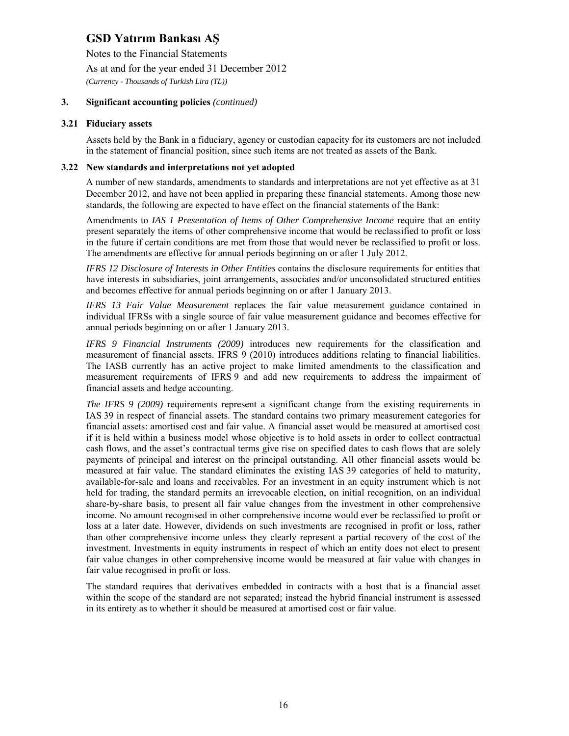### 3. Significant accounting policies *(continued)*

#### 3.21 Fiduciary assets

Assets held by the Bank in a fiduciary, agency or custodian capacity for its customers are not included in the statement of financial position, since such items are not treated as assets of the Bank.

#### 3.22 New standards and interpretations not yet adopted

A number of new standards, amendments to standards and interpretations are not yet effective as at 31 December 2012, and have not been applied in preparing these financial statements. Among those new standards, the following are expected to have effect on the financial statements of the Bank:

Amendments to *IAS 1 Presentation of Items of Other Comprehensive Income* require that an entity present separately the items of other comprehensive income that would be reclassified to profit or loss in the future if certain conditions are met from those that would never be reclassified to profit or loss. The amendments are effective for annual periods beginning on or after 1 July 2012.

*IFRS 12 Disclosure of Interests in Other Entities* contains the disclosure requirements for entities that have interests in subsidiaries, joint arrangements, associates and/or unconsolidated structured entities and becomes effective for annual periods beginning on or after 1 January 2013.

*IFRS 13 Fair Value Measurement* replaces the fair value measurement guidance contained in individual IFRSs with a single source of fair value measurement guidance and becomes effective for annual periods beginning on or after 1 January 2013.

*IFRS 9 Financial Instruments (2009)* introduces new requirements for the classification and measurement of financial assets. IFRS 9 (2010) introduces additions relating to financial liabilities. The IASB currently has an active project to make limited amendments to the classification and measurement requirements of IFRS 9 and add new requirements to address the impairment of financial assets and hedge accounting.

*The IFRS 9 (2009)* requirements represent a significant change from the existing requirements in IAS 39 in respect of financial assets. The standard contains two primary measurement categories for financial assets: amortised cost and fair value. A financial asset would be measured at amortised cost if it is held within a business model whose objective is to hold assets in order to collect contractual cash flows, and the asset's contractual terms give rise on specified dates to cash flows that are solely payments of principal and interest on the principal outstanding. All other financial assets would be measured at fair value. The standard eliminates the existing IAS 39 categories of held to maturity, available-for-sale and loans and receivables. For an investment in an equity instrument which is not held for trading, the standard permits an irrevocable election, on initial recognition, on an individual share-by-share basis, to present all fair value changes from the investment in other comprehensive income. No amount recognised in other comprehensive income would ever be reclassified to profit or loss at a later date. However, dividends on such investments are recognised in profit or loss, rather than other comprehensive income unless they clearly represent a partial recovery of the cost of the investment. Investments in equity instruments in respect of which an entity does not elect to present fair value changes in other comprehensive income would be measured at fair value with changes in fair value recognised in profit or loss.

The standard requires that derivatives embedded in contracts with a host that is a financial asset within the scope of the standard are not separated; instead the hybrid financial instrument is assessed in its entirety as to whether it should be measured at amortised cost or fair value.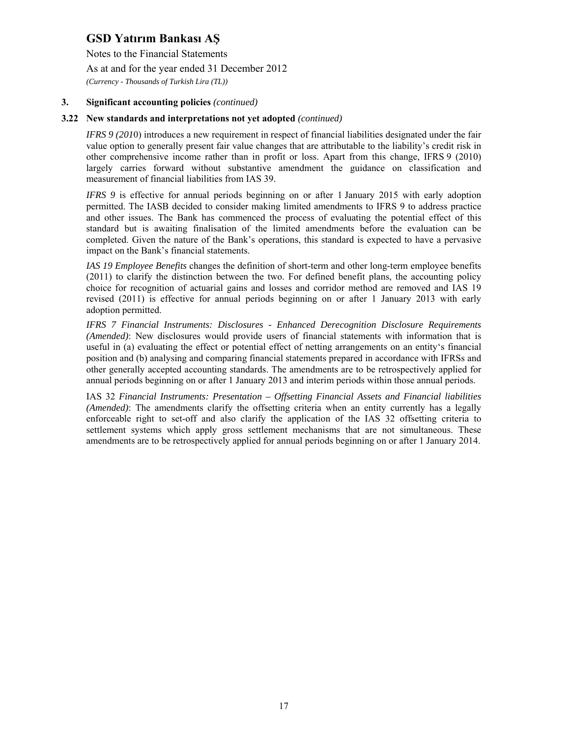# GSD Yatırım Bankası AŞ

Notes to the Financial Statements

As at and for the year ended 31 December 2012

*(Currency - Thousands of Turkish Lira (TL))*

## 3. Significant accounting policies *(continued)*

### 3.22 New standards and interpretations not yet adopted *(continued)*

*IFRS 9 (2010)* introduces a new requirement in respect of financial liabilities designated under the fair value option to generally present fair value changes that are attributable to the liability's credit risk in other comprehensive income rather than in profit or loss. Apart from this change, IFRS 9 (2010) largely carries forward without substantive amendment the guidance on classification and measurement of financial liabilities from IAS 39.

*IFRS 9* is effective for annual periods beginning on or after 1 January 2015 with early adoption permitted. The IASB decided to consider making limited amendments to IFRS 9 to address practice and other issues. The Bank has commenced the process of evaluating the potential effect of this standard but is awaiting finalisation of the limited amendments before the evaluation can be completed. Given the nature of the Bank's operations, this standard is expected to have a pervasive impact on the Bank's financial statements.

*IAS 19 Employee Benefits* changes the definition of short-term and other long-term employee benefits (2011) to clarify the distinction between the two. For defined benefit plans, the accounting policy choice for recognition of actuarial gains and losses and corridor method are removed and IAS 19 revised (2011) is effective for annual periods beginning on or after 1 January 2013 with early adoption permitted.

*IFRS 7 Financial Instruments: Disclosures - Enhanced Derecognition Disclosure Requirements (Amended)*: New disclosures would provide users of financial statements with information that is useful in (a) evaluating the effect or potential effect of netting arrangements on an entity's financial position and (b) analysing and comparing financial statements prepared in accordance with IFRSs and other generally accepted accounting standards. The amendments are to be retrospectively applied for annual periods beginning on or after 1 January 2013 and interim periods within those annual periods.

IAS 32 *Financial Instruments: Presentation – Offsetting Financial Assets and Financial liabilities (Amended)*: The amendments clarify the offsetting criteria when an entity currently has a legally enforceable right to set-off and also clarify the application of the IAS 32 offsetting criteria to settlement systems which apply gross settlement mechanisms that are not simultaneous. These amendments are to be retrospectively applied for annual periods beginning on or after 1 January 2014.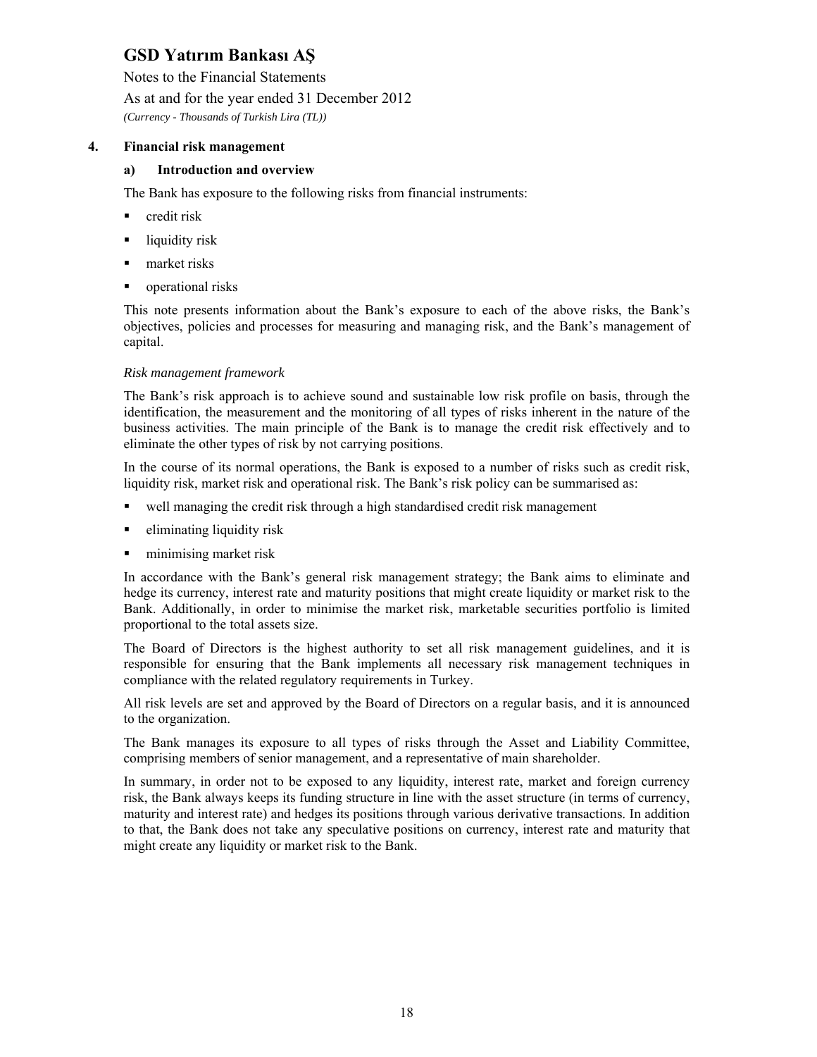## 4. Financial risk management

### a) Introduction and overview

The Bank has exposure to the following risks from financial instruments:

- credit risk
- liquidity risk
- market risks
- operational risks

This note presents information about the Bank's exposure to each of the above risks, the Bank's objectives, policies and processes for measuring and managing risk, and the Bank's management of capital.

*Risk management framework*

The Bank's risk approach is to achieve sound and sustainable low risk profile on basis, through the identification, the measurement and the monitoring of all types of risks inherent in the nature of the business activities. The main principle of the Bank is to manage the credit risk effectively and to eliminate the other types of risk by not carrying positions.

In the course of its normal operations, the Bank is exposed to a number of risks such as credit risk, liquidity risk, market risk and operational risk. The Bank's risk policy can be summarised as:

- well managing the credit risk through a high standardised credit risk management
- eliminating liquidity risk
- minimising market risk

In accordance with the Bank's general risk management strategy; the Bank aims to eliminate and hedge its currency, interest rate and maturity positions that might create liquidity or market risk to the Bank. Additionally, in order to minimise the market risk, marketable securities portfolio is limited proportional to the total assets size.

The Board of Directors is the highest authority to set all risk management guidelines, and it is responsible for ensuring that the Bank implements all necessary risk management techniques in compliance with the related regulatory requirements in Turkey.

All risk levels are set and approved by the Board of Directors on a regular basis, and it is announced to the organization.

The Bank manages its exposure to all types of risks through the Asset and Liability Committee, comprising members of senior management, and a representative of main shareholder.

In summary, in order not to be exposed to any liquidity, interest rate, market and foreign currency risk, the Bank always keeps its funding structure in line with the asset structure (in terms of currency, maturity and interest rate) and hedges its positions through various derivative transactions. In addition to that, the Bank does not take any speculative positions on currency, interest rate and maturity that might create any liquidity or market risk to the Bank.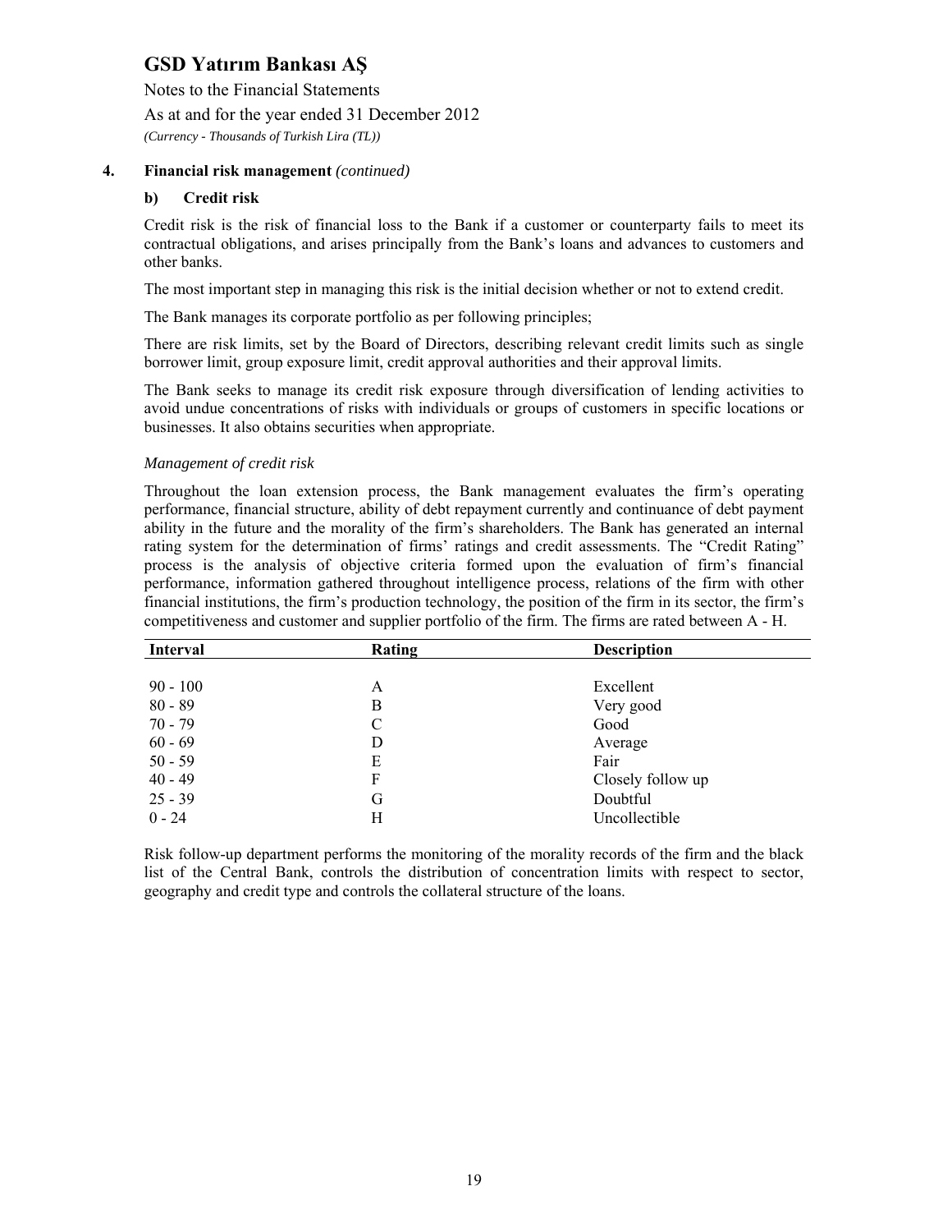## 4. Financial risk management *(continued)*

### b) Credit risk

Credit risk is the risk of financial loss to the Bank if a customer or counterparty fails to meet its contractual obligations, and arises principally from the Bank's loans and advances to customers and other banks.

The most important step in managing this risk is the initial decision whether or not to extend credit.

The Bank manages its corporate portfolio as per following principles;

There are risk limits, set by the Board of Directors, describing relevant credit limits such as single borrower limit, group exposure limit, credit approval authorities and their approval limits.

The Bank seeks to manage its credit risk exposure through diversification of lending activities to avoid undue concentrations of risks with individuals or groups of customers in specific locations or businesses. It also obtains securities when appropriate.

*Management of credit risk*

Throughout the loan extension process, the Bank management evaluates the firm's operating performance, financial structure, ability of debt repayment currently and continuance of debt payment ability in the future and the morality of the firm's shareholders. The Bank has generated an internal rating system for the determination of firms' ratings and credit assessments. The "Credit Rating" process is the analysis of objective criteria formed upon the evaluation of firm's financial performance, information gathered throughout intelligence process, relations of the firm with other financial institutions, the firm's production technology, the position of the firm in its sector, the firm's competitiveness and customer and supplier portfolio of the firm. The firms are rated between A - H.

| Interval | Rating | Description |
|---|---|---|
| 90 - 100 | A | Excellent |
| 80 - 89 | B | Very good |
| 70 - 79 | C | Good |
| 60 - 69 | D | Average |
| 50 - 59 | E | Fair |
| 40 - 49 | F | Closely follow up |
| 25 - 39 | G | Doubtful |
| 0 - 24 | H | Uncollectible |

Risk follow-up department performs the monitoring of the morality records of the firm and the black list of the Central Bank, controls the distribution of concentration limits with respect to sector, geography and credit type and controls the collateral structure of the loans.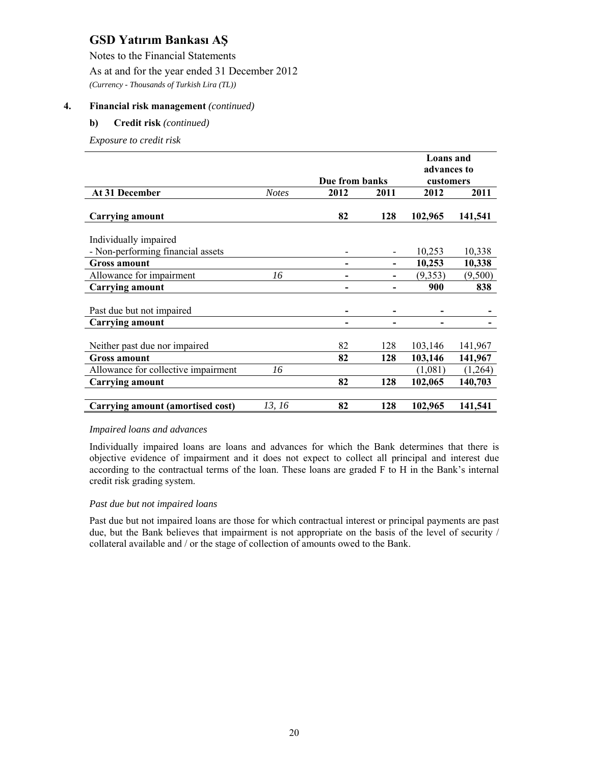### 4. Financial risk management *(continued)*

#### b) Credit risk *(continued)*

*Exposure to credit risk*

| | | Due from banks | | Loans and advances to customers | |
|---|---|---|---|---|---|
| **At 31 December** | *Notes* | **2012** | **2011** | **2012** | **2011** |
| **Carrying amount** | | **82** | **128** | **102,965** | **141,541** |
| Individually impaired | | | | | |
| - Non-performing financial assets | | - | - | 10,253 | 10,338 |
| **Gross amount** | | **-** | **-** | **10,253** | **10,338** |
| Allowance for impairment | *16* | **-** | **-** | (9,353) | (9,500) |
| **Carrying amount** | | **-** | **-** | **900** | **838** |
| Past due but not impaired | | **-** | **-** | **-** | **-** |
| **Carrying amount** | | **-** | **-** | **-** | **-** |
| Neither past due nor impaired | | 82 | 128 | 103,146 | 141,967 |
| **Gross amount** | | **82** | **128** | **103,146** | **141,967** |
| Allowance for collective impairment | *16* | | | (1,081) | (1,264) |
| **Carrying amount** | | **82** | **128** | **102,065** | **140,703** |
| **Carrying amount (amortised cost)** | *13, 16* | **82** | **128** | **102,965** | **141,541** |

*Impaired loans and advances*

Individually impaired loans are loans and advances for which the Bank determines that there is objective evidence of impairment and it does not expect to collect all principal and interest due according to the contractual terms of the loan. These loans are graded F to H in the Bank's internal credit risk grading system.

*Past due but not impaired loans*

Past due but not impaired loans are those for which contractual interest or principal payments are past due, but the Bank believes that impairment is not appropriate on the basis of the level of security / collateral available and / or the stage of collection of amounts owed to the Bank.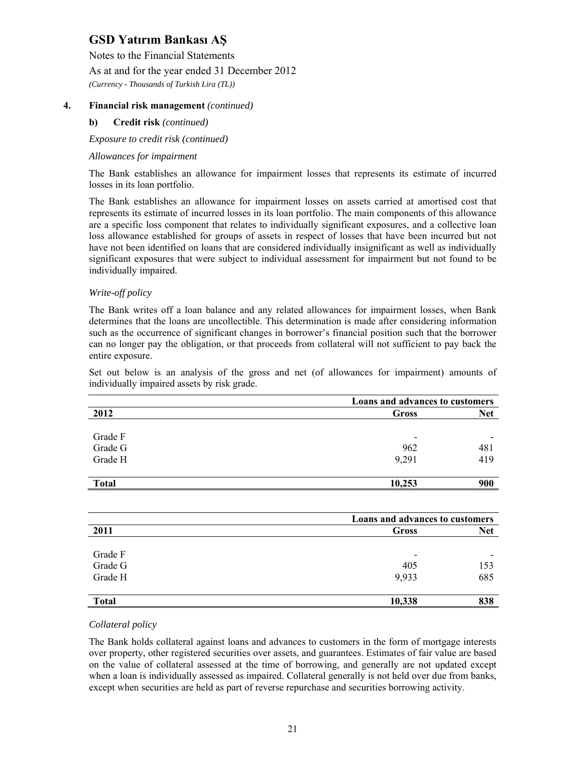# GSD Yatırım Bankası AŞ

Notes to the Financial Statements

As at and for the year ended 31 December 2012

*(Currency - Thousands of Turkish Lira (TL))*

## 4. Financial risk management *(continued)*

### b) Credit risk *(continued)*

*Exposure to credit risk (continued)*

*Allowances for impairment*

The Bank establishes an allowance for impairment losses that represents its estimate of incurred losses in its loan portfolio.

The Bank establishes an allowance for impairment losses on assets carried at amortised cost that represents its estimate of incurred losses in its loan portfolio. The main components of this allowance are a specific loss component that relates to individually significant exposures, and a collective loan loss allowance established for groups of assets in respect of losses that have been incurred but not have not been identified on loans that are considered individually insignificant as well as individually significant exposures that were subject to individual assessment for impairment but not found to be individually impaired.

*Write-off policy*

The Bank writes off a loan balance and any related allowances for impairment losses, when Bank determines that the loans are uncollectible. This determination is made after considering information such as the occurrence of significant changes in borrower's financial position such that the borrower can no longer pay the obligation, or that proceeds from collateral will not sufficient to pay back the entire exposure.

Set out below is an analysis of the gross and net (of allowances for impairment) amounts of individually impaired assets by risk grade.

| | **Loans and advances to customers** | |
|---|---|---|
| **2012** | **Gross** | **Net** |
| Grade F | - | - |
| Grade G | 962 | 481 |
| Grade H | 9,291 | 419 |
| **Total** | **10,253** | **900** |

| | **Loans and advances to customers** | |
|---|---|---|
| **2011** | **Gross** | **Net** |
| Grade F | - | - |
| Grade G | 405 | 153 |
| Grade H | 9,933 | 685 |
| **Total** | **10,338** | **838** |

*Collateral policy*

The Bank holds collateral against loans and advances to customers in the form of mortgage interests over property, other registered securities over assets, and guarantees. Estimates of fair value are based on the value of collateral assessed at the time of borrowing, and generally are not updated except when a loan is individually assessed as impaired. Collateral generally is not held over due from banks, except when securities are held as part of reverse repurchase and securities borrowing activity.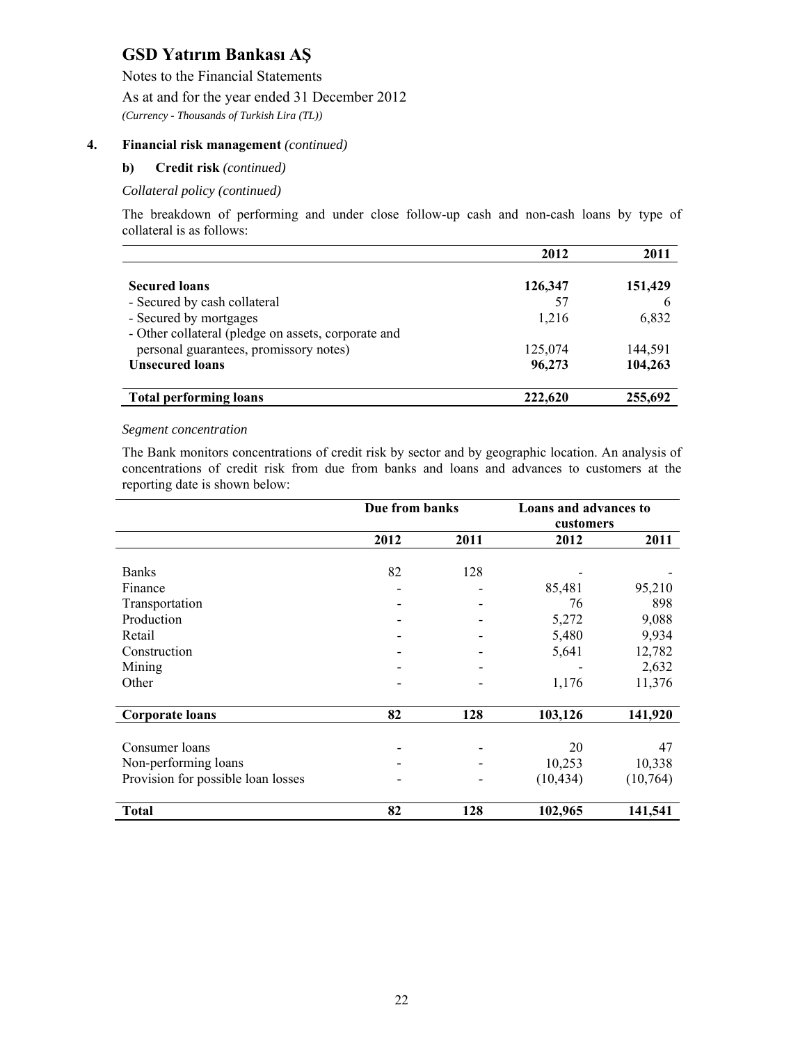# GSD Yatırım Bankası AŞ

Notes to the Financial Statements

As at and for the year ended 31 December 2012

*(Currency - Thousands of Turkish Lira (TL))*

## 4. Financial risk management *(continued)*

### b) Credit risk *(continued)*

*Collateral policy (continued)*

The breakdown of performing and under close follow-up cash and non-cash loans by type of collateral is as follows:

| | 2012 | 2011 |
|---|---|---|
| **Secured loans** | **126,347** | **151,429** |
| - Secured by cash collateral | 57 | 6 |
| - Secured by mortgages | 1,216 | 6,832 |
| - Other collateral (pledge on assets, corporate and personal guarantees, promissory notes) | 125,074 | 144,591 |
| **Unsecured loans** | **96,273** | **104,263** |
| **Total performing loans** | **222,620** | **255,692** |

*Segment concentration*

The Bank monitors concentrations of credit risk by sector and by geographic location. An analysis of concentrations of credit risk from due from banks and loans and advances to customers at the reporting date is shown below:

| | Due from banks | | Loans and advances to customers | |
|---|---|---|---|---|
| | 2012 | 2011 | 2012 | 2011 |
| Banks | 82 | 128 | - | - |
| Finance | - | - | 85,481 | 95,210 |
| Transportation | - | - | 76 | 898 |
| Production | - | - | 5,272 | 9,088 |
| Retail | - | - | 5,480 | 9,934 |
| Construction | - | - | 5,641 | 12,782 |
| Mining | - | - | - | 2,632 |
| Other | - | - | 1,176 | 11,376 |
| **Corporate loans** | **82** | **128** | **103,126** | **141,920** |
| Consumer loans | - | - | 20 | 47 |
| Non-performing loans | - | - | 10,253 | 10,338 |
| Provision for possible loan losses | - | - | (10,434) | (10,764) |
| **Total** | **82** | **128** | **102,965** | **141,541** |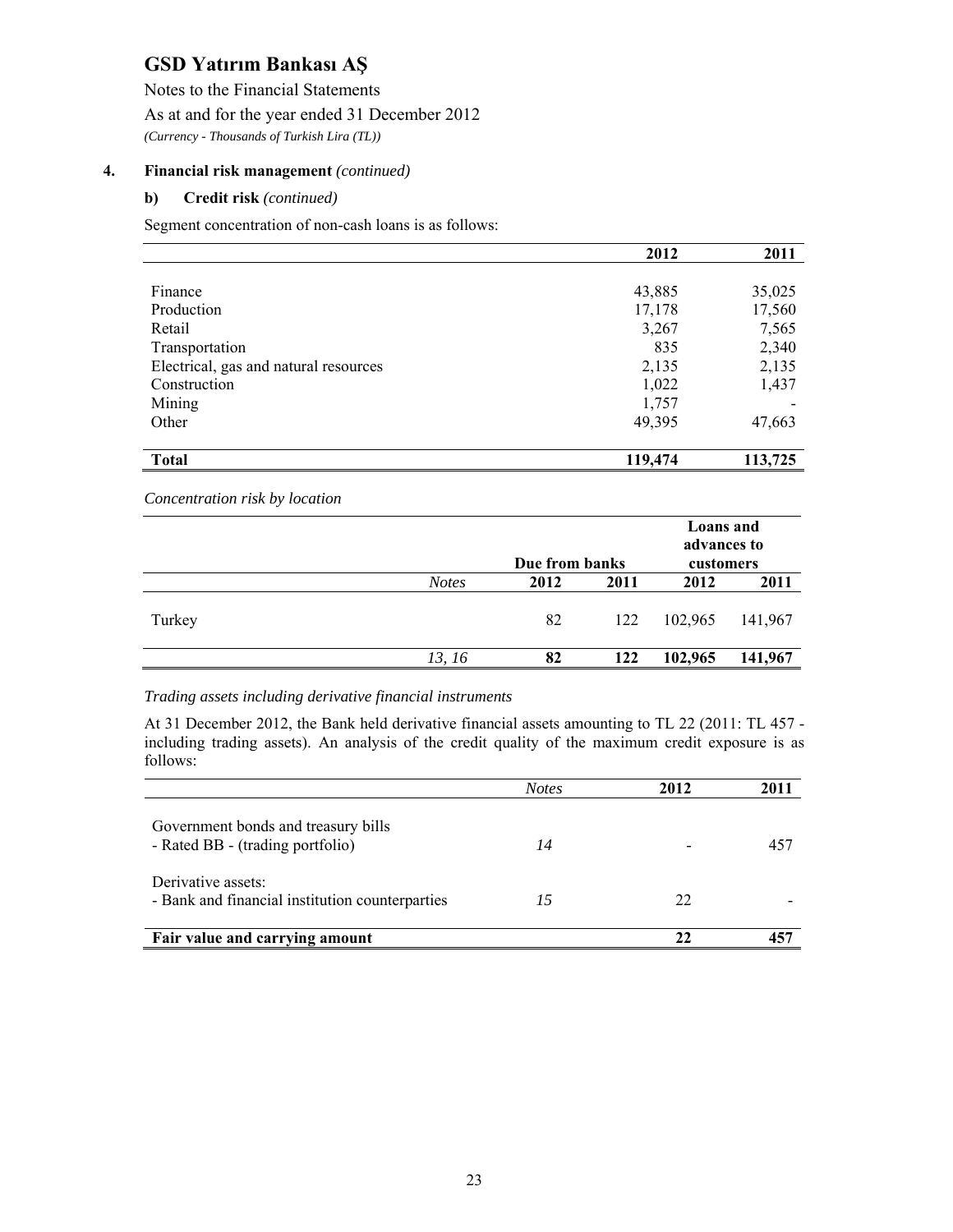## 4. Financial risk management *(continued)*

### b) Credit risk *(continued)*

Segment concentration of non-cash loans is as follows:

| | 2012 | 2011 |
|---|---|---|
| Finance | 43,885 | 35,025 |
| Production | 17,178 | 17,560 |
| Retail | 3,267 | 7,565 |
| Transportation | 835 | 2,340 |
| Electrical, gas and natural resources | 2,135 | 2,135 |
| Construction | 1,022 | 1,437 |
| Mining | 1,757 | - |
| Other | 49,395 | 47,663 |
| **Total** | **119,474** | **113,725** |

*Concentration risk by location*

| | | Due from banks | | Loans and advances to customers | |
|---|---|---|---|---|---|
| | *Notes* | 2012 | 2011 | 2012 | 2011 |
| Turkey | | 82 | 122 | 102,965 | 141,967 |
| | *13, 16* | **82** | **122** | **102,965** | **141,967** |

*Trading assets including derivative financial instruments*

At 31 December 2012, the Bank held derivative financial assets amounting to TL 22 (2011: TL 457 - including trading assets). An analysis of the credit quality of the maximum credit exposure is as follows:

| | *Notes* | 2012 | 2011 |
|---|---|---|---|
| Government bonds and treasury bills<br>- Rated BB - (trading portfolio) | *14* | - | 457 |
| Derivative assets:<br>- Bank and financial institution counterparties | *15* | 22 | - |
| **Fair value and carrying amount** | | **22** | **457** |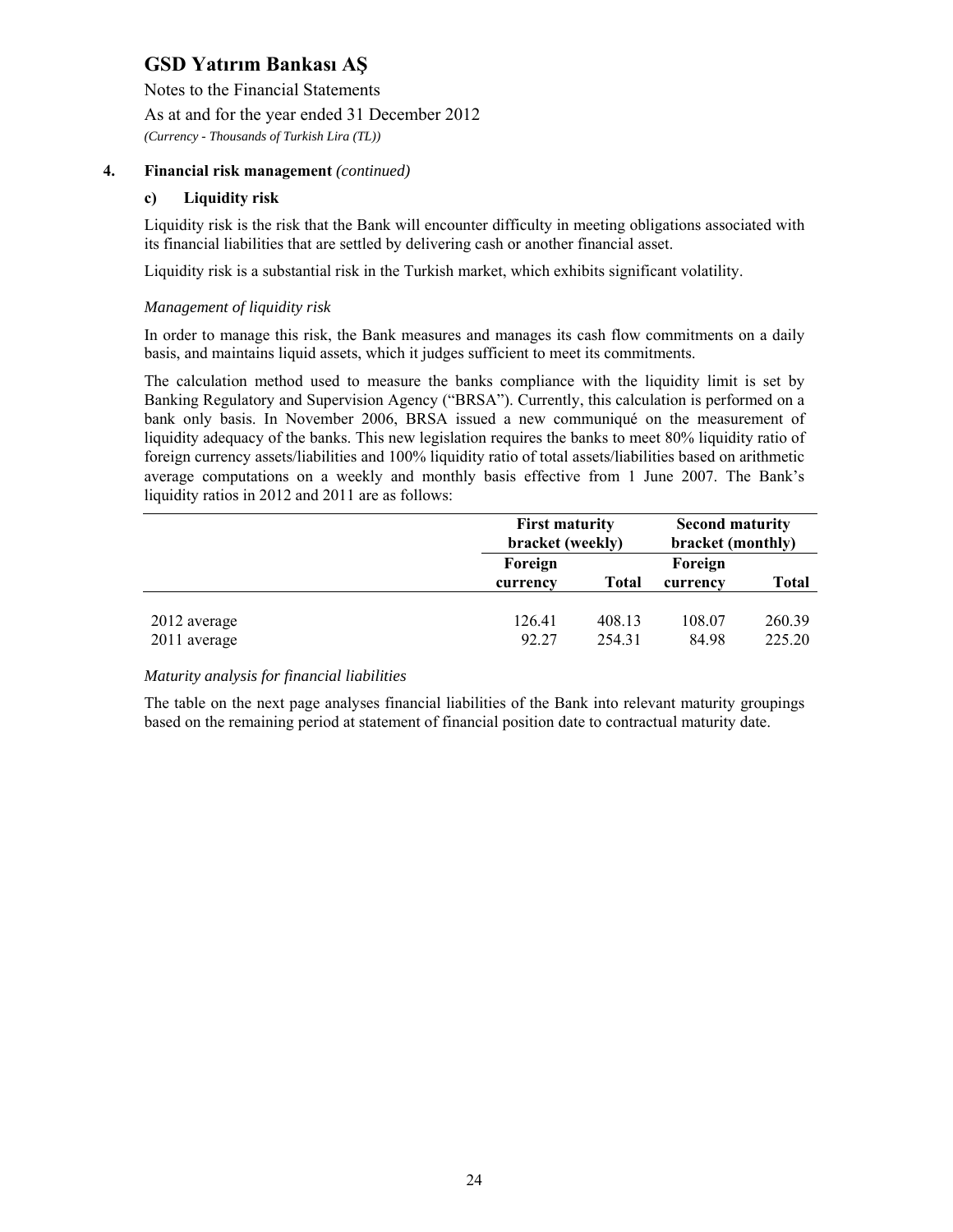## 4. Financial risk management *(continued)*

### c) Liquidity risk

Liquidity risk is the risk that the Bank will encounter difficulty in meeting obligations associated with its financial liabilities that are settled by delivering cash or another financial asset.

Liquidity risk is a substantial risk in the Turkish market, which exhibits significant volatility.

*Management of liquidity risk*

In order to manage this risk, the Bank measures and manages its cash flow commitments on a daily basis, and maintains liquid assets, which it judges sufficient to meet its commitments.

The calculation method used to measure the banks compliance with the liquidity limit is set by Banking Regulatory and Supervision Agency ("BRSA"). Currently, this calculation is performed on a bank only basis. In November 2006, BRSA issued a new communiqué on the measurement of liquidity adequacy of the banks. This new legislation requires the banks to meet 80% liquidity ratio of foreign currency assets/liabilities and 100% liquidity ratio of total assets/liabilities based on arithmetic average computations on a weekly and monthly basis effective from 1 June 2007. The Bank's liquidity ratios in 2012 and 2011 are as follows:

| | **First maturity bracket (weekly)** | | **Second maturity bracket (monthly)** | |
|---|---|---|---|---|
| | **Foreign currency** | **Total** | **Foreign currency** | **Total** |
| 2012 average | 126.41 | 408.13 | 108.07 | 260.39 |
| 2011 average | 92.27 | 254.31 | 84.98 | 225.20 |

*Maturity analysis for financial liabilities*

The table on the next page analyses financial liabilities of the Bank into relevant maturity groupings based on the remaining period at statement of financial position date to contractual maturity date.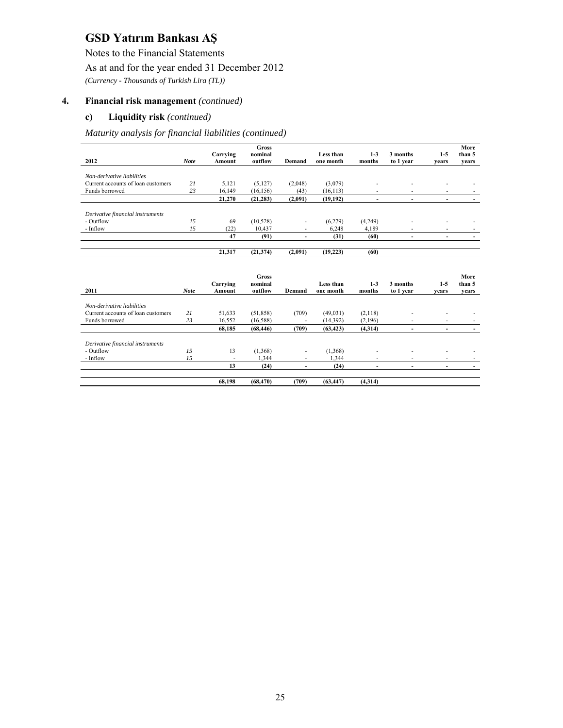# GSD Yatırım Bankası AŞ

Notes to the Financial Statements

As at and for the year ended 31 December 2012

*(Currency - Thousands of Turkish Lira (TL))*

## 4. Financial risk management *(continued)*

### c) Liquidity risk *(continued)*

*Maturity analysis for financial liabilities (continued)*

| 2012 | *Note* | Carrying Amount | Gross nominal outflow | Demand | Less than one month | 1-3 months | 3 months to 1 year | 1-5 years | More than 5 years |
|---|---|---|---|---|---|---|---|---|---|
| *Non-derivative liabilities* | | | | | | | | | |
| Current accounts of loan customers | *21* | 5,121 | (5,127) | (2,048) | (3,079) | - | - | - | - |
| Funds borrowed | *23* | 16,149 | (16,156) | (43) | (16,113) | - | - | - | - |
| | | **21,270** | **(21,283)** | **(2,091)** | **(19,192)** | **-** | **-** | **-** | **-** |
| *Derivative financial instruments* | | | | | | | | | |
| - Outflow | *15* | 69 | (10,528) | - | (6,279) | (4,249) | - | - | - |
| - Inflow | *15* | (22) | 10,437 | - | 6,248 | 4,189 | - | - | - |
| | | **47** | **(91)** | **-** | **(31)** | **(60)** | **-** | **-** | **-** |
| | | **21,317** | **(21,374)** | **(2,091)** | **(19,223)** | **(60)** | | | |

| 2011 | *Note* | Carrying Amount | Gross nominal outflow | Demand | Less than one month | 1-3 months | 3 months to 1 year | 1-5 years | More than 5 years |
|---|---|---|---|---|---|---|---|---|---|
| *Non-derivative liabilities* | | | | | | | | | |
| Current accounts of loan customers | *21* | 51,633 | (51,858) | (709) | (49,031) | (2,118) | - | - | - |
| Funds borrowed | *23* | 16,552 | (16,588) | - | (14,392) | (2,196) | - | - | - |
| | | **68,185** | **(68,446)** | **(709)** | **(63,423)** | **(4,314)** | **-** | **-** | **-** |
| *Derivative financial instruments* | | | | | | | | | |
| - Outflow | *15* | 13 | (1,368) | - | (1,368) | - | - | - | - |
| - Inflow | *15* | - | 1,344 | - | 1,344 | - | - | - | - |
| | | **13** | **(24)** | **-** | **(24)** | **-** | **-** | **-** | **-** |
| | | **68,198** | **(68,470)** | **(709)** | **(63,447)** | **(4,314)** | | | |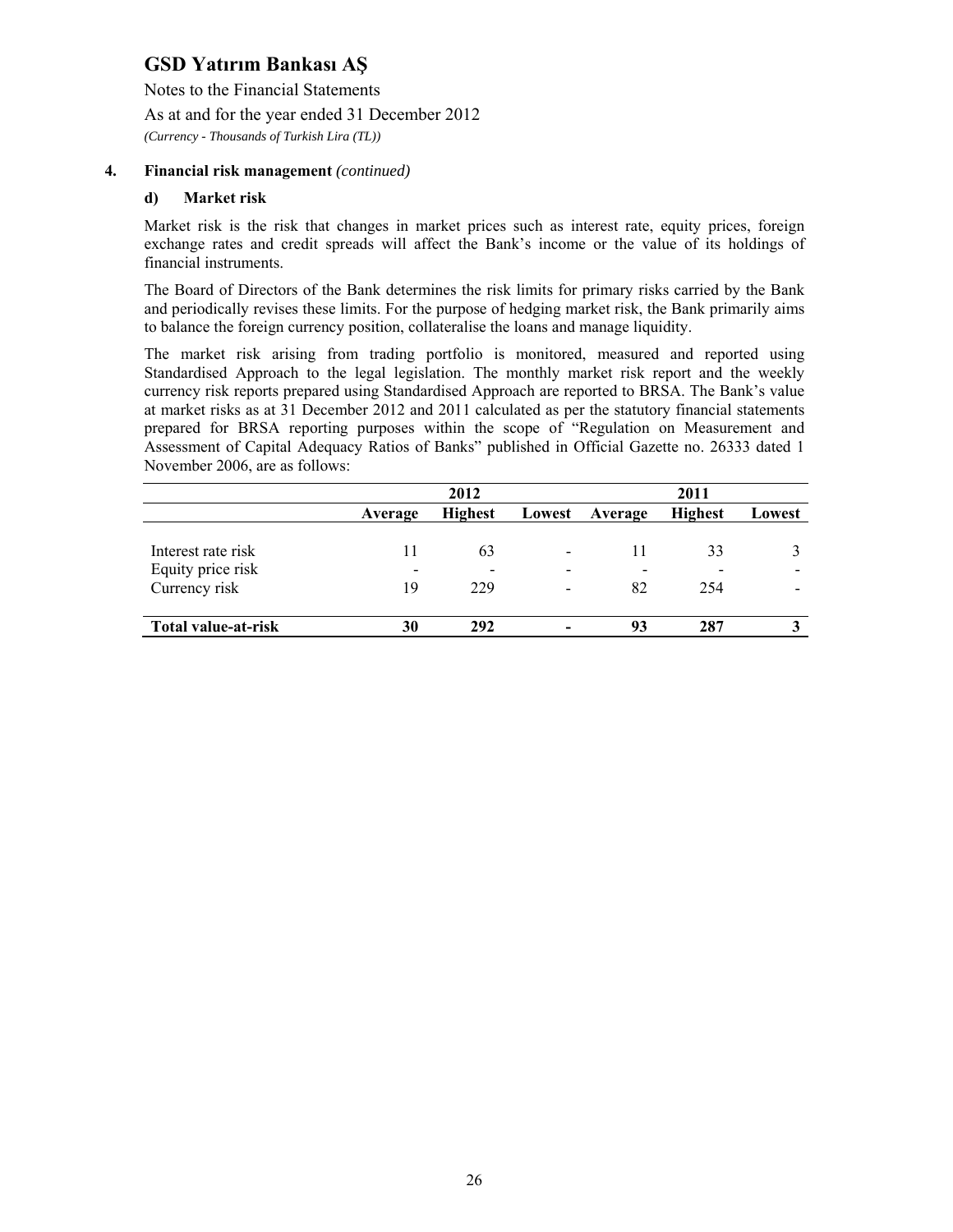# GSD Yatırım Bankası AŞ

Notes to the Financial Statements

As at and for the year ended 31 December 2012

*(Currency - Thousands of Turkish Lira (TL))*

## 4. Financial risk management *(continued)*

### d) Market risk

Market risk is the risk that changes in market prices such as interest rate, equity prices, foreign exchange rates and credit spreads will affect the Bank's income or the value of its holdings of financial instruments.

The Board of Directors of the Bank determines the risk limits for primary risks carried by the Bank and periodically revises these limits. For the purpose of hedging market risk, the Bank primarily aims to balance the foreign currency position, collateralise the loans and manage liquidity.

The market risk arising from trading portfolio is monitored, measured and reported using Standardised Approach to the legal legislation. The monthly market risk report and the weekly currency risk reports prepared using Standardised Approach are reported to BRSA. The Bank's value at market risks as at 31 December 2012 and 2011 calculated as per the statutory financial statements prepared for BRSA reporting purposes within the scope of "Regulation on Measurement and Assessment of Capital Adequacy Ratios of Banks" published in Official Gazette no. 26333 dated 1 November 2006, are as follows:

| | 2012 | | | 2011 | | |
|---|---|---|---|---|---|---|
| | **Average** | **Highest** | **Lowest** | **Average** | **Highest** | **Lowest** |
| Interest rate risk | 11 | 63 | - | 11 | 33 | 3 |
| Equity price risk | - | - | - | - | - | - |
| Currency risk | 19 | 229 | - | 82 | 254 | - |
| **Total value-at-risk** | **30** | **292** | **-** | **93** | **287** | **3** |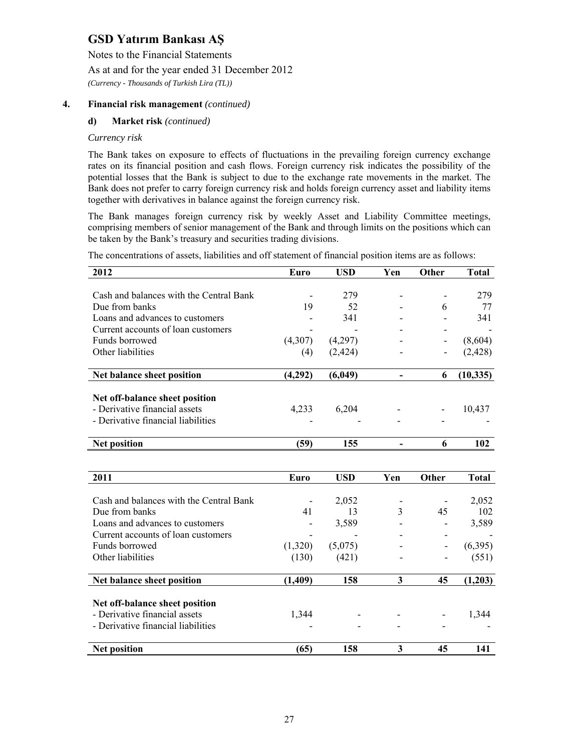# GSD Yatırım Bankası AŞ

Notes to the Financial Statements

As at and for the year ended 31 December 2012

*(Currency - Thousands of Turkish Lira (TL))*

## 4. Financial risk management *(continued)*

### d) Market risk *(continued)*

*Currency risk*

The Bank takes on exposure to effects of fluctuations in the prevailing foreign currency exchange rates on its financial position and cash flows. Foreign currency risk indicates the possibility of the potential losses that the Bank is subject to due to the exchange rate movements in the market. The Bank does not prefer to carry foreign currency risk and holds foreign currency asset and liability items together with derivatives in balance against the foreign currency risk.

The Bank manages foreign currency risk by weekly Asset and Liability Committee meetings, comprising members of senior management of the Bank and through limits on the positions which can be taken by the Bank's treasury and securities trading divisions.

The concentrations of assets, liabilities and off statement of financial position items are as follows:

| 2012 | Euro | USD | Yen | Other | Total |
|---|---|---|---|---|---|
| Cash and balances with the Central Bank | - | 279 | - | - | 279 |
| Due from banks | 19 | 52 | - | 6 | 77 |
| Loans and advances to customers | - | 341 | - | - | 341 |
| Current accounts of loan customers | - | - | - | - | - |
| Funds borrowed | (4,307) | (4,297) | - | - | (8,604) |
| Other liabilities | (4) | (2,424) | - | - | (2,428) |
| **Net balance sheet position** | **(4,292)** | **(6,049)** | **-** | **6** | **(10,335)** |
| **Net off-balance sheet position** | | | | | |
| - Derivative financial assets | 4,233 | 6,204 | - | - | 10,437 |
| - Derivative financial liabilities | - | - | - | - | - |
| **Net position** | **(59)** | **155** | **-** | **6** | **102** |

| 2011 | Euro | USD | Yen | Other | Total |
|---|---|---|---|---|---|
| Cash and balances with the Central Bank | - | 2,052 | - | - | 2,052 |
| Due from banks | 41 | 13 | 3 | 45 | 102 |
| Loans and advances to customers | - | 3,589 | - | - | 3,589 |
| Current accounts of loan customers | - | - | - | - | - |
| Funds borrowed | (1,320) | (5,075) | - | - | (6,395) |
| Other liabilities | (130) | (421) | - | - | (551) |
| **Net balance sheet position** | **(1,409)** | **158** | **3** | **45** | **(1,203)** |
| **Net off-balance sheet position** | | | | | |
| - Derivative financial assets | 1,344 | - | - | - | 1,344 |
| - Derivative financial liabilities | - | - | - | - | - |
| **Net position** | **(65)** | **158** | **3** | **45** | **141** |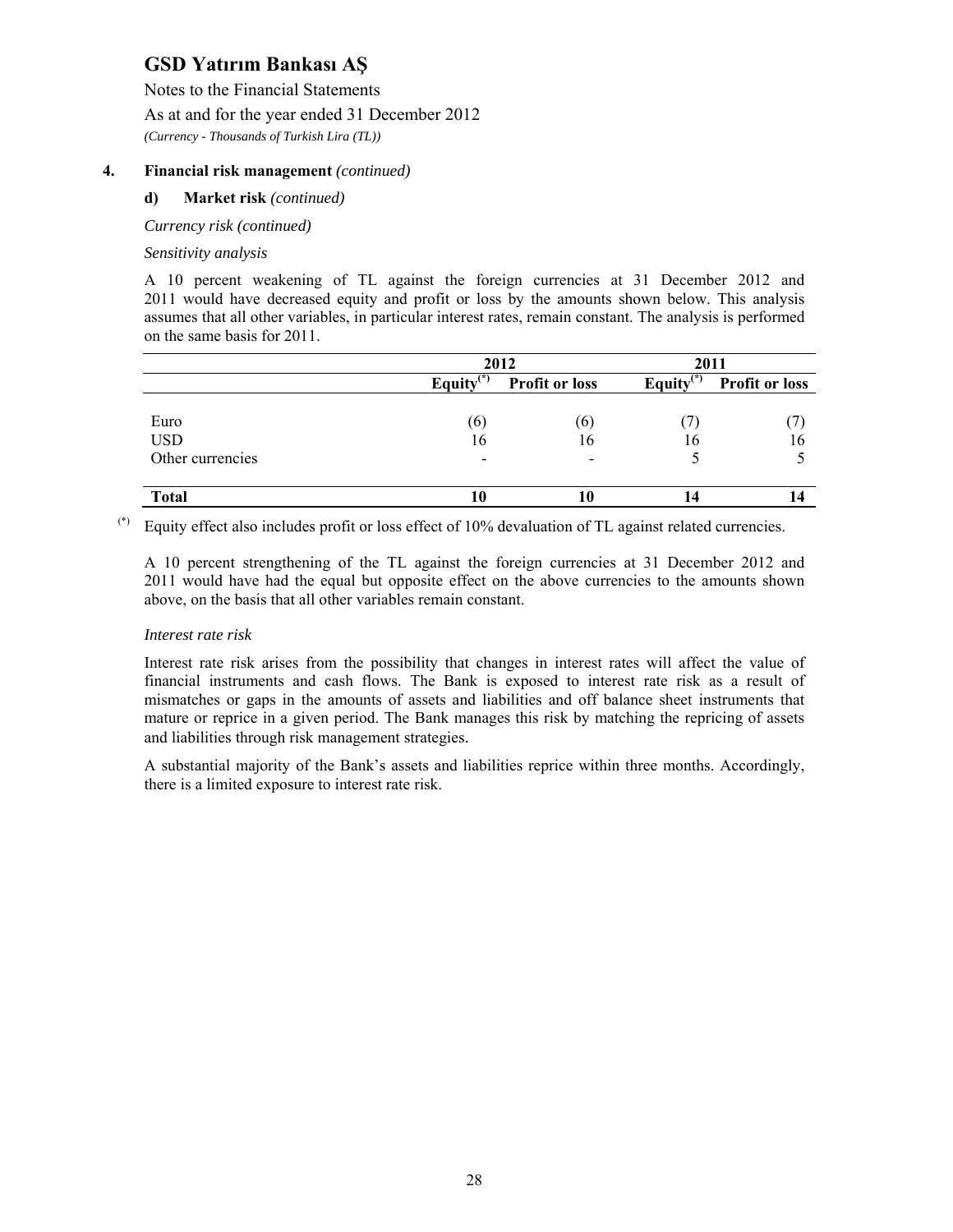# GSD Yatırım Bankası AŞ

Notes to the Financial Statements

As at and for the year ended 31 December 2012

*(Currency - Thousands of Turkish Lira (TL))*

**4. Financial risk management** *(continued)*

**d) Market risk** *(continued)*

*Currency risk (continued)*

*Sensitivity analysis*

A 10 percent weakening of TL against the foreign currencies at 31 December 2012 and 2011 would have decreased equity and profit or loss by the amounts shown below. This analysis assumes that all other variables, in particular interest rates, remain constant. The analysis is performed on the same basis for 2011.

| | 2012 | | 2011 | |
|---|---|---|---|---|
| | Equity(*) | Profit or loss | Equity(*) | Profit or loss |
| Euro | (6) | (6) | (7) | (7) |
| USD | 16 | 16 | 16 | 16 |
| Other currencies | - | - | 5 | 5 |
| **Total** | **10** | **10** | **14** | **14** |

(*) Equity effect also includes profit or loss effect of 10% devaluation of TL against related currencies.

A 10 percent strengthening of the TL against the foreign currencies at 31 December 2012 and 2011 would have had the equal but opposite effect on the above currencies to the amounts shown above, on the basis that all other variables remain constant.

*Interest rate risk*

Interest rate risk arises from the possibility that changes in interest rates will affect the value of financial instruments and cash flows. The Bank is exposed to interest rate risk as a result of mismatches or gaps in the amounts of assets and liabilities and off balance sheet instruments that mature or reprice in a given period. The Bank manages this risk by matching the repricing of assets and liabilities through risk management strategies.

A substantial majority of the Bank's assets and liabilities reprice within three months. Accordingly, there is a limited exposure to interest rate risk.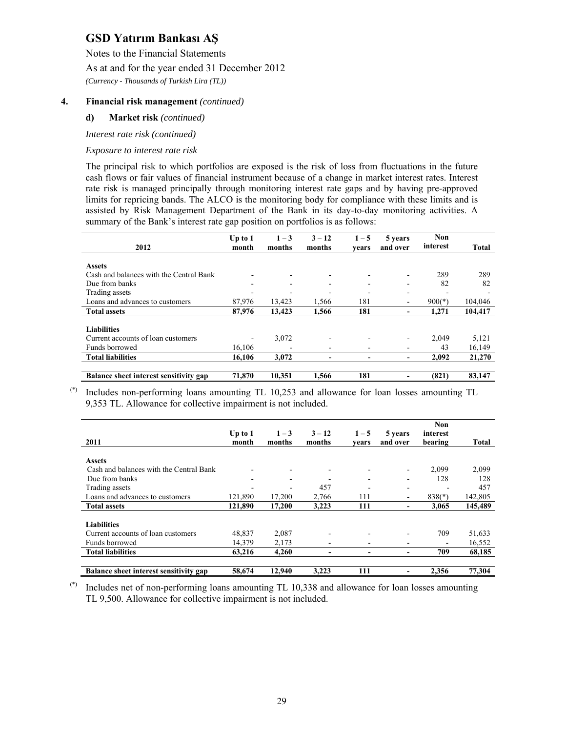# GSD Yatırım Bankası AŞ

Notes to the Financial Statements

As at and for the year ended 31 December 2012

*(Currency - Thousands of Turkish Lira (TL))*

## 4. Financial risk management *(continued)*

### d) Market risk *(continued)*

*Interest rate risk (continued)*

*Exposure to interest rate risk*

The principal risk to which portfolios are exposed is the risk of loss from fluctuations in the future cash flows or fair values of financial instrument because of a change in market interest rates. Interest rate risk is managed principally through monitoring interest rate gaps and by having pre-approved limits for repricing bands. The ALCO is the monitoring body for compliance with these limits and is assisted by Risk Management Department of the Bank in its day-to-day monitoring activities. A summary of the Bank's interest rate gap position on portfolios is as follows:

| 2012 | Up to 1 month | 1 – 3 months | 3 – 12 months | 1 – 5 years | 5 years and over | Non interest | Total |
|---|---|---|---|---|---|---|---|
| **Assets** | | | | | | | |
| Cash and balances with the Central Bank | - | - | - | - | - | 289 | 289 |
| Due from banks | - | - | - | - | - | 82 | 82 |
| Trading assets | - | - | - | - | - | - | - |
| Loans and advances to customers | 87,976 | 13,423 | 1,566 | 181 | - | 900(*) | 104,046 |
| **Total assets** | **87,976** | **13,423** | **1,566** | **181** | **-** | **1,271** | **104,417** |
| **Liabilities** | | | | | | | |
| Current accounts of loan customers | - | 3,072 | - | - | - | 2,049 | 5,121 |
| Funds borrowed | 16,106 | - | - | - | - | 43 | 16,149 |
| **Total liabilities** | **16,106** | **3,072** | **-** | **-** | **-** | **2,092** | **21,270** |
| **Balance sheet interest sensitivity gap** | **71,870** | **10,351** | **1,566** | **181** | **-** | **(821)** | **83,147** |

(*) Includes non-performing loans amounting TL 10,253 and allowance for loan losses amounting TL 9,353 TL. Allowance for collective impairment is not included.

| 2011 | Up to 1 month | 1 – 3 months | 3 – 12 months | 1 – 5 years | 5 years and over | Non interest bearing | Total |
|---|---|---|---|---|---|---|---|
| **Assets** | | | | | | | |
| Cash and balances with the Central Bank | - | - | - | - | - | 2,099 | 2,099 |
| Due from banks | - | - | - | - | - | 128 | 128 |
| Trading assets | - | - | 457 | - | - | - | 457 |
| Loans and advances to customers | 121,890 | 17,200 | 2,766 | 111 | - | 838(*) | 142,805 |
| **Total assets** | **121,890** | **17,200** | **3,223** | **111** | **-** | **3,065** | **145,489** |
| **Liabilities** | | | | | | | |
| Current accounts of loan customers | 48,837 | 2,087 | - | - | - | 709 | 51,633 |
| Funds borrowed | 14,379 | 2,173 | - | - | - | - | 16,552 |
| **Total liabilities** | **63,216** | **4,260** | **-** | **-** | **-** | **709** | **68,185** |
| **Balance sheet interest sensitivity gap** | **58,674** | **12,940** | **3,223** | **111** | **-** | **2,356** | **77,304** |

(*) Includes net of non-performing loans amounting TL 10,338 and allowance for loan losses amounting TL 9,500. Allowance for collective impairment is not included.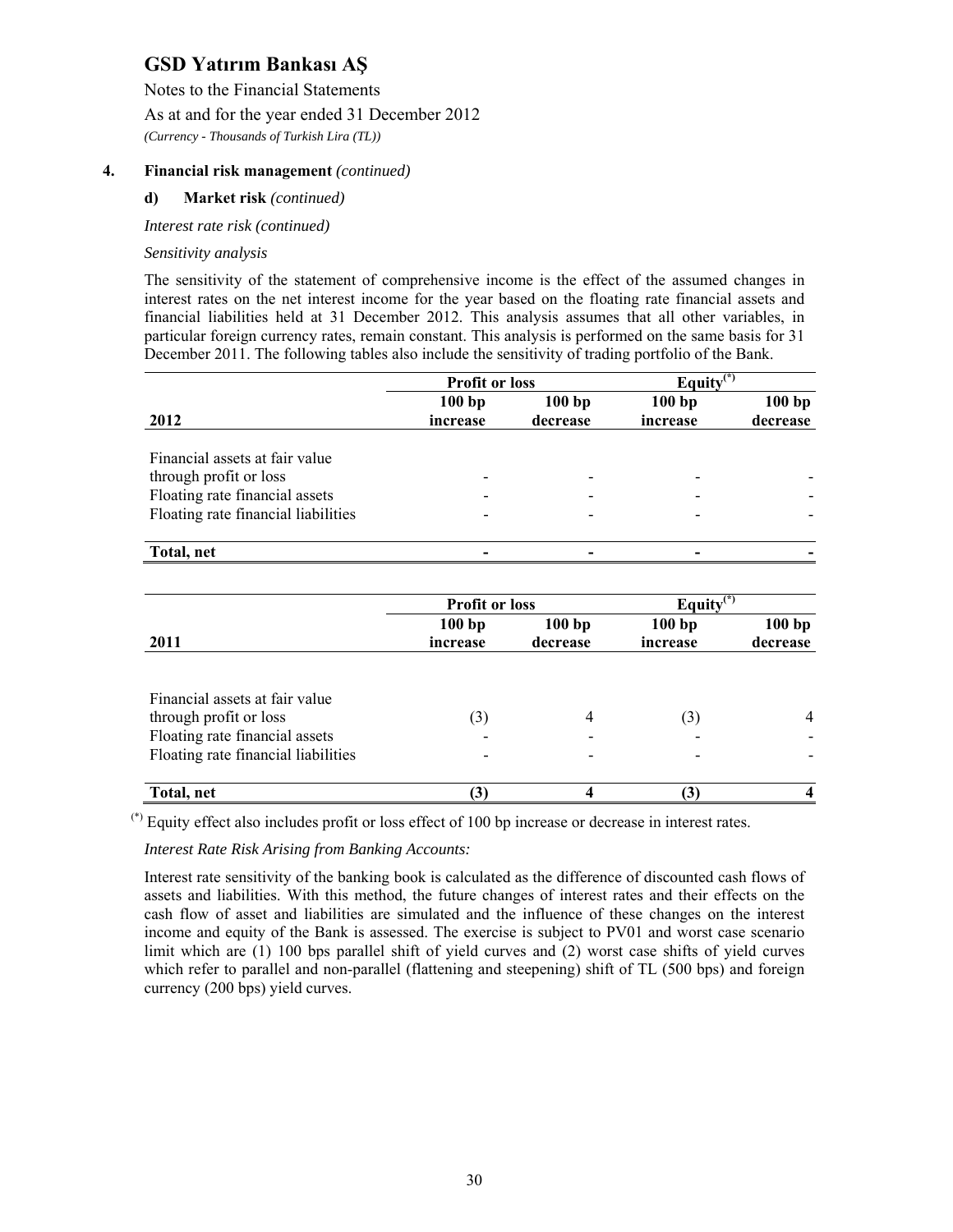# GSD Yatırım Bankası AŞ

Notes to the Financial Statements

As at and for the year ended 31 December 2012

*(Currency - Thousands of Turkish Lira (TL))*

## 4. Financial risk management *(continued)*

### d) Market risk *(continued)*

*Interest rate risk (continued)*

*Sensitivity analysis*

The sensitivity of the statement of comprehensive income is the effect of the assumed changes in interest rates on the net interest income for the year based on the floating rate financial assets and financial liabilities held at 31 December 2012. This analysis assumes that all other variables, in particular foreign currency rates, remain constant. This analysis is performed on the same basis for 31 December 2011. The following tables also include the sensitivity of trading portfolio of the Bank.

| | **Profit or loss** | | **Equity(*)** | |
|---|---|---|---|---|
| **2012** | **100 bp increase** | **100 bp decrease** | **100 bp increase** | **100 bp decrease** |
| Financial assets at fair value through profit or loss | - | - | - | - |
| Floating rate financial assets | - | - | - | - |
| Floating rate financial liabilities | - | - | - | - |
| **Total, net** | **-** | **-** | **-** | **-** |

| | **Profit or loss** | | **Equity(*)** | |
|---|---|---|---|---|
| **2011** | **100 bp increase** | **100 bp decrease** | **100 bp increase** | **100 bp decrease** |
| Financial assets at fair value through profit or loss | (3) | 4 | (3) | 4 |
| Floating rate financial assets | - | - | - | - |
| Floating rate financial liabilities | - | - | - | - |
| **Total, net** | **(3)** | **4** | **(3)** | **4** |

(*) Equity effect also includes profit or loss effect of 100 bp increase or decrease in interest rates.

*Interest Rate Risk Arising from Banking Accounts:*

Interest rate sensitivity of the banking book is calculated as the difference of discounted cash flows of assets and liabilities. With this method, the future changes of interest rates and their effects on the cash flow of asset and liabilities are simulated and the influence of these changes on the interest income and equity of the Bank is assessed. The exercise is subject to PV01 and worst case scenario limit which are (1) 100 bps parallel shift of yield curves and (2) worst case shifts of yield curves which refer to parallel and non-parallel (flattening and steepening) shift of TL (500 bps) and foreign currency (200 bps) yield curves.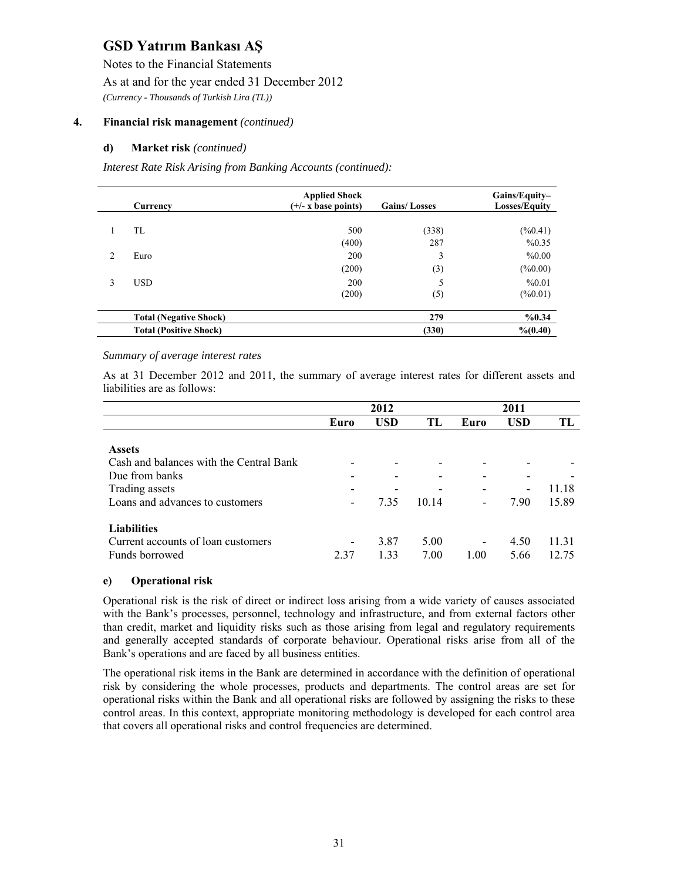# GSD Yatırım Bankası AŞ

Notes to the Financial Statements

As at and for the year ended 31 December 2012

*(Currency - Thousands of Turkish Lira (TL))*

## 4. Financial risk management *(continued)*

### d) Market risk *(continued)*

*Interest Rate Risk Arising from Banking Accounts (continued):*

| | Currency | Applied Shock (+/- x base points) | Gains/ Losses | Gains/Equity– Losses/Equity |
|---|---|---|---|---|
| 1 | TL | 500 | (338) | (%0.41) |
| | | (400) | 287 | %0.35 |
| 2 | Euro | 200 | 3 | %0.00 |
| | | (200) | (3) | (%0.00) |
| 3 | USD | 200 | 5 | %0.01 |
| | | (200) | (5) | (%0.01) |
| | **Total (Negative Shock)** | | **279** | **%0.34** |
| | **Total (Positive Shock)** | | **(330)** | **%(0.40)** |

*Summary of average interest rates*

As at 31 December 2012 and 2011, the summary of average interest rates for different assets and liabilities are as follows:

| | 2012 | | | 2011 | | |
|---|---|---|---|---|---|---|
| | **Euro** | **USD** | **TL** | **Euro** | **USD** | **TL** |
| **Assets** | | | | | | |
| Cash and balances with the Central Bank | - | - | - | - | - | - |
| Due from banks | - | - | - | - | - | - |
| Trading assets | - | - | - | - | - | 11.18 |
| Loans and advances to customers | - | 7.35 | 10.14 | - | 7.90 | 15.89 |
| **Liabilities** | | | | | | |
| Current accounts of loan customers | - | 3.87 | 5.00 | - | 4.50 | 11.31 |
| Funds borrowed | 2.37 | 1.33 | 7.00 | 1.00 | 5.66 | 12.75 |

### e) Operational risk

Operational risk is the risk of direct or indirect loss arising from a wide variety of causes associated with the Bank's processes, personnel, technology and infrastructure, and from external factors other than credit, market and liquidity risks such as those arising from legal and regulatory requirements and generally accepted standards of corporate behaviour. Operational risks arise from all of the Bank's operations and are faced by all business entities.

The operational risk items in the Bank are determined in accordance with the definition of operational risk by considering the whole processes, products and departments. The control areas are set for operational risks within the Bank and all operational risks are followed by assigning the risks to these control areas. In this context, appropriate monitoring methodology is developed for each control area that covers all operational risks and control frequencies are determined.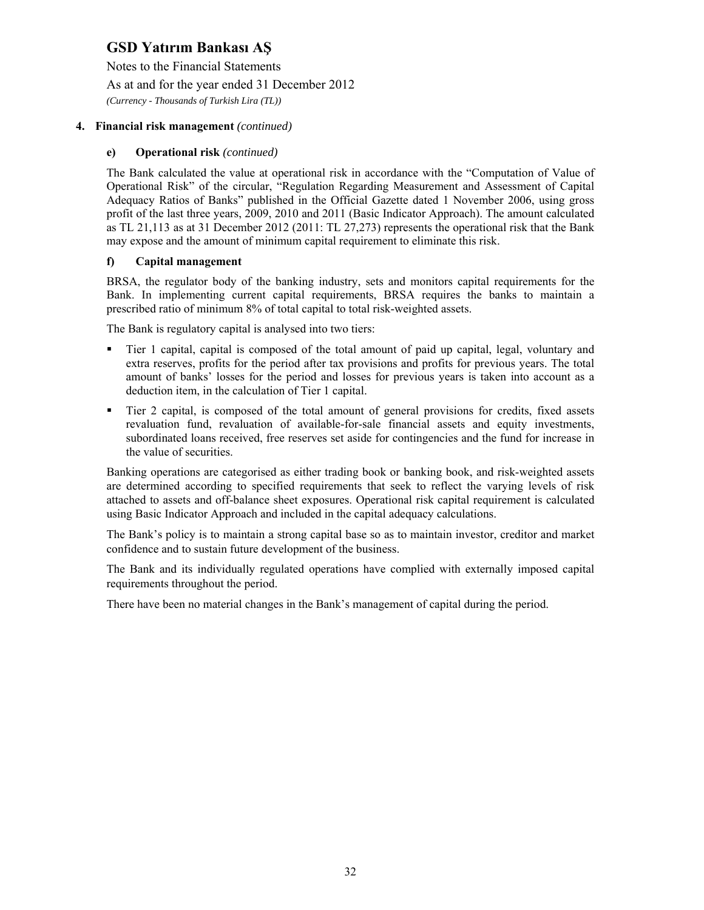## 4. Financial risk management *(continued)*

### e) Operational risk *(continued)*

The Bank calculated the value at operational risk in accordance with the "Computation of Value of Operational Risk" of the circular, "Regulation Regarding Measurement and Assessment of Capital Adequacy Ratios of Banks" published in the Official Gazette dated 1 November 2006, using gross profit of the last three years, 2009, 2010 and 2011 (Basic Indicator Approach). The amount calculated as TL 21,113 as at 31 December 2012 (2011: TL 27,273) represents the operational risk that the Bank may expose and the amount of minimum capital requirement to eliminate this risk.

### f) Capital management

BRSA, the regulator body of the banking industry, sets and monitors capital requirements for the Bank. In implementing current capital requirements, BRSA requires the banks to maintain a prescribed ratio of minimum 8% of total capital to total risk-weighted assets.

The Bank is regulatory capital is analysed into two tiers:

- Tier 1 capital, capital is composed of the total amount of paid up capital, legal, voluntary and extra reserves, profits for the period after tax provisions and profits for previous years. The total amount of banks' losses for the period and losses for previous years is taken into account as a deduction item, in the calculation of Tier 1 capital.
- Tier 2 capital, is composed of the total amount of general provisions for credits, fixed assets revaluation fund, revaluation of available-for-sale financial assets and equity investments, subordinated loans received, free reserves set aside for contingencies and the fund for increase in the value of securities.

Banking operations are categorised as either trading book or banking book, and risk-weighted assets are determined according to specified requirements that seek to reflect the varying levels of risk attached to assets and off-balance sheet exposures. Operational risk capital requirement is calculated using Basic Indicator Approach and included in the capital adequacy calculations.

The Bank's policy is to maintain a strong capital base so as to maintain investor, creditor and market confidence and to sustain future development of the business.

The Bank and its individually regulated operations have complied with externally imposed capital requirements throughout the period.

There have been no material changes in the Bank's management of capital during the period.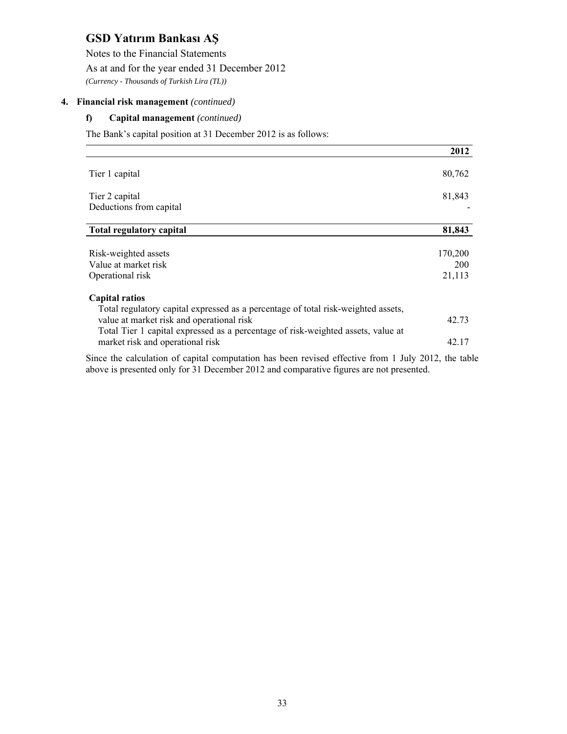# GSD Yatırım Bankası AŞ

Notes to the Financial Statements

As at and for the year ended 31 December 2012

*(Currency - Thousands of Turkish Lira (TL))*

## 4. Financial risk management *(continued)*

### f) Capital management *(continued)*

The Bank's capital position at 31 December 2012 is as follows:

| | 2012 |
|---|---|
| Tier 1 capital | 80,762 |
| Tier 2 capital | 81,843 |
| Deductions from capital | - |
| **Total regulatory capital** | **81,843** |
| Risk-weighted assets | 170,200 |
| Value at market risk | 200 |
| Operational risk | 21,113 |
| **Capital ratios** | |
| Total regulatory capital expressed as a percentage of total risk-weighted assets, value at market risk and operational risk | 42.73 |
| Total Tier 1 capital expressed as a percentage of risk-weighted assets, value at market risk and operational risk | 42.17 |

Since the calculation of capital computation has been revised effective from 1 July 2012, the table above is presented only for 31 December 2012 and comparative figures are not presented.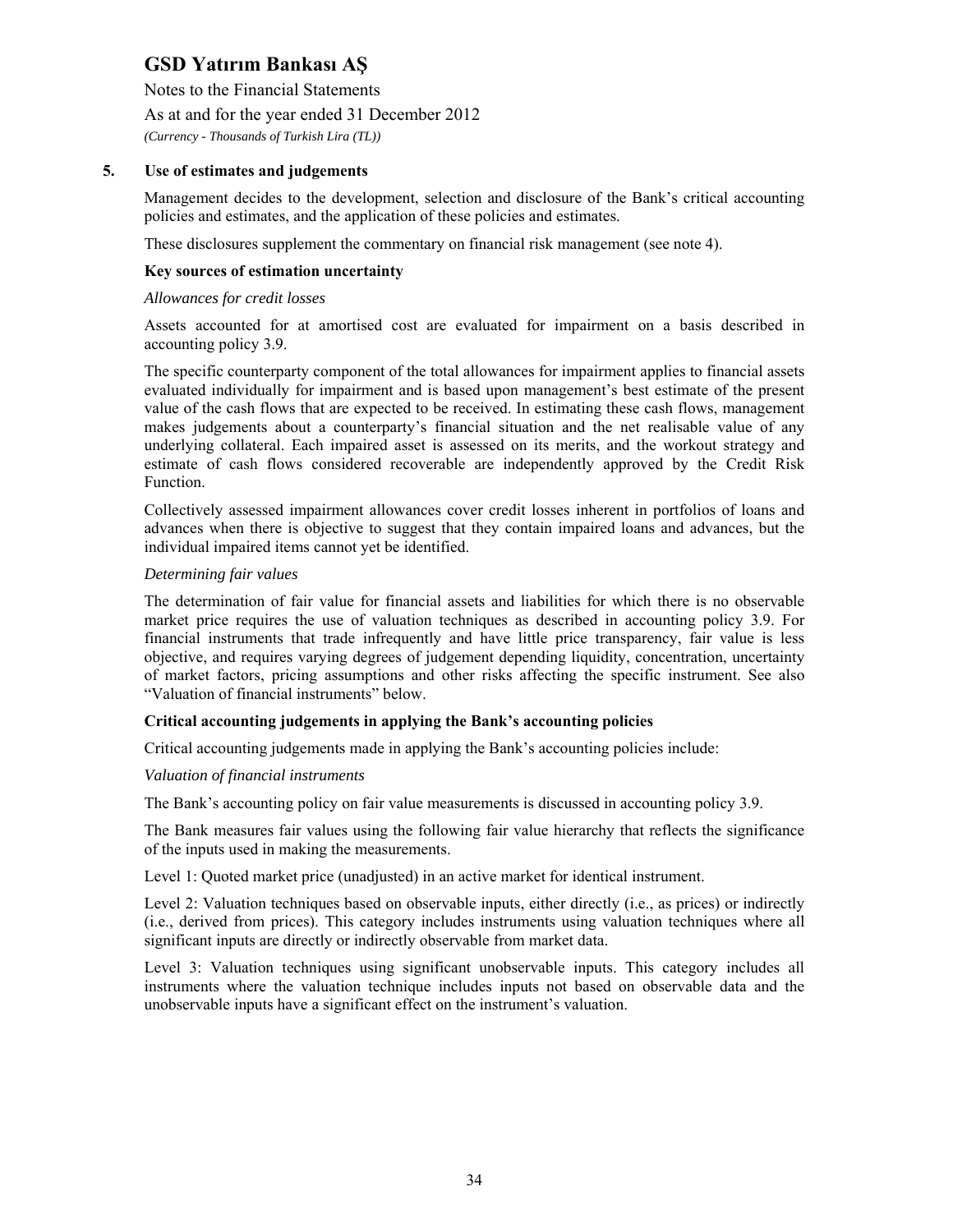## 5. Use of estimates and judgements

Management decides to the development, selection and disclosure of the Bank's critical accounting policies and estimates, and the application of these policies and estimates.

These disclosures supplement the commentary on financial risk management (see note 4).

### Key sources of estimation uncertainty

*Allowances for credit losses*

Assets accounted for at amortised cost are evaluated for impairment on a basis described in accounting policy 3.9.

The specific counterparty component of the total allowances for impairment applies to financial assets evaluated individually for impairment and is based upon management's best estimate of the present value of the cash flows that are expected to be received. In estimating these cash flows, management makes judgements about a counterparty's financial situation and the net realisable value of any underlying collateral. Each impaired asset is assessed on its merits, and the workout strategy and estimate of cash flows considered recoverable are independently approved by the Credit Risk Function.

Collectively assessed impairment allowances cover credit losses inherent in portfolios of loans and advances when there is objective to suggest that they contain impaired loans and advances, but the individual impaired items cannot yet be identified.

*Determining fair values*

The determination of fair value for financial assets and liabilities for which there is no observable market price requires the use of valuation techniques as described in accounting policy 3.9. For financial instruments that trade infrequently and have little price transparency, fair value is less objective, and requires varying degrees of judgement depending liquidity, concentration, uncertainty of market factors, pricing assumptions and other risks affecting the specific instrument. See also "Valuation of financial instruments" below.

### Critical accounting judgements in applying the Bank's accounting policies

Critical accounting judgements made in applying the Bank's accounting policies include:

*Valuation of financial instruments*

The Bank's accounting policy on fair value measurements is discussed in accounting policy 3.9.

The Bank measures fair values using the following fair value hierarchy that reflects the significance of the inputs used in making the measurements.

Level 1: Quoted market price (unadjusted) in an active market for identical instrument.

Level 2: Valuation techniques based on observable inputs, either directly (i.e., as prices) or indirectly (i.e., derived from prices). This category includes instruments using valuation techniques where all significant inputs are directly or indirectly observable from market data.

Level 3: Valuation techniques using significant unobservable inputs. This category includes all instruments where the valuation technique includes inputs not based on observable data and the unobservable inputs have a significant effect on the instrument's valuation.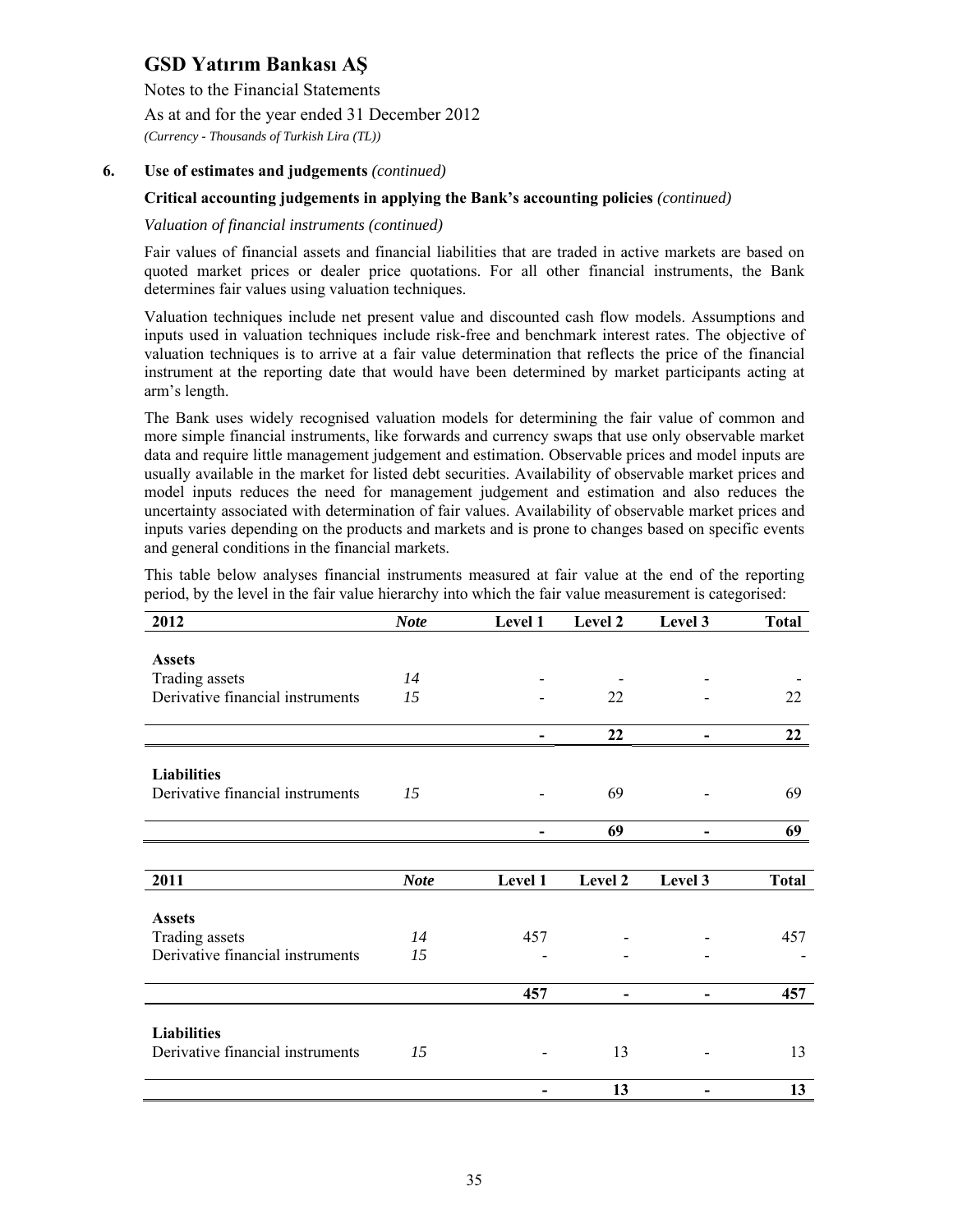# GSD Yatırım Bankası AŞ

Notes to the Financial Statements

As at and for the year ended 31 December 2012

*(Currency - Thousands of Turkish Lira (TL))*

**6. Use of estimates and judgements** *(continued)*

**Critical accounting judgements in applying the Bank's accounting policies** *(continued)*

*Valuation of financial instruments (continued)*

Fair values of financial assets and financial liabilities that are traded in active markets are based on quoted market prices or dealer price quotations. For all other financial instruments, the Bank determines fair values using valuation techniques.

Valuation techniques include net present value and discounted cash flow models. Assumptions and inputs used in valuation techniques include risk-free and benchmark interest rates. The objective of valuation techniques is to arrive at a fair value determination that reflects the price of the financial instrument at the reporting date that would have been determined by market participants acting at arm's length.

The Bank uses widely recognised valuation models for determining the fair value of common and more simple financial instruments, like forwards and currency swaps that use only observable market data and require little management judgement and estimation. Observable prices and model inputs are usually available in the market for listed debt securities. Availability of observable market prices and model inputs reduces the need for management judgement and estimation and also reduces the uncertainty associated with determination of fair values. Availability of observable market prices and inputs varies depending on the products and markets and is prone to changes based on specific events and general conditions in the financial markets.

This table below analyses financial instruments measured at fair value at the end of the reporting period, by the level in the fair value hierarchy into which the fair value measurement is categorised:

| 2012 | *Note* | Level 1 | Level 2 | Level 3 | Total |
|---|---|---|---|---|---|
| **Assets** | | | | | |
| Trading assets | *14* | - | - | - | - |
| Derivative financial instruments | *15* | - | 22 | - | 22 |
| | | **-** | **22** | **-** | **22** |
| **Liabilities** | | | | | |
| Derivative financial instruments | *15* | - | 69 | - | 69 |
| | | **-** | **69** | **-** | **69** |

| 2011 | *Note* | Level 1 | Level 2 | Level 3 | Total |
|---|---|---|---|---|---|
| **Assets** | | | | | |
| Trading assets | *14* | 457 | - | - | 457 |
| Derivative financial instruments | *15* | - | - | - | - |
| | | **457** | **-** | **-** | **457** |
| **Liabilities** | | | | | |
| Derivative financial instruments | *15* | - | 13 | - | 13 |
| | | **-** | **13** | **-** | **13** |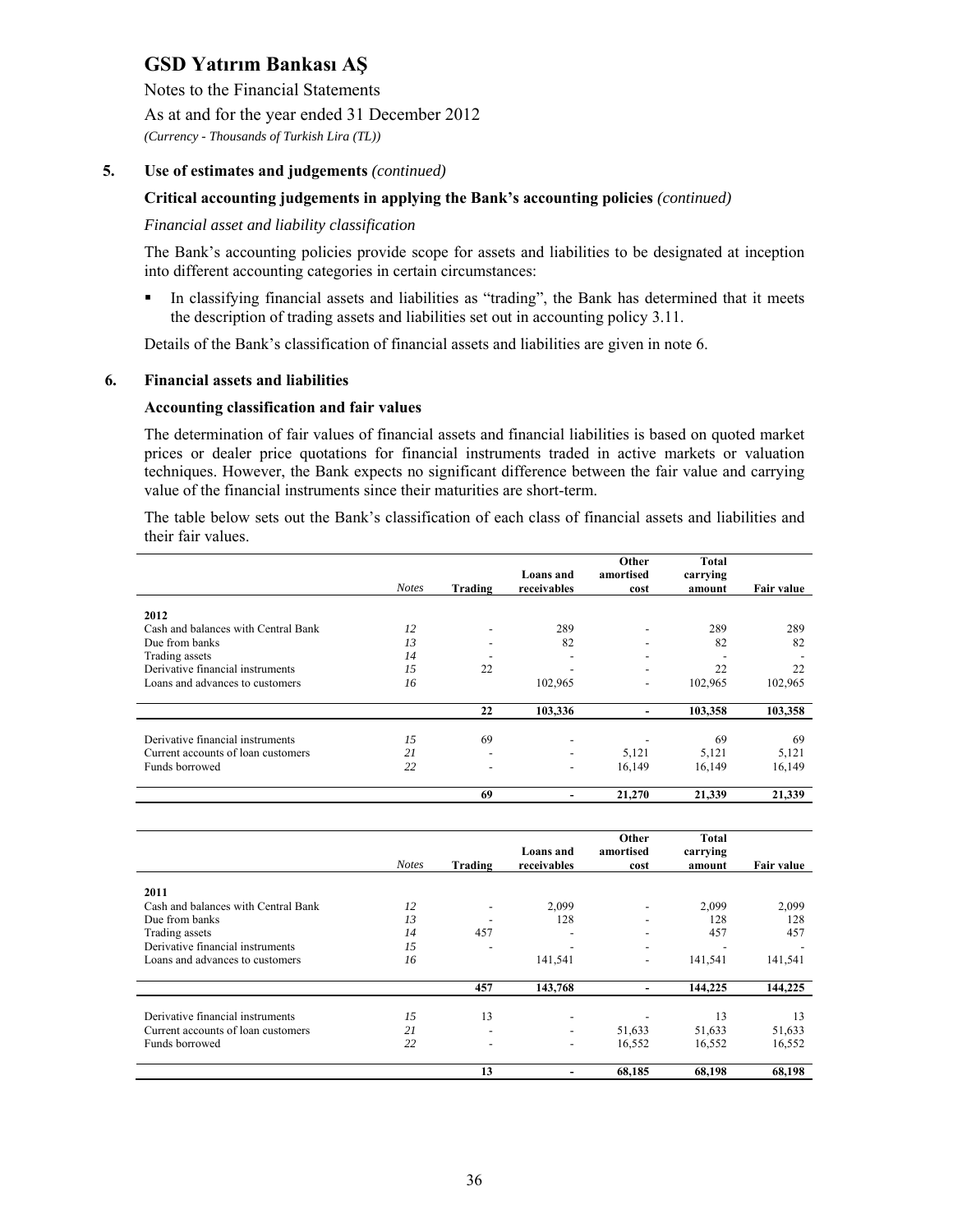# GSD Yatırım Bankası AŞ

Notes to the Financial Statements

As at and for the year ended 31 December 2012

*(Currency - Thousands of Turkish Lira (TL))*

## 5. Use of estimates and judgements *(continued)*

### Critical accounting judgements in applying the Bank's accounting policies *(continued)*

*Financial asset and liability classification*

The Bank's accounting policies provide scope for assets and liabilities to be designated at inception into different accounting categories in certain circumstances:

- In classifying financial assets and liabilities as "trading", the Bank has determined that it meets the description of trading assets and liabilities set out in accounting policy 3.11.

Details of the Bank's classification of financial assets and liabilities are given in note 6.

## 6. Financial assets and liabilities

### Accounting classification and fair values

The determination of fair values of financial assets and financial liabilities is based on quoted market prices or dealer price quotations for financial instruments traded in active markets or valuation techniques. However, the Bank expects no significant difference between the fair value and carrying value of the financial instruments since their maturities are short-term.

The table below sets out the Bank's classification of each class of financial assets and liabilities and their fair values.

| | *Notes* | Trading | Loans and receivables | Other amortised cost | Total carrying amount | Fair value |
|---|---|---|---|---|---|---|
| **2012** | | | | | | |
| Cash and balances with Central Bank | *12* | - | 289 | - | 289 | 289 |
| Due from banks | *13* | - | 82 | - | 82 | 82 |
| Trading assets | *14* | - | - | - | - | - |
| Derivative financial instruments | *15* | 22 | - | - | 22 | 22 |
| Loans and advances to customers | *16* | | 102,965 | - | 102,965 | 102,965 |
| | | **22** | **103,336** | **-** | **103,358** | **103,358** |
| Derivative financial instruments | *15* | 69 | - | - | 69 | 69 |
| Current accounts of loan customers | *21* | - | - | 5,121 | 5,121 | 5,121 |
| Funds borrowed | *22* | - | - | 16,149 | 16,149 | 16,149 |
| | | **69** | **-** | **21,270** | **21,339** | **21,339** |

| | *Notes* | Trading | Loans and receivables | Other amortised cost | Total carrying amount | Fair value |
|---|---|---|---|---|---|---|
| **2011** | | | | | | |
| Cash and balances with Central Bank | *12* | - | 2,099 | - | 2,099 | 2,099 |
| Due from banks | *13* | - | 128 | - | 128 | 128 |
| Trading assets | *14* | 457 | - | - | 457 | 457 |
| Derivative financial instruments | *15* | - | - | - | - | - |
| Loans and advances to customers | *16* | | 141,541 | - | 141,541 | 141,541 |
| | | **457** | **143,768** | **-** | **144,225** | **144,225** |
| Derivative financial instruments | *15* | 13 | - | - | 13 | 13 |
| Current accounts of loan customers | *21* | - | - | 51,633 | 51,633 | 51,633 |
| Funds borrowed | *22* | - | - | 16,552 | 16,552 | 16,552 |
| | | **13** | **-** | **68,185** | **68,198** | **68,198** |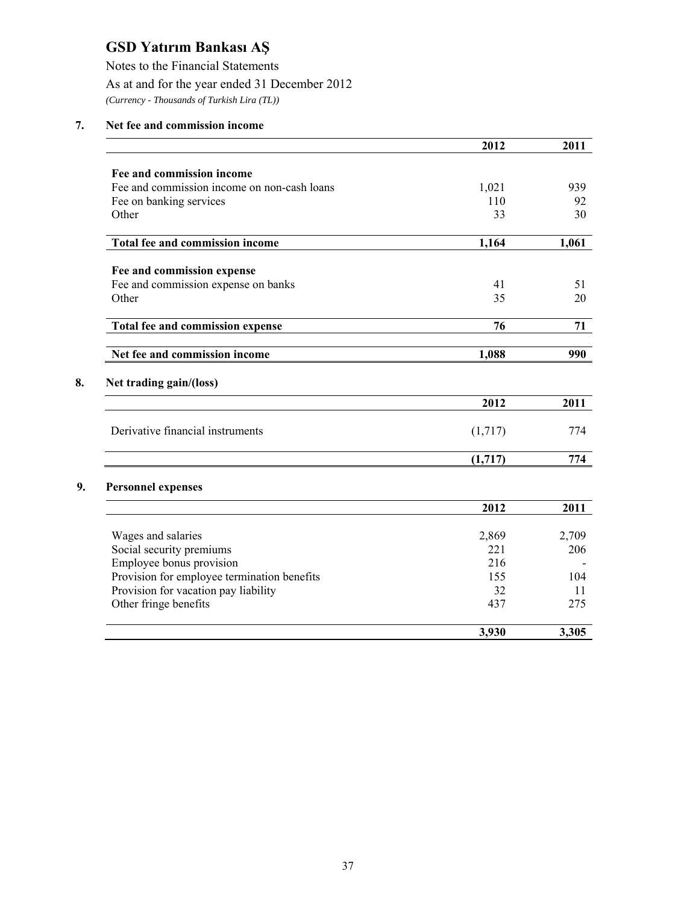# GSD Yatırım Bankası AŞ

Notes to the Financial Statements

As at and for the year ended 31 December 2012

*(Currency - Thousands of Turkish Lira (TL))*

## 7. Net fee and commission income

| | 2012 | 2011 |
|---|---|---|
| **Fee and commission income** | | |
| Fee and commission income on non-cash loans | 1,021 | 939 |
| Fee on banking services | 110 | 92 |
| Other | 33 | 30 |
| **Total fee and commission income** | **1,164** | **1,061** |
| **Fee and commission expense** | | |
| Fee and commission expense on banks | 41 | 51 |
| Other | 35 | 20 |
| **Total fee and commission expense** | **76** | **71** |
| **Net fee and commission income** | **1,088** | **990** |

## 8. Net trading gain/(loss)

| | 2012 | 2011 |
|---|---|---|
| Derivative financial instruments | (1,717) | 774 |
| | **(1,717)** | **774** |

## 9. Personnel expenses

| | 2012 | 2011 |
|---|---|---|
| Wages and salaries | 2,869 | 2,709 |
| Social security premiums | 221 | 206 |
| Employee bonus provision | 216 | - |
| Provision for employee termination benefits | 155 | 104 |
| Provision for vacation pay liability | 32 | 11 |
| Other fringe benefits | 437 | 275 |
| | **3,930** | **3,305** |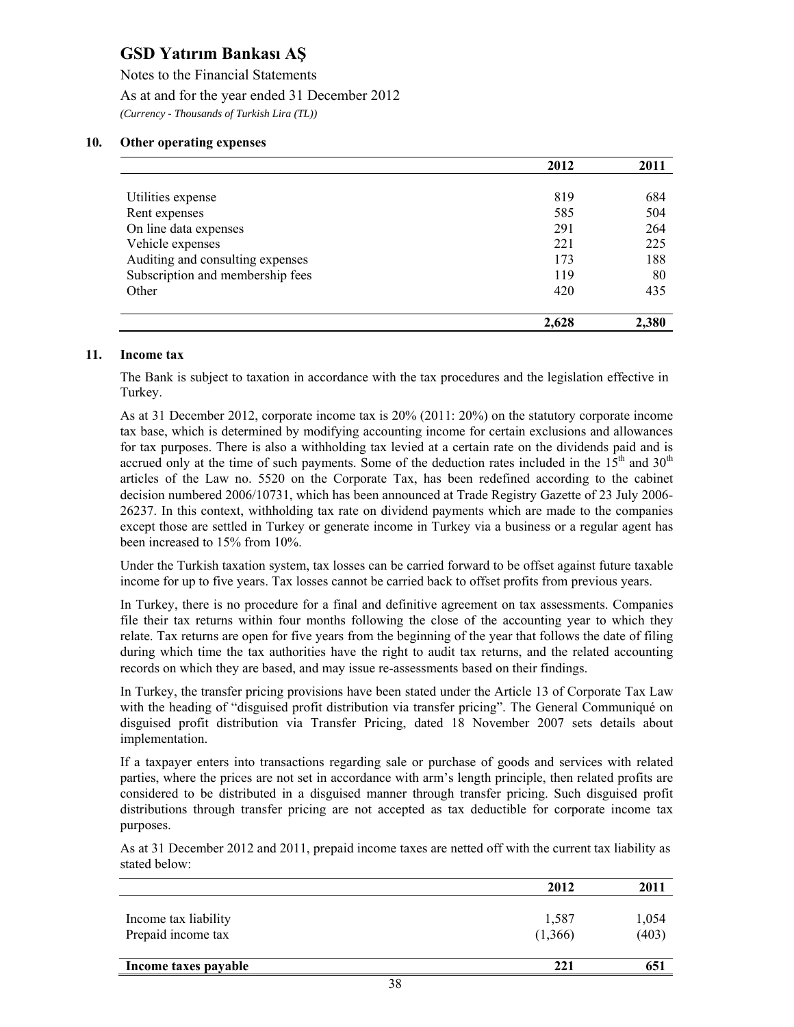# GSD Yatırım Bankası AŞ

Notes to the Financial Statements

As at and for the year ended 31 December 2012

*(Currency - Thousands of Turkish Lira (TL))*

## 10. Other operating expenses

| | 2012 | 2011 |
|---|---|---|
| Utilities expense | 819 | 684 |
| Rent expenses | 585 | 504 |
| On line data expenses | 291 | 264 |
| Vehicle expenses | 221 | 225 |
| Auditing and consulting expenses | 173 | 188 |
| Subscription and membership fees | 119 | 80 |
| Other | 420 | 435 |
| | **2,628** | **2,380** |

## 11. Income tax

The Bank is subject to taxation in accordance with the tax procedures and the legislation effective in Turkey.

As at 31 December 2012, corporate income tax is 20% (2011: 20%) on the statutory corporate income tax base, which is determined by modifying accounting income for certain exclusions and allowances for tax purposes. There is also a withholding tax levied at a certain rate on the dividends paid and is accrued only at the time of such payments. Some of the deduction rates included in the 15th and 30th articles of the Law no. 5520 on the Corporate Tax, has been redefined according to the cabinet decision numbered 2006/10731, which has been announced at Trade Registry Gazette of 23 July 2006-26237. In this context, withholding tax rate on dividend payments which are made to the companies except those are settled in Turkey or generate income in Turkey via a business or a regular agent has been increased to 15% from 10%.

Under the Turkish taxation system, tax losses can be carried forward to be offset against future taxable income for up to five years. Tax losses cannot be carried back to offset profits from previous years.

In Turkey, there is no procedure for a final and definitive agreement on tax assessments. Companies file their tax returns within four months following the close of the accounting year to which they relate. Tax returns are open for five years from the beginning of the year that follows the date of filing during which time the tax authorities have the right to audit tax returns, and the related accounting records on which they are based, and may issue re-assessments based on their findings.

In Turkey, the transfer pricing provisions have been stated under the Article 13 of Corporate Tax Law with the heading of "disguised profit distribution via transfer pricing". The General Communiqué on disguised profit distribution via Transfer Pricing, dated 18 November 2007 sets details about implementation.

If a taxpayer enters into transactions regarding sale or purchase of goods and services with related parties, where the prices are not set in accordance with arm's length principle, then related profits are considered to be distributed in a disguised manner through transfer pricing. Such disguised profit distributions through transfer pricing are not accepted as tax deductible for corporate income tax purposes.

As at 31 December 2012 and 2011, prepaid income taxes are netted off with the current tax liability as stated below:

| | 2012 | 2011 |
|---|---|---|
| Income tax liability | 1,587 | 1,054 |
| Prepaid income tax | (1,366) | (403) |
| **Income taxes payable** | **221** | **651** |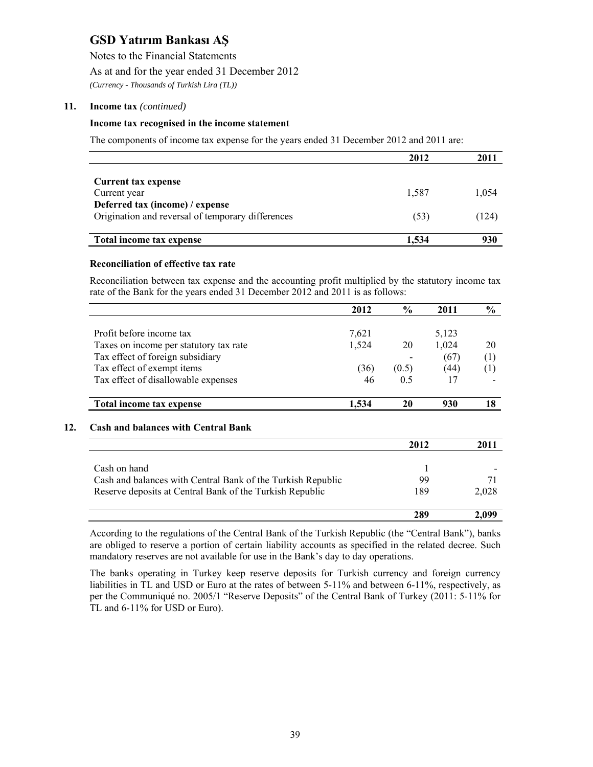## 11. Income tax *(continued)*

### Income tax recognised in the income statement

The components of income tax expense for the years ended 31 December 2012 and 2011 are:

| | 2012 | 2011 |
|---|---|---|
| **Current tax expense** | | |
| Current year | 1,587 | 1,054 |
| **Deferred tax (income) / expense** | | |
| Origination and reversal of temporary differences | (53) | (124) |
| **Total income tax expense** | **1,534** | **930** |

### Reconciliation of effective tax rate

Reconciliation between tax expense and the accounting profit multiplied by the statutory income tax rate of the Bank for the years ended 31 December 2012 and 2011 is as follows:

| | 2012 | % | 2011 | % |
|---|---|---|---|---|
| Profit before income tax | 7,621 | | 5,123 | |
| Taxes on income per statutory tax rate | 1,524 | 20 | 1,024 | 20 |
| Tax effect of foreign subsidiary | | - | (67) | (1) |
| Tax effect of exempt items | (36) | (0.5) | (44) | (1) |
| Tax effect of disallowable expenses | 46 | 0.5 | 17 | - |
| **Total income tax expense** | **1,534** | **20** | **930** | **18** |

## 12. Cash and balances with Central Bank

| | 2012 | 2011 |
|---|---|---|
| Cash on hand | 1 | - |
| Cash and balances with Central Bank of the Turkish Republic | 99 | 71 |
| Reserve deposits at Central Bank of the Turkish Republic | 189 | 2,028 |
| | **289** | **2,099** |

According to the regulations of the Central Bank of the Turkish Republic (the "Central Bank"), banks are obliged to reserve a portion of certain liability accounts as specified in the related decree. Such mandatory reserves are not available for use in the Bank's day to day operations.

The banks operating in Turkey keep reserve deposits for Turkish currency and foreign currency liabilities in TL and USD or Euro at the rates of between 5-11% and between 6-11%, respectively, as per the Communiqué no. 2005/1 "Reserve Deposits" of the Central Bank of Turkey (2011: 5-11% for TL and 6-11% for USD or Euro).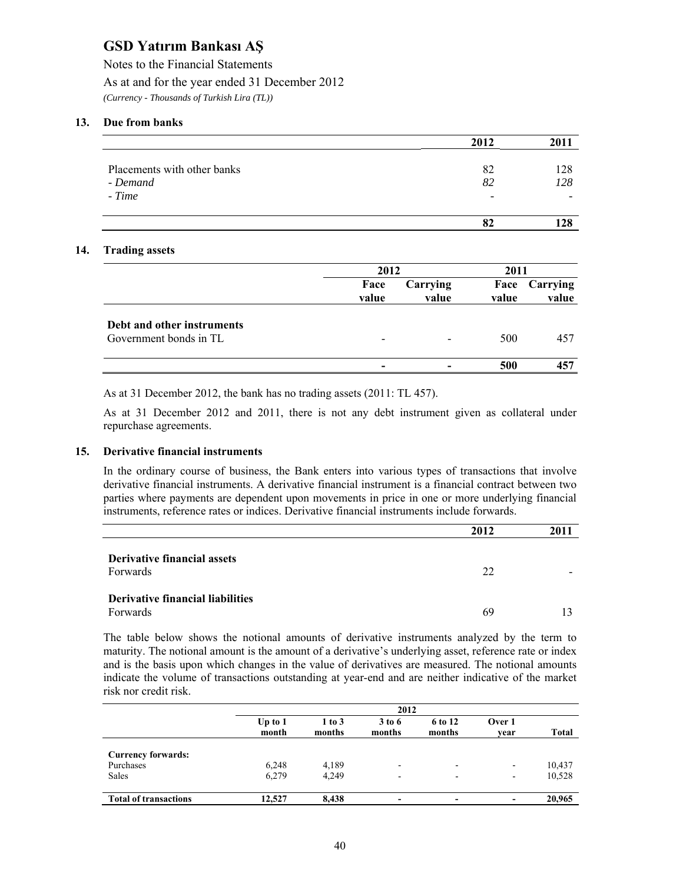# GSD Yatırım Bankası AŞ

Notes to the Financial Statements

As at and for the year ended 31 December 2012

*(Currency - Thousands of Turkish Lira (TL))*

## 13. Due from banks

| | 2012 | 2011 |
|---|---|---|
| Placements with other banks | 82 | 128 |
| *- Demand* | *82* | *128* |
| *- Time* | - | - |
| | **82** | **128** |

## 14. Trading assets

| | 2012 | | 2011 | |
|---|---|---|---|---|
| | **Face value** | **Carrying value** | **Face value** | **Carrying value** |
| **Debt and other instruments** | | | | |
| Government bonds in TL | - | - | 500 | 457 |
| | **-** | **-** | **500** | **457** |

As at 31 December 2012, the bank has no trading assets (2011: TL 457).

As at 31 December 2012 and 2011, there is not any debt instrument given as collateral under repurchase agreements.

## 15. Derivative financial instruments

In the ordinary course of business, the Bank enters into various types of transactions that involve derivative financial instruments. A derivative financial instrument is a financial contract between two parties where payments are dependent upon movements in price in one or more underlying financial instruments, reference rates or indices. Derivative financial instruments include forwards.

| | 2012 | 2011 |
|---|---|---|
| **Derivative financial assets** | | |
| Forwards | 22 | - |
| **Derivative financial liabilities** | | |
| Forwards | 69 | 13 |

The table below shows the notional amounts of derivative instruments analyzed by the term to maturity. The notional amount is the amount of a derivative's underlying asset, reference rate or index and is the basis upon which changes in the value of derivatives are measured. The notional amounts indicate the volume of transactions outstanding at year-end and are neither indicative of the market risk nor credit risk.

| | 2012 | | | | | |
|---|---|---|---|---|---|---|
| | **Up to 1 month** | **1 to 3 months** | **3 to 6 months** | **6 to 12 months** | **Over 1 year** | **Total** |
| **Currency forwards:** | | | | | | |
| Purchases | 6,248 | 4,189 | - | - | - | 10,437 |
| Sales | 6,279 | 4,249 | - | - | - | 10,528 |
| **Total of transactions** | **12,527** | **8,438** | **-** | **-** | **-** | **20,965** |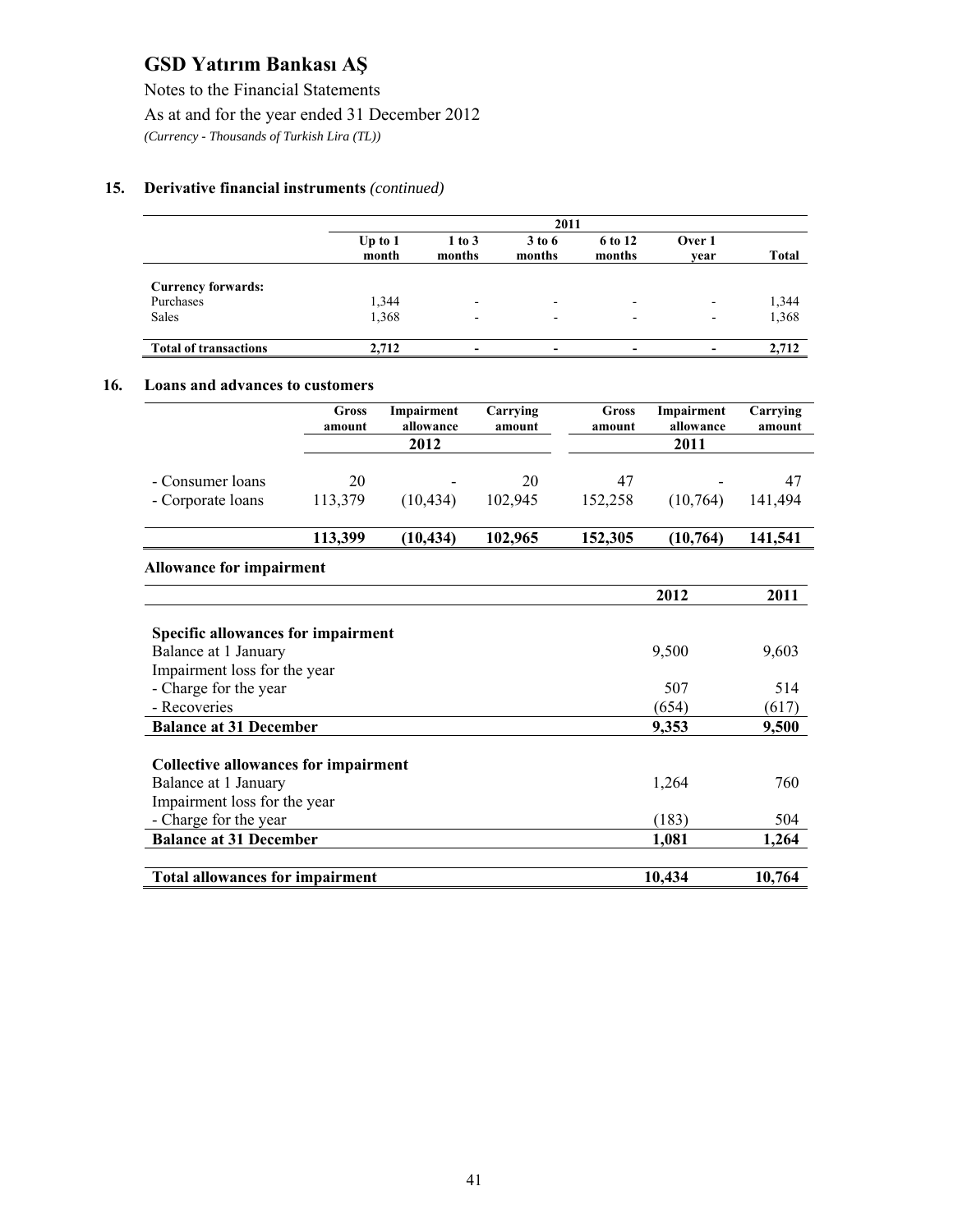## 15. Derivative financial instruments *(continued)*

| | 2011 | | | | | |
|---|---|---|---|---|---|---|
| | Up to 1 month | 1 to 3 months | 3 to 6 months | 6 to 12 months | Over 1 year | Total |
| **Currency forwards:** | | | | | | |
| Purchases | 1,344 | - | - | - | - | 1,344 |
| Sales | 1,368 | - | - | - | - | 1,368 |
| **Total of transactions** | **2,712** | **-** | **-** | **-** | **-** | **2,712** |

## 16. Loans and advances to customers

| | Gross amount | Impairment allowance | Carrying amount | Gross amount | Impairment allowance | Carrying amount |
|---|---|---|---|---|---|---|
| | | 2012 | | | 2011 | |
| - Consumer loans | 20 | - | 20 | 47 | - | 47 |
| - Corporate loans | 113,379 | (10,434) | 102,945 | 152,258 | (10,764) | 141,494 |
| | **113,399** | **(10,434)** | **102,965** | **152,305** | **(10,764)** | **141,541** |

### Allowance for impairment

| | 2012 | 2011 |
|---|---|---|
| **Specific allowances for impairment** | | |
| Balance at 1 January | 9,500 | 9,603 |
| Impairment loss for the year | | |
| - Charge for the year | 507 | 514 |
| - Recoveries | (654) | (617) |
| **Balance at 31 December** | **9,353** | **9,500** |
| **Collective allowances for impairment** | | |
| Balance at 1 January | 1,264 | 760 |
| Impairment loss for the year | | |
| - Charge for the year | (183) | 504 |
| **Balance at 31 December** | **1,081** | **1,264** |
| **Total allowances for impairment** | **10,434** | **10,764** |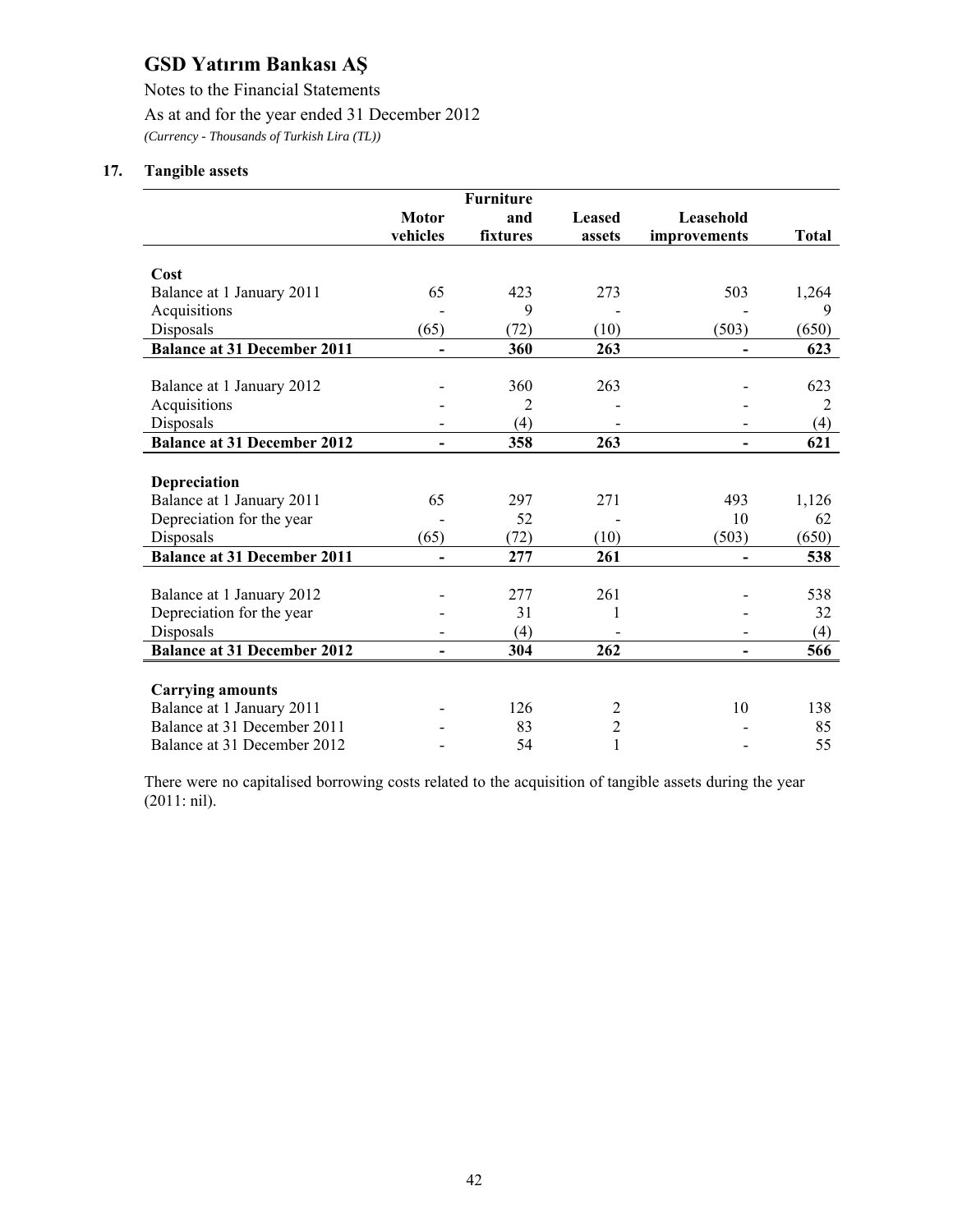# GSD Yatırım Bankası AŞ

Notes to the Financial Statements

As at and for the year ended 31 December 2012

*(Currency - Thousands of Turkish Lira (TL))*

## 17. Tangible assets

| | Motor vehicles | Furniture and fixtures | Leased assets | Leasehold improvements | Total |
|---|---|---|---|---|---|
| **Cost** | | | | | |
| Balance at 1 January 2011 | 65 | 423 | 273 | 503 | 1,264 |
| Acquisitions | - | 9 | - | - | 9 |
| Disposals | (65) | (72) | (10) | (503) | (650) |
| **Balance at 31 December 2011** | **-** | **360** | **263** | **-** | **623** |
| Balance at 1 January 2012 | - | 360 | 263 | - | 623 |
| Acquisitions | - | 2 | - | - | 2 |
| Disposals | - | (4) | - | - | (4) |
| **Balance at 31 December 2012** | **-** | **358** | **263** | **-** | **621** |
| **Depreciation** | | | | | |
| Balance at 1 January 2011 | 65 | 297 | 271 | 493 | 1,126 |
| Depreciation for the year | - | 52 | - | 10 | 62 |
| Disposals | (65) | (72) | (10) | (503) | (650) |
| **Balance at 31 December 2011** | **-** | **277** | **261** | **-** | **538** |
| Balance at 1 January 2012 | - | 277 | 261 | - | 538 |
| Depreciation for the year | - | 31 | 1 | - | 32 |
| Disposals | - | (4) | - | - | (4) |
| **Balance at 31 December 2012** | **-** | **304** | **262** | **-** | **566** |
| **Carrying amounts** | | | | | |
| Balance at 1 January 2011 | - | 126 | 2 | 10 | 138 |
| Balance at 31 December 2011 | - | 83 | 2 | - | 85 |
| Balance at 31 December 2012 | - | 54 | 1 | - | 55 |

There were no capitalised borrowing costs related to the acquisition of tangible assets during the year (2011: nil).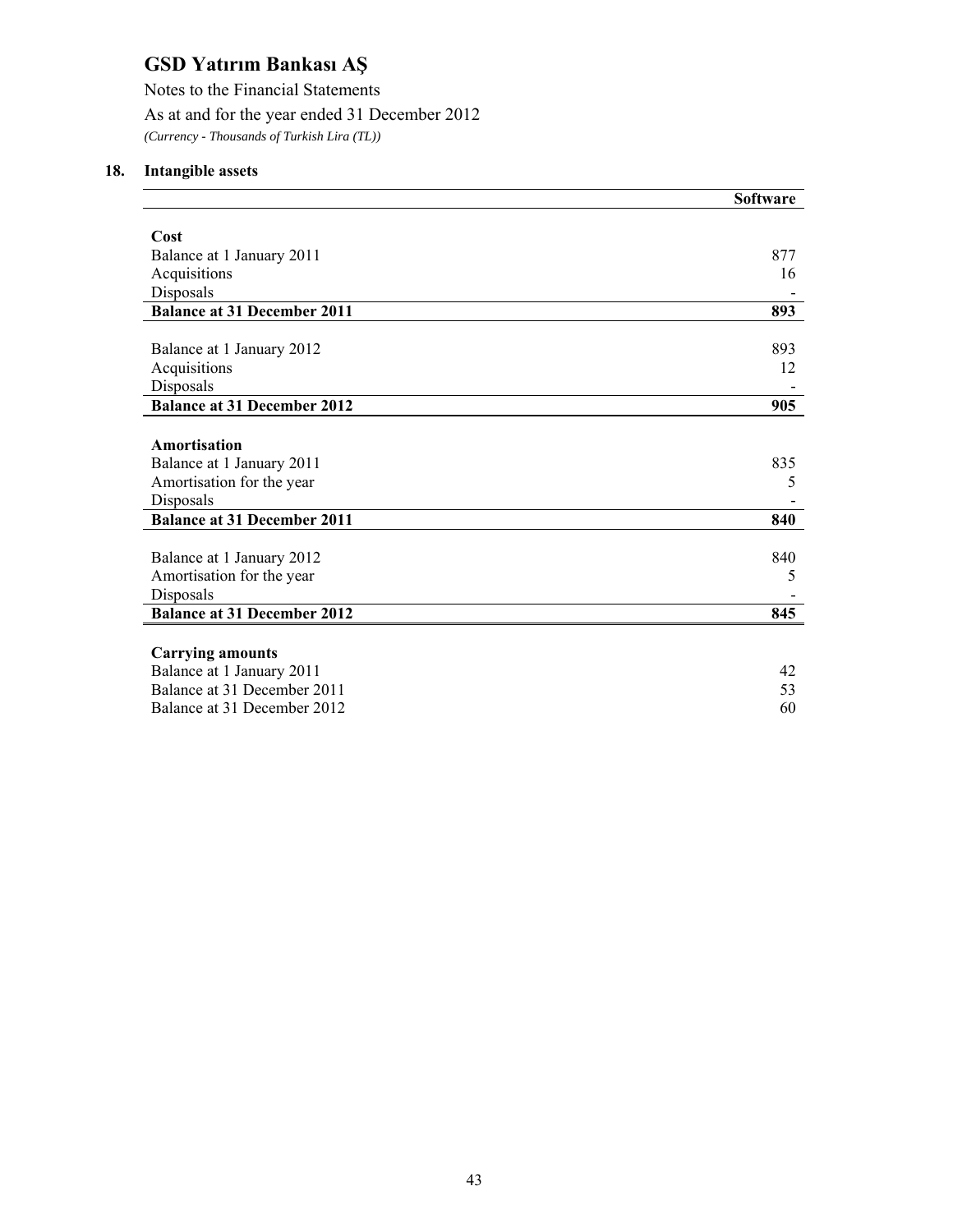# GSD Yatırım Bankası AŞ

Notes to the Financial Statements

As at and for the year ended 31 December 2012

*(Currency - Thousands of Turkish Lira (TL))*

## 18. Intangible assets

| | Software |
|---|---|
| **Cost** | |
| Balance at 1 January 2011 | 877 |
| Acquisitions | 16 |
| Disposals | - |
| **Balance at 31 December 2011** | **893** |
| | |
| Balance at 1 January 2012 | 893 |
| Acquisitions | 12 |
| Disposals | - |
| **Balance at 31 December 2012** | **905** |
| | |
| **Amortisation** | |
| Balance at 1 January 2011 | 835 |
| Amortisation for the year | 5 |
| Disposals | - |
| **Balance at 31 December 2011** | **840** |
| | |
| Balance at 1 January 2012 | 840 |
| Amortisation for the year | 5 |
| Disposals | - |
| **Balance at 31 December 2012** | **845** |
| | |
| **Carrying amounts** | |
| Balance at 1 January 2011 | 42 |
| Balance at 31 December 2011 | 53 |
| Balance at 31 December 2012 | 60 |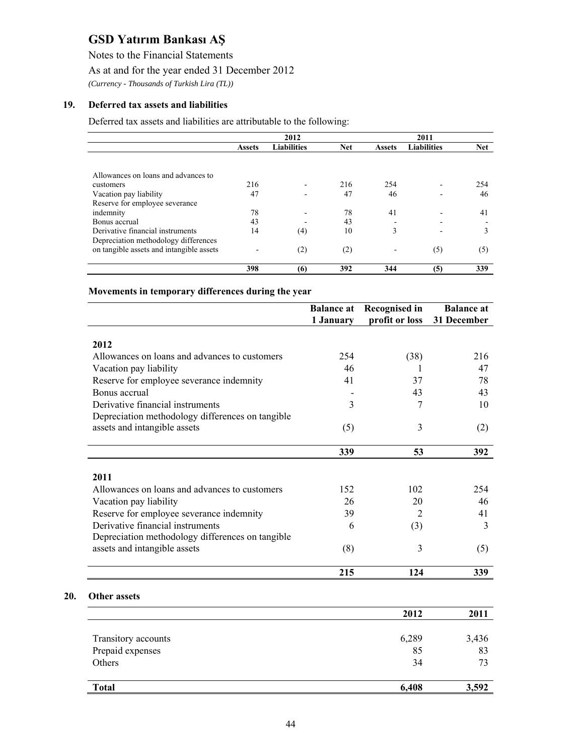# GSD Yatırım Bankası AŞ

Notes to the Financial Statements

As at and for the year ended 31 December 2012

*(Currency - Thousands of Turkish Lira (TL))*

## 19. Deferred tax assets and liabilities

Deferred tax assets and liabilities are attributable to the following:

| | 2012 | | | 2011 | | |
|---|---|---|---|---|---|---|
| | **Assets** | **Liabilities** | **Net** | **Assets** | **Liabilities** | **Net** |
| Allowances on loans and advances to customers | 216 | - | 216 | 254 | - | 254 |
| Vacation pay liability | 47 | - | 47 | 46 | - | 46 |
| Reserve for employee severance indemnity | 78 | - | 78 | 41 | - | 41 |
| Bonus accrual | 43 | - | 43 | - | - | - |
| Derivative financial instruments | 14 | (4) | 10 | 3 | - | 3 |
| Depreciation methodology differences on tangible assets and intangible assets | - | (2) | (2) | - | (5) | (5) |
| | **398** | **(6)** | **392** | **344** | **(5)** | **339** |

### Movements in temporary differences during the year

| | Balance at 1 January | Recognised in profit or loss | Balance at 31 December |
|---|---|---|---|
| **2012** | | | |
| Allowances on loans and advances to customers | 254 | (38) | 216 |
| Vacation pay liability | 46 | 1 | 47 |
| Reserve for employee severance indemnity | 41 | 37 | 78 |
| Bonus accrual | - | 43 | 43 |
| Derivative financial instruments | 3 | 7 | 10 |
| Depreciation methodology differences on tangible assets and intangible assets | (5) | 3 | (2) |
| | **339** | **53** | **392** |
| **2011** | | | |
| Allowances on loans and advances to customers | 152 | 102 | 254 |
| Vacation pay liability | 26 | 20 | 46 |
| Reserve for employee severance indemnity | 39 | 2 | 41 |
| Derivative financial instruments | 6 | (3) | 3 |
| Depreciation methodology differences on tangible assets and intangible assets | (8) | 3 | (5) |
| | **215** | **124** | **339** |

## 20. Other assets

| | 2012 | 2011 |
|---|---|---|
| Transitory accounts | 6,289 | 3,436 |
| Prepaid expenses | 85 | 83 |
| Others | 34 | 73 |
| **Total** | **6,408** | **3,592** |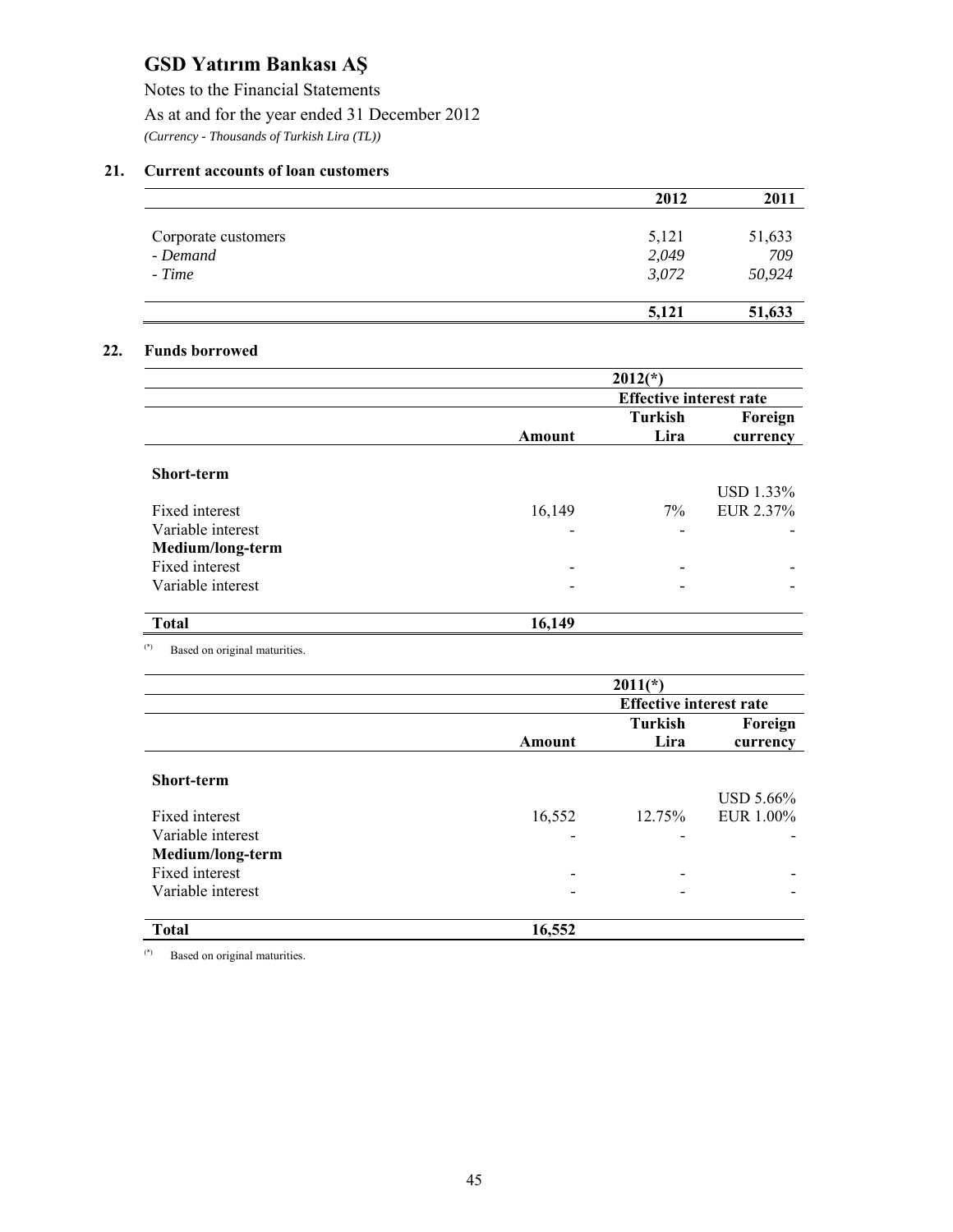# GSD Yatırım Bankası AŞ

Notes to the Financial Statements

As at and for the year ended 31 December 2012

*(Currency - Thousands of Turkish Lira (TL))*

## 21. Current accounts of loan customers

| | 2012 | 2011 |
|---|---|---|
| Corporate customers | 5,121 | 51,633 |
| *- Demand* | *2,049* | *709* |
| *- Time* | *3,072* | *50,924* |
| | **5,121** | **51,633** |

## 22. Funds borrowed

| | 2012(*) | | |
|---|---|---|---|
| | | Effective interest rate | |
| | Amount | Turkish Lira | Foreign currency |
| **Short-term** | | | |
| Fixed interest | 16,149 | 7% | USD 1.33% EUR 2.37% |
| Variable interest | - | - | - |
| **Medium/long-term** | | | |
| Fixed interest | - | - | - |
| Variable interest | - | - | - |
| **Total** | **16,149** | | |

(*) Based on original maturities.

| | 2011(*) | | |
|---|---|---|---|
| | | Effective interest rate | |
| | Amount | Turkish Lira | Foreign currency |
| **Short-term** | | | |
| Fixed interest | 16,552 | 12.75% | USD 5.66% EUR 1.00% |
| Variable interest | - | - | - |
| **Medium/long-term** | | | |
| Fixed interest | - | - | - |
| Variable interest | - | - | - |
| **Total** | **16,552** | | |

(*) Based on original maturities.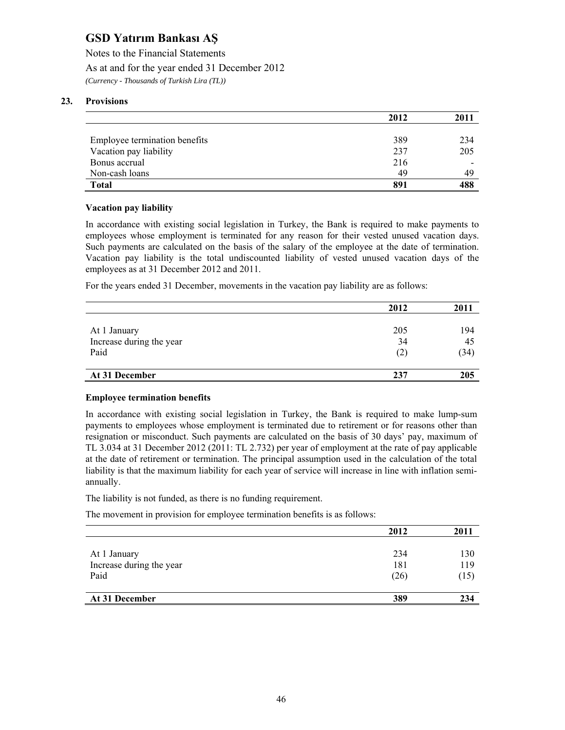## 23. Provisions

| | 2012 | 2011 |
|---|---|---|
| Employee termination benefits | 389 | 234 |
| Vacation pay liability | 237 | 205 |
| Bonus accrual | 216 | - |
| Non-cash loans | 49 | 49 |
| **Total** | **891** | **488** |

### Vacation pay liability

In accordance with existing social legislation in Turkey, the Bank is required to make payments to employees whose employment is terminated for any reason for their vested unused vacation days. Such payments are calculated on the basis of the salary of the employee at the date of termination. Vacation pay liability is the total undiscounted liability of vested unused vacation days of the employees as at 31 December 2012 and 2011.

For the years ended 31 December, movements in the vacation pay liability are as follows:

| | 2012 | 2011 |
|---|---|---|
| At 1 January | 205 | 194 |
| Increase during the year | 34 | 45 |
| Paid | (2) | (34) |
| **At 31 December** | **237** | **205** |

### Employee termination benefits

In accordance with existing social legislation in Turkey, the Bank is required to make lump-sum payments to employees whose employment is terminated due to retirement or for reasons other than resignation or misconduct. Such payments are calculated on the basis of 30 days' pay, maximum of TL 3.034 at 31 December 2012 (2011: TL 2.732) per year of employment at the rate of pay applicable at the date of retirement or termination. The principal assumption used in the calculation of the total liability is that the maximum liability for each year of service will increase in line with inflation semi-annually.

The liability is not funded, as there is no funding requirement.

The movement in provision for employee termination benefits is as follows:

| | 2012 | 2011 |
|---|---|---|
| At 1 January | 234 | 130 |
| Increase during the year | 181 | 119 |
| Paid | (26) | (15) |
| **At 31 December** | **389** | **234** |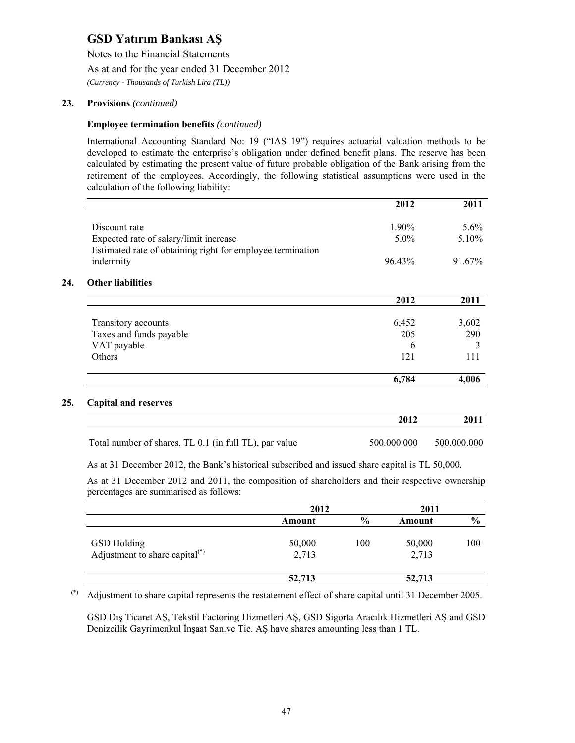# GSD Yatırım Bankası AŞ

Notes to the Financial Statements

As at and for the year ended 31 December 2012

*(Currency - Thousands of Turkish Lira (TL))*

## 23. Provisions *(continued)*

### Employee termination benefits *(continued)*

International Accounting Standard No: 19 ("IAS 19") requires actuarial valuation methods to be developed to estimate the enterprise's obligation under defined benefit plans. The reserve has been calculated by estimating the present value of future probable obligation of the Bank arising from the retirement of the employees. Accordingly, the following statistical assumptions were used in the calculation of the following liability:

| | 2012 | 2011 |
|---|---|---|
| Discount rate | 1.90% | 5.6% |
| Expected rate of salary/limit increase | 5.0% | 5.10% |
| Estimated rate of obtaining right for employee termination indemnity | 96.43% | 91.67% |

## 24. Other liabilities

| | 2012 | 2011 |
|---|---|---|
| Transitory accounts | 6,452 | 3,602 |
| Taxes and funds payable | 205 | 290 |
| VAT payable | 6 | 3 |
| Others | 121 | 111 |
| | **6,784** | **4,006** |

## 25. Capital and reserves

| | 2012 | 2011 |
|---|---|---|
| Total number of shares, TL 0.1 (in full TL), par value | 500.000.000 | 500.000.000 |

As at 31 December 2012, the Bank's historical subscribed and issued share capital is TL 50,000.

As at 31 December 2012 and 2011, the composition of shareholders and their respective ownership percentages are summarised as follows:

| | 2012 | | 2011 | |
|---|---|---|---|---|
| | **Amount** | **%** | **Amount** | **%** |
| GSD Holding | 50,000 | 100 | 50,000 | 100 |
| Adjustment to share capital(*) | 2,713 | | 2,713 | |
| | **52,713** | | **52,713** | |

(*) Adjustment to share capital represents the restatement effect of share capital until 31 December 2005.

GSD Dış Ticaret AŞ, Tekstil Factoring Hizmetleri AŞ, GSD Sigorta Aracılık Hizmetleri AŞ and GSD Denizcilik Gayrimenkul İnşaat San.ve Tic. AŞ have shares amounting less than 1 TL.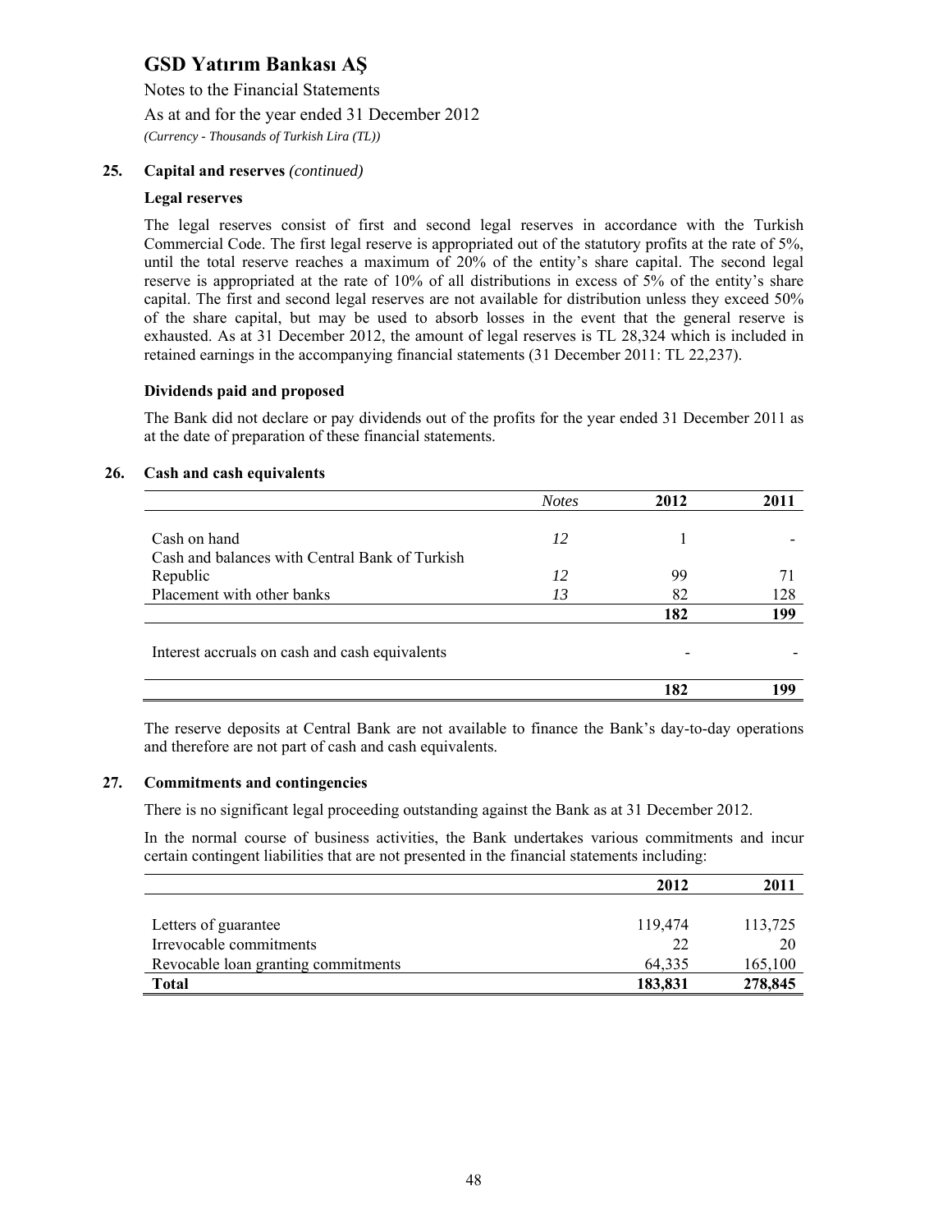## 25. Capital and reserves *(continued)*

### Legal reserves

The legal reserves consist of first and second legal reserves in accordance with the Turkish Commercial Code. The first legal reserve is appropriated out of the statutory profits at the rate of 5%, until the total reserve reaches a maximum of 20% of the entity's share capital. The second legal reserve is appropriated at the rate of 10% of all distributions in excess of 5% of the entity's share capital. The first and second legal reserves are not available for distribution unless they exceed 50% of the share capital, but may be used to absorb losses in the event that the general reserve is exhausted. As at 31 December 2012, the amount of legal reserves is TL 28,324 which is included in retained earnings in the accompanying financial statements (31 December 2011: TL 22,237).

### Dividends paid and proposed

The Bank did not declare or pay dividends out of the profits for the year ended 31 December 2011 as at the date of preparation of these financial statements.

## 26. Cash and cash equivalents

| | *Notes* | 2012 | 2011 |
|---|---|---|---|
| Cash on hand | *12* | 1 | - |
| Cash and balances with Central Bank of Turkish Republic | *12* | 99 | 71 |
| Placement with other banks | *13* | 82 | 128 |
| | | **182** | **199** |
| Interest accruals on cash and cash equivalents | | - | - |
| | | **182** | **199** |

The reserve deposits at Central Bank are not available to finance the Bank's day-to-day operations and therefore are not part of cash and cash equivalents.

## 27. Commitments and contingencies

There is no significant legal proceeding outstanding against the Bank as at 31 December 2012.

In the normal course of business activities, the Bank undertakes various commitments and incur certain contingent liabilities that are not presented in the financial statements including:

| | 2012 | 2011 |
|---|---|---|
| Letters of guarantee | 119,474 | 113,725 |
| Irrevocable commitments | 22 | 20 |
| Revocable loan granting commitments | 64,335 | 165,100 |
| **Total** | **183,831** | **278,845** |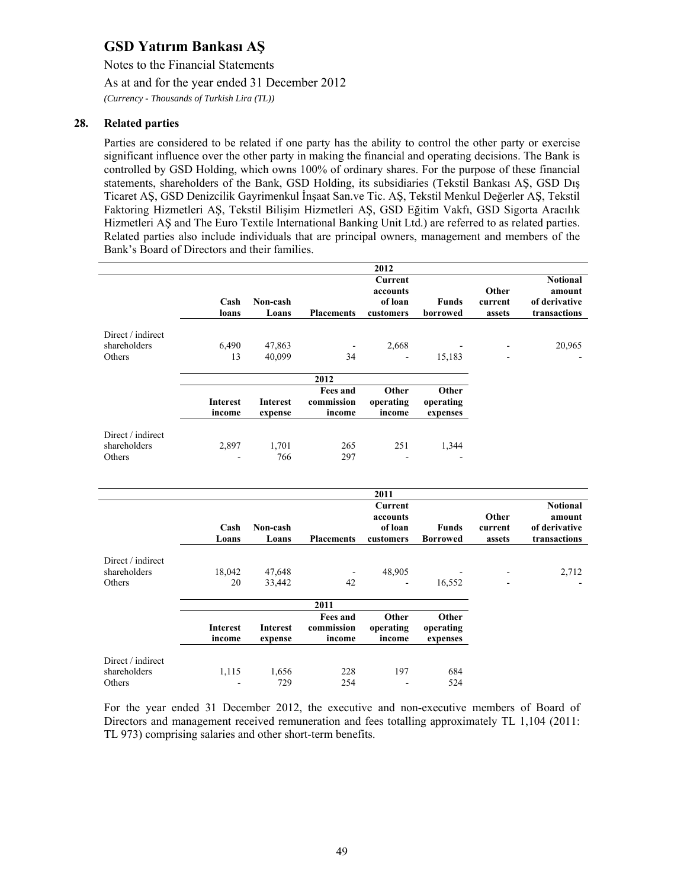# GSD Yatırım Bankası AŞ

Notes to the Financial Statements

As at and for the year ended 31 December 2012

*(Currency - Thousands of Turkish Lira (TL))*

## 28. Related parties

Parties are considered to be related if one party has the ability to control the other party or exercise significant influence over the other party in making the financial and operating decisions. The Bank is controlled by GSD Holding, which owns 100% of ordinary shares. For the purpose of these financial statements, shareholders of the Bank, GSD Holding, its subsidiaries (Tekstil Bankası AŞ, GSD Dış Ticaret AŞ, GSD Denizcilik Gayrimenkul İnşaat San.ve Tic. AŞ, Tekstil Menkul Değerler AŞ, Tekstil Faktoring Hizmetleri AŞ, Tekstil Bilişim Hizmetleri AŞ, GSD Eğitim Vakfı, GSD Sigorta Aracılık Hizmetleri AŞ and The Euro Textile International Banking Unit Ltd.) are referred to as related parties. Related parties also include individuals that are principal owners, management and members of the Bank's Board of Directors and their families.

| 2012 | Cash loans | Non-cash Loans | Placements | Current accounts of loan customers | Funds borrowed | Other current assets | Notional amount of derivative transactions |
|---|---|---|---|---|---|---|---|
| Direct / indirect shareholders | 6,490 | 47,863 | - | 2,668 | - | - | 20,965 |
| Others | 13 | 40,099 | 34 | - | 15,183 | - | - |

| 2012 | Interest income | Interest expense | Fees and commission income | Other operating income | Other operating expenses |
|---|---|---|---|---|---|
| Direct / indirect shareholders | 2,897 | 1,701 | 265 | 251 | 1,344 |
| Others | - | 766 | 297 | - | - |

| 2011 | Cash Loans | Non-cash Loans | Placements | Current accounts of loan customers | Funds Borrowed | Other current assets | Notional amount of derivative transactions |
|---|---|---|---|---|---|---|---|
| Direct / indirect shareholders | 18,042 | 47,648 | - | 48,905 | - | - | 2,712 |
| Others | 20 | 33,442 | 42 | - | 16,552 | - | - |

| 2011 | Interest income | Interest expense | Fees and commission income | Other operating income | Other operating expenses |
|---|---|---|---|---|---|
| Direct / indirect shareholders | 1,115 | 1,656 | 228 | 197 | 684 |
| Others | - | 729 | 254 | - | 524 |

For the year ended 31 December 2012, the executive and non-executive members of Board of Directors and management received remuneration and fees totalling approximately TL 1,104 (2011: TL 973) comprising salaries and other short-term benefits.